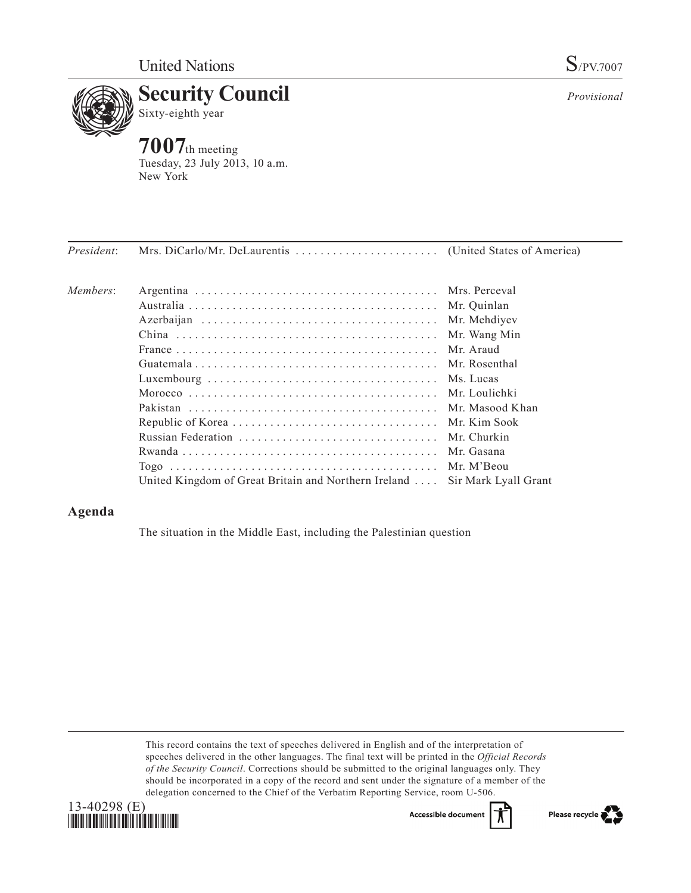United Nations

S/PV.7007

# Security Council

Sixty-eighth year

*Provisional*

## 7007th meeting

Tuesday, 23 July 2013, 10 a.m.
New York

| | | |
|---|---|---|
| *President*: | Mrs. DiCarlo/Mr. DeLaurentis | (United States of America) |
| *Members*: | Argentina | Mrs. Perceval |
| | Australia | Mr. Quinlan |
| | Azerbaijan | Mr. Mehdiyev |
| | China | Mr. Wang Min |
| | France | Mr. Araud |
| | Guatemala | Mr. Rosenthal |
| | Luxembourg | Ms. Lucas |
| | Morocco | Mr. Loulichki |
| | Pakistan | Mr. Masood Khan |
| | Republic of Korea | Mr. Kim Sook |
| | Russian Federation | Mr. Churkin |
| | Rwanda | Mr. Gasana |
| | Togo | Mr. M'Beou |
| | United Kingdom of Great Britain and Northern Ireland | Sir Mark Lyall Grant |

## Agenda

The situation in the Middle East, including the Palestinian question

This record contains the text of speeches delivered in English and of the interpretation of speeches delivered in the other languages. The final text will be printed in the *Official Records of the Security Council*. Corrections should be submitted to the original languages only. They should be incorporated in a copy of the record and sent under the signature of a member of the delegation concerned to the Chief of the Verbatim Reporting Service, room U-506.

13-40298 (E)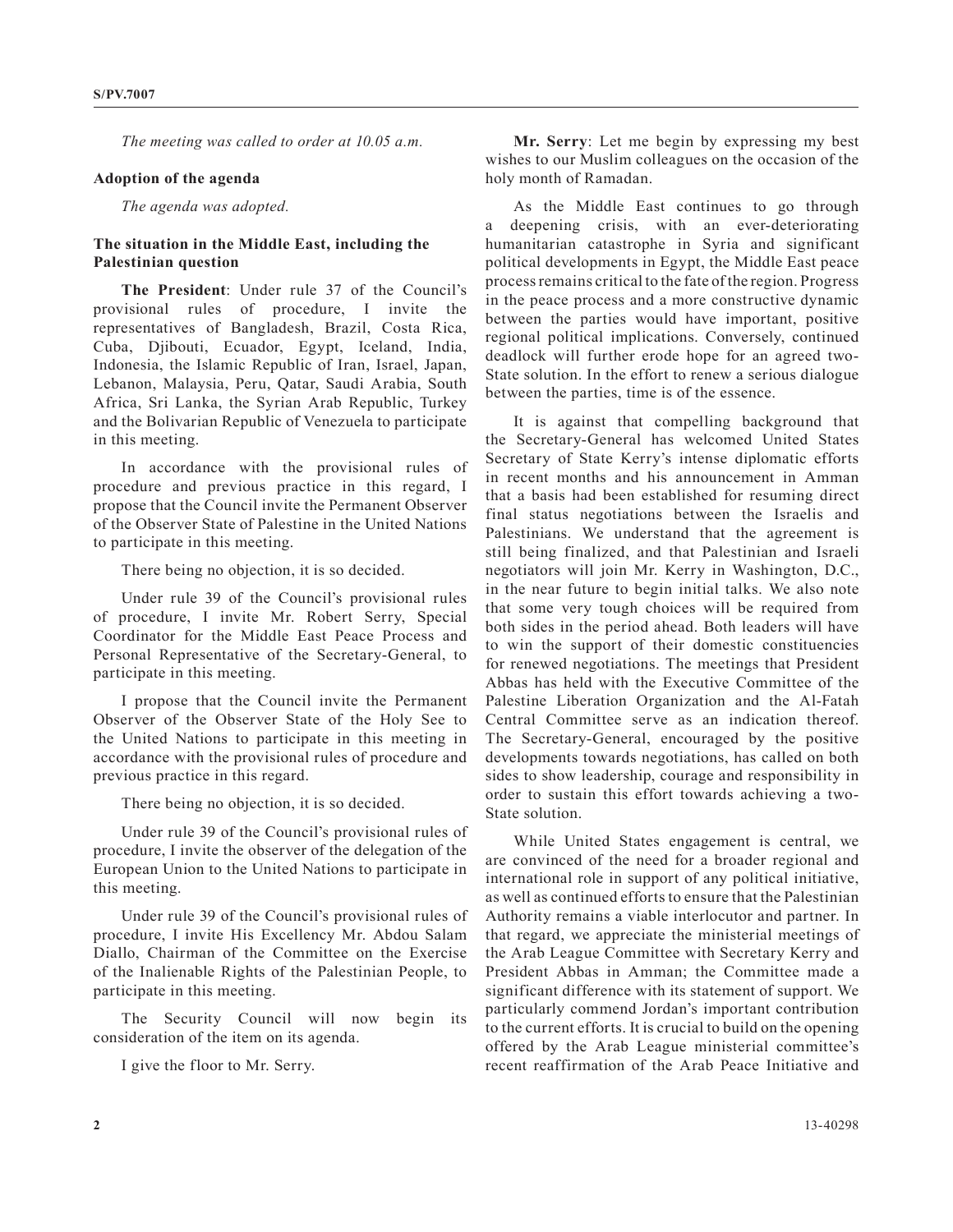*The meeting was called to order at 10.05 a.m.*

**Adoption of the agenda**

*The agenda was adopted.*

**The situation in the Middle East, including the Palestinian question**

**The President**: Under rule 37 of the Council's provisional rules of procedure, I invite the representatives of Bangladesh, Brazil, Costa Rica, Cuba, Djibouti, Ecuador, Egypt, Iceland, India, Indonesia, the Islamic Republic of Iran, Israel, Japan, Lebanon, Malaysia, Peru, Qatar, Saudi Arabia, South Africa, Sri Lanka, the Syrian Arab Republic, Turkey and the Bolivarian Republic of Venezuela to participate in this meeting.

In accordance with the provisional rules of procedure and previous practice in this regard, I propose that the Council invite the Permanent Observer of the Observer State of Palestine in the United Nations to participate in this meeting.

There being no objection, it is so decided.

Under rule 39 of the Council's provisional rules of procedure, I invite Mr. Robert Serry, Special Coordinator for the Middle East Peace Process and Personal Representative of the Secretary-General, to participate in this meeting.

I propose that the Council invite the Permanent Observer of the Observer State of the Holy See to the United Nations to participate in this meeting in accordance with the provisional rules of procedure and previous practice in this regard.

There being no objection, it is so decided.

Under rule 39 of the Council's provisional rules of procedure, I invite the observer of the delegation of the European Union to the United Nations to participate in this meeting.

Under rule 39 of the Council's provisional rules of procedure, I invite His Excellency Mr. Abdou Salam Diallo, Chairman of the Committee on the Exercise of the Inalienable Rights of the Palestinian People, to participate in this meeting.

The Security Council will now begin its consideration of the item on its agenda.

I give the floor to Mr. Serry.

**Mr. Serry**: Let me begin by expressing my best wishes to our Muslim colleagues on the occasion of the holy month of Ramadan.

As the Middle East continues to go through a deepening crisis, with an ever-deteriorating humanitarian catastrophe in Syria and significant political developments in Egypt, the Middle East peace process remains critical to the fate of the region. Progress in the peace process and a more constructive dynamic between the parties would have important, positive regional political implications. Conversely, continued deadlock will further erode hope for an agreed two-State solution. In the effort to renew a serious dialogue between the parties, time is of the essence.

It is against that compelling background that the Secretary-General has welcomed United States Secretary of State Kerry's intense diplomatic efforts in recent months and his announcement in Amman that a basis had been established for resuming direct final status negotiations between the Israelis and Palestinians. We understand that the agreement is still being finalized, and that Palestinian and Israeli negotiators will join Mr. Kerry in Washington, D.C., in the near future to begin initial talks. We also note that some very tough choices will be required from both sides in the period ahead. Both leaders will have to win the support of their domestic constituencies for renewed negotiations. The meetings that President Abbas has held with the Executive Committee of the Palestine Liberation Organization and the Al-Fatah Central Committee serve as an indication thereof. The Secretary-General, encouraged by the positive developments towards negotiations, has called on both sides to show leadership, courage and responsibility in order to sustain this effort towards achieving a two-State solution.

While United States engagement is central, we are convinced of the need for a broader regional and international role in support of any political initiative, as well as continued efforts to ensure that the Palestinian Authority remains a viable interlocutor and partner. In that regard, we appreciate the ministerial meetings of the Arab League Committee with Secretary Kerry and President Abbas in Amman; the Committee made a significant difference with its statement of support. We particularly commend Jordan's important contribution to the current efforts. It is crucial to build on the opening offered by the Arab League ministerial committee's recent reaffirmation of the Arab Peace Initiative and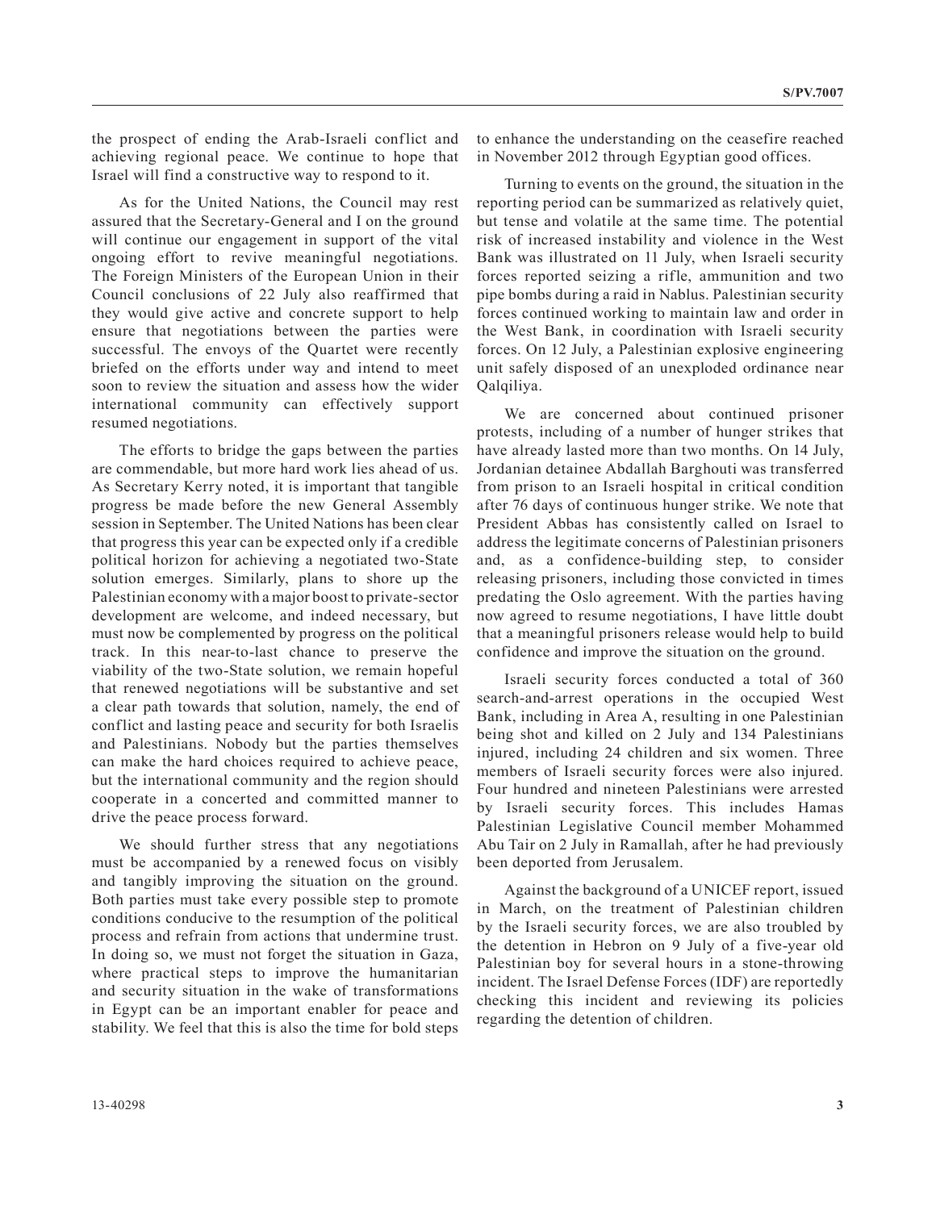the prospect of ending the Arab-Israeli conflict and achieving regional peace. We continue to hope that Israel will find a constructive way to respond to it.

As for the United Nations, the Council may rest assured that the Secretary-General and I on the ground will continue our engagement in support of the vital ongoing effort to revive meaningful negotiations. The Foreign Ministers of the European Union in their Council conclusions of 22 July also reaffirmed that they would give active and concrete support to help ensure that negotiations between the parties were successful. The envoys of the Quartet were recently briefed on the efforts under way and intend to meet soon to review the situation and assess how the wider international community can effectively support resumed negotiations.

The efforts to bridge the gaps between the parties are commendable, but more hard work lies ahead of us. As Secretary Kerry noted, it is important that tangible progress be made before the new General Assembly session in September. The United Nations has been clear that progress this year can be expected only if a credible political horizon for achieving a negotiated two-State solution emerges. Similarly, plans to shore up the Palestinian economy with a major boost to private-sector development are welcome, and indeed necessary, but must now be complemented by progress on the political track. In this near-to-last chance to preserve the viability of the two-State solution, we remain hopeful that renewed negotiations will be substantive and set a clear path towards that solution, namely, the end of conflict and lasting peace and security for both Israelis and Palestinians. Nobody but the parties themselves can make the hard choices required to achieve peace, but the international community and the region should cooperate in a concerted and committed manner to drive the peace process forward.

We should further stress that any negotiations must be accompanied by a renewed focus on visibly and tangibly improving the situation on the ground. Both parties must take every possible step to promote conditions conducive to the resumption of the political process and refrain from actions that undermine trust. In doing so, we must not forget the situation in Gaza, where practical steps to improve the humanitarian and security situation in the wake of transformations in Egypt can be an important enabler for peace and stability. We feel that this is also the time for bold steps to enhance the understanding on the ceasefire reached in November 2012 through Egyptian good offices.

Turning to events on the ground, the situation in the reporting period can be summarized as relatively quiet, but tense and volatile at the same time. The potential risk of increased instability and violence in the West Bank was illustrated on 11 July, when Israeli security forces reported seizing a rifle, ammunition and two pipe bombs during a raid in Nablus. Palestinian security forces continued working to maintain law and order in the West Bank, in coordination with Israeli security forces. On 12 July, a Palestinian explosive engineering unit safely disposed of an unexploded ordinance near Qalqiliya.

We are concerned about continued prisoner protests, including of a number of hunger strikes that have already lasted more than two months. On 14 July, Jordanian detainee Abdallah Barghouti was transferred from prison to an Israeli hospital in critical condition after 76 days of continuous hunger strike. We note that President Abbas has consistently called on Israel to address the legitimate concerns of Palestinian prisoners and, as a confidence-building step, to consider releasing prisoners, including those convicted in times predating the Oslo agreement. With the parties having now agreed to resume negotiations, I have little doubt that a meaningful prisoners release would help to build confidence and improve the situation on the ground.

Israeli security forces conducted a total of 360 search-and-arrest operations in the occupied West Bank, including in Area A, resulting in one Palestinian being shot and killed on 2 July and 134 Palestinians injured, including 24 children and six women. Three members of Israeli security forces were also injured. Four hundred and nineteen Palestinians were arrested by Israeli security forces. This includes Hamas Palestinian Legislative Council member Mohammed Abu Tair on 2 July in Ramallah, after he had previously been deported from Jerusalem.

Against the background of a UNICEF report, issued in March, on the treatment of Palestinian children by the Israeli security forces, we are also troubled by the detention in Hebron on 9 July of a five-year old Palestinian boy for several hours in a stone-throwing incident. The Israel Defense Forces (IDF) are reportedly checking this incident and reviewing its policies regarding the detention of children.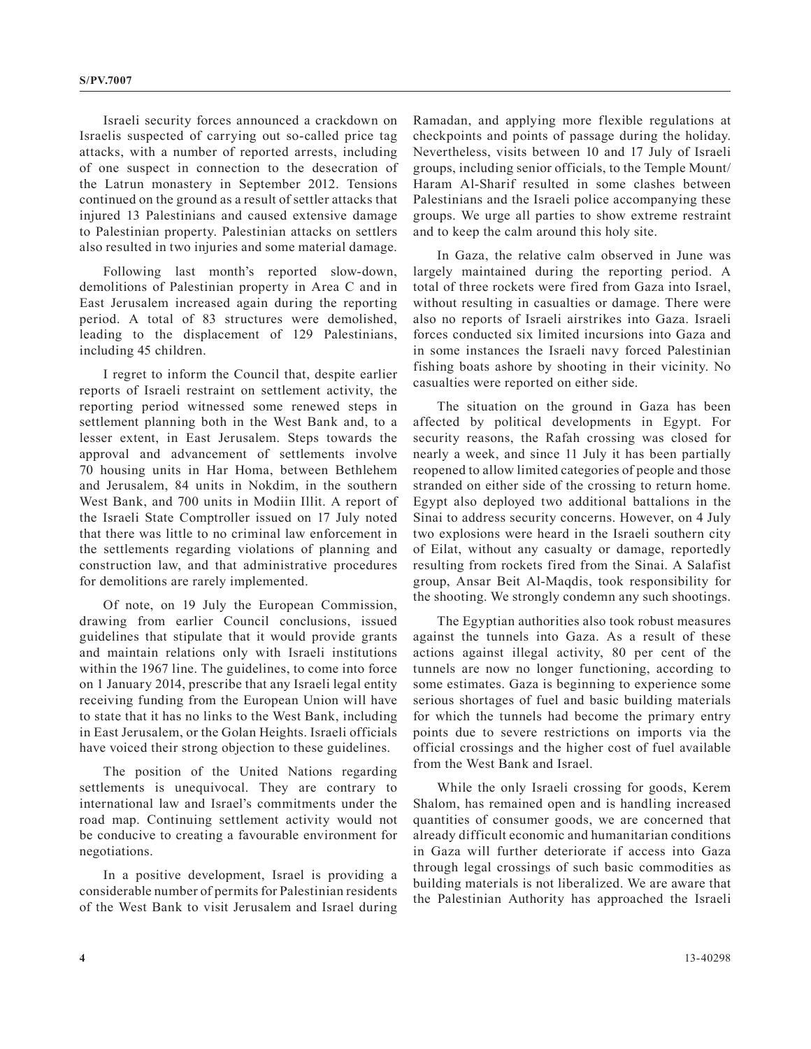Israeli security forces announced a crackdown on Israelis suspected of carrying out so-called price tag attacks, with a number of reported arrests, including of one suspect in connection to the desecration of the Latrun monastery in September 2012. Tensions continued on the ground as a result of settler attacks that injured 13 Palestinians and caused extensive damage to Palestinian property. Palestinian attacks on settlers also resulted in two injuries and some material damage.

Following last month's reported slow-down, demolitions of Palestinian property in Area C and in East Jerusalem increased again during the reporting period. A total of 83 structures were demolished, leading to the displacement of 129 Palestinians, including 45 children.

I regret to inform the Council that, despite earlier reports of Israeli restraint on settlement activity, the reporting period witnessed some renewed steps in settlement planning both in the West Bank and, to a lesser extent, in East Jerusalem. Steps towards the approval and advancement of settlements involve 70 housing units in Har Homa, between Bethlehem and Jerusalem, 84 units in Nokdim, in the southern West Bank, and 700 units in Modiin Illit. A report of the Israeli State Comptroller issued on 17 July noted that there was little to no criminal law enforcement in the settlements regarding violations of planning and construction law, and that administrative procedures for demolitions are rarely implemented.

Of note, on 19 July the European Commission, drawing from earlier Council conclusions, issued guidelines that stipulate that it would provide grants and maintain relations only with Israeli institutions within the 1967 line. The guidelines, to come into force on 1 January 2014, prescribe that any Israeli legal entity receiving funding from the European Union will have to state that it has no links to the West Bank, including in East Jerusalem, or the Golan Heights. Israeli officials have voiced their strong objection to these guidelines.

The position of the United Nations regarding settlements is unequivocal. They are contrary to international law and Israel's commitments under the road map. Continuing settlement activity would not be conducive to creating a favourable environment for negotiations.

In a positive development, Israel is providing a considerable number of permits for Palestinian residents of the West Bank to visit Jerusalem and Israel during Ramadan, and applying more flexible regulations at checkpoints and points of passage during the holiday. Nevertheless, visits between 10 and 17 July of Israeli groups, including senior officials, to the Temple Mount/Haram Al-Sharif resulted in some clashes between Palestinians and the Israeli police accompanying these groups. We urge all parties to show extreme restraint and to keep the calm around this holy site.

In Gaza, the relative calm observed in June was largely maintained during the reporting period. A total of three rockets were fired from Gaza into Israel, without resulting in casualties or damage. There were also no reports of Israeli airstrikes into Gaza. Israeli forces conducted six limited incursions into Gaza and in some instances the Israeli navy forced Palestinian fishing boats ashore by shooting in their vicinity. No casualties were reported on either side.

The situation on the ground in Gaza has been affected by political developments in Egypt. For security reasons, the Rafah crossing was closed for nearly a week, and since 11 July it has been partially reopened to allow limited categories of people and those stranded on either side of the crossing to return home. Egypt also deployed two additional battalions in the Sinai to address security concerns. However, on 4 July two explosions were heard in the Israeli southern city of Eilat, without any casualty or damage, reportedly resulting from rockets fired from the Sinai. A Salafist group, Ansar Beit Al-Maqdis, took responsibility for the shooting. We strongly condemn any such shootings.

The Egyptian authorities also took robust measures against the tunnels into Gaza. As a result of these actions against illegal activity, 80 per cent of the tunnels are now no longer functioning, according to some estimates. Gaza is beginning to experience some serious shortages of fuel and basic building materials for which the tunnels had become the primary entry points due to severe restrictions on imports via the official crossings and the higher cost of fuel available from the West Bank and Israel.

While the only Israeli crossing for goods, Kerem Shalom, has remained open and is handling increased quantities of consumer goods, we are concerned that already difficult economic and humanitarian conditions in Gaza will further deteriorate if access into Gaza through legal crossings of such basic commodities as building materials is not liberalized. We are aware that the Palestinian Authority has approached the Israeli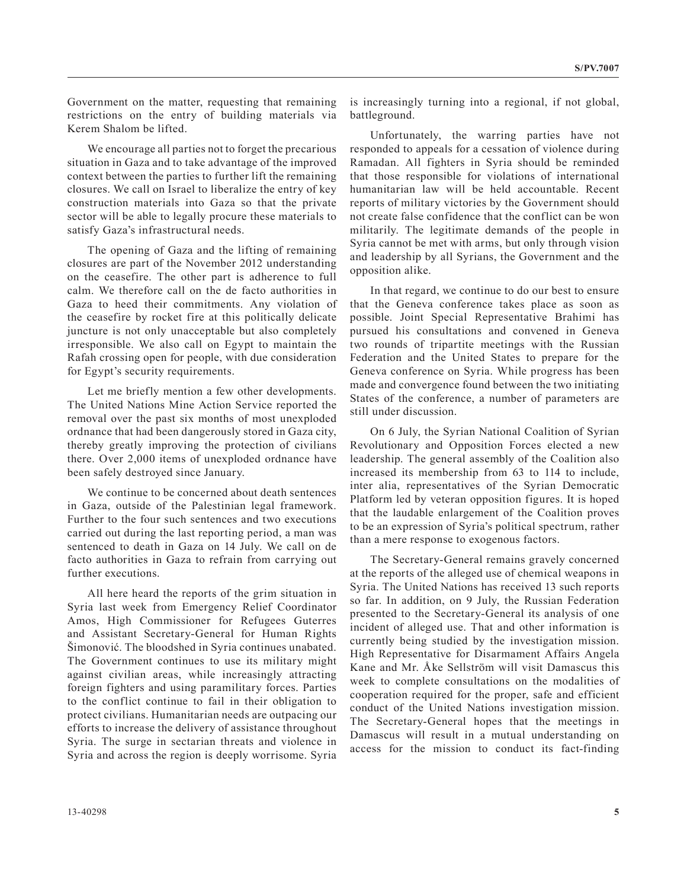Government on the matter, requesting that remaining restrictions on the entry of building materials via Kerem Shalom be lifted.

We encourage all parties not to forget the precarious situation in Gaza and to take advantage of the improved context between the parties to further lift the remaining closures. We call on Israel to liberalize the entry of key construction materials into Gaza so that the private sector will be able to legally procure these materials to satisfy Gaza's infrastructural needs.

The opening of Gaza and the lifting of remaining closures are part of the November 2012 understanding on the ceasefire. The other part is adherence to full calm. We therefore call on the de facto authorities in Gaza to heed their commitments. Any violation of the ceasefire by rocket fire at this politically delicate juncture is not only unacceptable but also completely irresponsible. We also call on Egypt to maintain the Rafah crossing open for people, with due consideration for Egypt's security requirements.

Let me briefly mention a few other developments. The United Nations Mine Action Service reported the removal over the past six months of most unexploded ordnance that had been dangerously stored in Gaza city, thereby greatly improving the protection of civilians there. Over 2,000 items of unexploded ordnance have been safely destroyed since January.

We continue to be concerned about death sentences in Gaza, outside of the Palestinian legal framework. Further to the four such sentences and two executions carried out during the last reporting period, a man was sentenced to death in Gaza on 14 July. We call on de facto authorities in Gaza to refrain from carrying out further executions.

All here heard the reports of the grim situation in Syria last week from Emergency Relief Coordinator Amos, High Commissioner for Refugees Guterres and Assistant Secretary-General for Human Rights Šimonović. The bloodshed in Syria continues unabated. The Government continues to use its military might against civilian areas, while increasingly attracting foreign fighters and using paramilitary forces. Parties to the conflict continue to fail in their obligation to protect civilians. Humanitarian needs are outpacing our efforts to increase the delivery of assistance throughout Syria. The surge in sectarian threats and violence in Syria and across the region is deeply worrisome. Syria is increasingly turning into a regional, if not global, battleground.

Unfortunately, the warring parties have not responded to appeals for a cessation of violence during Ramadan. All fighters in Syria should be reminded that those responsible for violations of international humanitarian law will be held accountable. Recent reports of military victories by the Government should not create false confidence that the conflict can be won militarily. The legitimate demands of the people in Syria cannot be met with arms, but only through vision and leadership by all Syrians, the Government and the opposition alike.

In that regard, we continue to do our best to ensure that the Geneva conference takes place as soon as possible. Joint Special Representative Brahimi has pursued his consultations and convened in Geneva two rounds of tripartite meetings with the Russian Federation and the United States to prepare for the Geneva conference on Syria. While progress has been made and convergence found between the two initiating States of the conference, a number of parameters are still under discussion.

On 6 July, the Syrian National Coalition of Syrian Revolutionary and Opposition Forces elected a new leadership. The general assembly of the Coalition also increased its membership from 63 to 114 to include, inter alia, representatives of the Syrian Democratic Platform led by veteran opposition figures. It is hoped that the laudable enlargement of the Coalition proves to be an expression of Syria's political spectrum, rather than a mere response to exogenous factors.

The Secretary-General remains gravely concerned at the reports of the alleged use of chemical weapons in Syria. The United Nations has received 13 such reports so far. In addition, on 9 July, the Russian Federation presented to the Secretary-General its analysis of one incident of alleged use. That and other information is currently being studied by the investigation mission. High Representative for Disarmament Affairs Angela Kane and Mr. Åke Sellström will visit Damascus this week to complete consultations on the modalities of cooperation required for the proper, safe and efficient conduct of the United Nations investigation mission. The Secretary-General hopes that the meetings in Damascus will result in a mutual understanding on access for the mission to conduct its fact-finding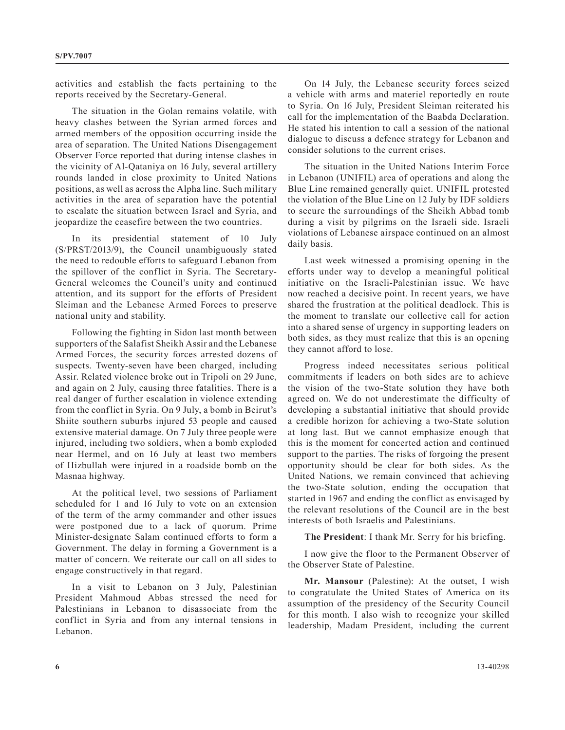activities and establish the facts pertaining to the reports received by the Secretary-General.

The situation in the Golan remains volatile, with heavy clashes between the Syrian armed forces and armed members of the opposition occurring inside the area of separation. The United Nations Disengagement Observer Force reported that during intense clashes in the vicinity of Al-Qataniya on 16 July, several artillery rounds landed in close proximity to United Nations positions, as well as across the Alpha line. Such military activities in the area of separation have the potential to escalate the situation between Israel and Syria, and jeopardize the ceasefire between the two countries.

In its presidential statement of 10 July (S/PRST/2013/9), the Council unambiguously stated the need to redouble efforts to safeguard Lebanon from the spillover of the conflict in Syria. The Secretary-General welcomes the Council's unity and continued attention, and its support for the efforts of President Sleiman and the Lebanese Armed Forces to preserve national unity and stability.

Following the fighting in Sidon last month between supporters of the Salafist Sheikh Assir and the Lebanese Armed Forces, the security forces arrested dozens of suspects. Twenty-seven have been charged, including Assir. Related violence broke out in Tripoli on 29 June, and again on 2 July, causing three fatalities. There is a real danger of further escalation in violence extending from the conflict in Syria. On 9 July, a bomb in Beirut's Shiite southern suburbs injured 53 people and caused extensive material damage. On 7 July three people were injured, including two soldiers, when a bomb exploded near Hermel, and on 16 July at least two members of Hizbullah were injured in a roadside bomb on the Masnaa highway.

At the political level, two sessions of Parliament scheduled for 1 and 16 July to vote on an extension of the term of the army commander and other issues were postponed due to a lack of quorum. Prime Minister-designate Salam continued efforts to form a Government. The delay in forming a Government is a matter of concern. We reiterate our call on all sides to engage constructively in that regard.

In a visit to Lebanon on 3 July, Palestinian President Mahmoud Abbas stressed the need for Palestinians in Lebanon to disassociate from the conflict in Syria and from any internal tensions in Lebanon.

On 14 July, the Lebanese security forces seized a vehicle with arms and materiel reportedly en route to Syria. On 16 July, President Sleiman reiterated his call for the implementation of the Baabda Declaration. He stated his intention to call a session of the national dialogue to discuss a defence strategy for Lebanon and consider solutions to the current crises.

The situation in the United Nations Interim Force in Lebanon (UNIFIL) area of operations and along the Blue Line remained generally quiet. UNIFIL protested the violation of the Blue Line on 12 July by IDF soldiers to secure the surroundings of the Sheikh Abbad tomb during a visit by pilgrims on the Israeli side. Israeli violations of Lebanese airspace continued on an almost daily basis.

Last week witnessed a promising opening in the efforts under way to develop a meaningful political initiative on the Israeli-Palestinian issue. We have now reached a decisive point. In recent years, we have shared the frustration at the political deadlock. This is the moment to translate our collective call for action into a shared sense of urgency in supporting leaders on both sides, as they must realize that this is an opening they cannot afford to lose.

Progress indeed necessitates serious political commitments if leaders on both sides are to achieve the vision of the two-State solution they have both agreed on. We do not underestimate the difficulty of developing a substantial initiative that should provide a credible horizon for achieving a two-State solution at long last. But we cannot emphasize enough that this is the moment for concerted action and continued support to the parties. The risks of forgoing the present opportunity should be clear for both sides. As the United Nations, we remain convinced that achieving the two-State solution, ending the occupation that started in 1967 and ending the conflict as envisaged by the relevant resolutions of the Council are in the best interests of both Israelis and Palestinians.

**The President**: I thank Mr. Serry for his briefing.

I now give the floor to the Permanent Observer of the Observer State of Palestine.

**Mr. Mansour** (Palestine): At the outset, I wish to congratulate the United States of America on its assumption of the presidency of the Security Council for this month. I also wish to recognize your skilled leadership, Madam President, including the current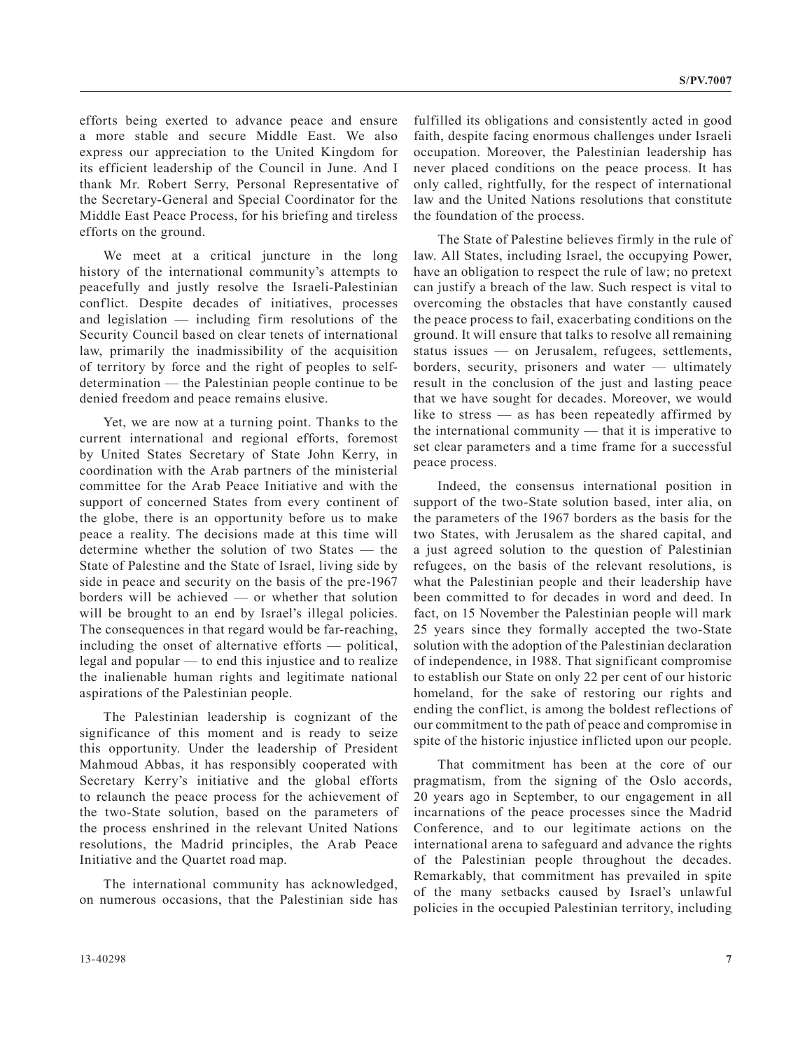efforts being exerted to advance peace and ensure a more stable and secure Middle East. We also express our appreciation to the United Kingdom for its efficient leadership of the Council in June. And I thank Mr. Robert Serry, Personal Representative of the Secretary-General and Special Coordinator for the Middle East Peace Process, for his briefing and tireless efforts on the ground.

We meet at a critical juncture in the long history of the international community's attempts to peacefully and justly resolve the Israeli-Palestinian conflict. Despite decades of initiatives, processes and legislation — including firm resolutions of the Security Council based on clear tenets of international law, primarily the inadmissibility of the acquisition of territory by force and the right of peoples to self-determination — the Palestinian people continue to be denied freedom and peace remains elusive.

Yet, we are now at a turning point. Thanks to the current international and regional efforts, foremost by United States Secretary of State John Kerry, in coordination with the Arab partners of the ministerial committee for the Arab Peace Initiative and with the support of concerned States from every continent of the globe, there is an opportunity before us to make peace a reality. The decisions made at this time will determine whether the solution of two States — the State of Palestine and the State of Israel, living side by side in peace and security on the basis of the pre-1967 borders will be achieved — or whether that solution will be brought to an end by Israel's illegal policies. The consequences in that regard would be far-reaching, including the onset of alternative efforts — political, legal and popular — to end this injustice and to realize the inalienable human rights and legitimate national aspirations of the Palestinian people.

The Palestinian leadership is cognizant of the significance of this moment and is ready to seize this opportunity. Under the leadership of President Mahmoud Abbas, it has responsibly cooperated with Secretary Kerry's initiative and the global efforts to relaunch the peace process for the achievement of the two-State solution, based on the parameters of the process enshrined in the relevant United Nations resolutions, the Madrid principles, the Arab Peace Initiative and the Quartet road map.

The international community has acknowledged, on numerous occasions, that the Palestinian side has fulfilled its obligations and consistently acted in good faith, despite facing enormous challenges under Israeli occupation. Moreover, the Palestinian leadership has never placed conditions on the peace process. It has only called, rightfully, for the respect of international law and the United Nations resolutions that constitute the foundation of the process.

The State of Palestine believes firmly in the rule of law. All States, including Israel, the occupying Power, have an obligation to respect the rule of law; no pretext can justify a breach of the law. Such respect is vital to overcoming the obstacles that have constantly caused the peace process to fail, exacerbating conditions on the ground. It will ensure that talks to resolve all remaining status issues — on Jerusalem, refugees, settlements, borders, security, prisoners and water — ultimately result in the conclusion of the just and lasting peace that we have sought for decades. Moreover, we would like to stress — as has been repeatedly affirmed by the international community — that it is imperative to set clear parameters and a time frame for a successful peace process.

Indeed, the consensus international position in support of the two-State solution based, inter alia, on the parameters of the 1967 borders as the basis for the two States, with Jerusalem as the shared capital, and a just agreed solution to the question of Palestinian refugees, on the basis of the relevant resolutions, is what the Palestinian people and their leadership have been committed to for decades in word and deed. In fact, on 15 November the Palestinian people will mark 25 years since they formally accepted the two-State solution with the adoption of the Palestinian declaration of independence, in 1988. That significant compromise to establish our State on only 22 per cent of our historic homeland, for the sake of restoring our rights and ending the conflict, is among the boldest reflections of our commitment to the path of peace and compromise in spite of the historic injustice inflicted upon our people.

That commitment has been at the core of our pragmatism, from the signing of the Oslo accords, 20 years ago in September, to our engagement in all incarnations of the peace processes since the Madrid Conference, and to our legitimate actions on the international arena to safeguard and advance the rights of the Palestinian people throughout the decades. Remarkably, that commitment has prevailed in spite of the many setbacks caused by Israel's unlawful policies in the occupied Palestinian territory, including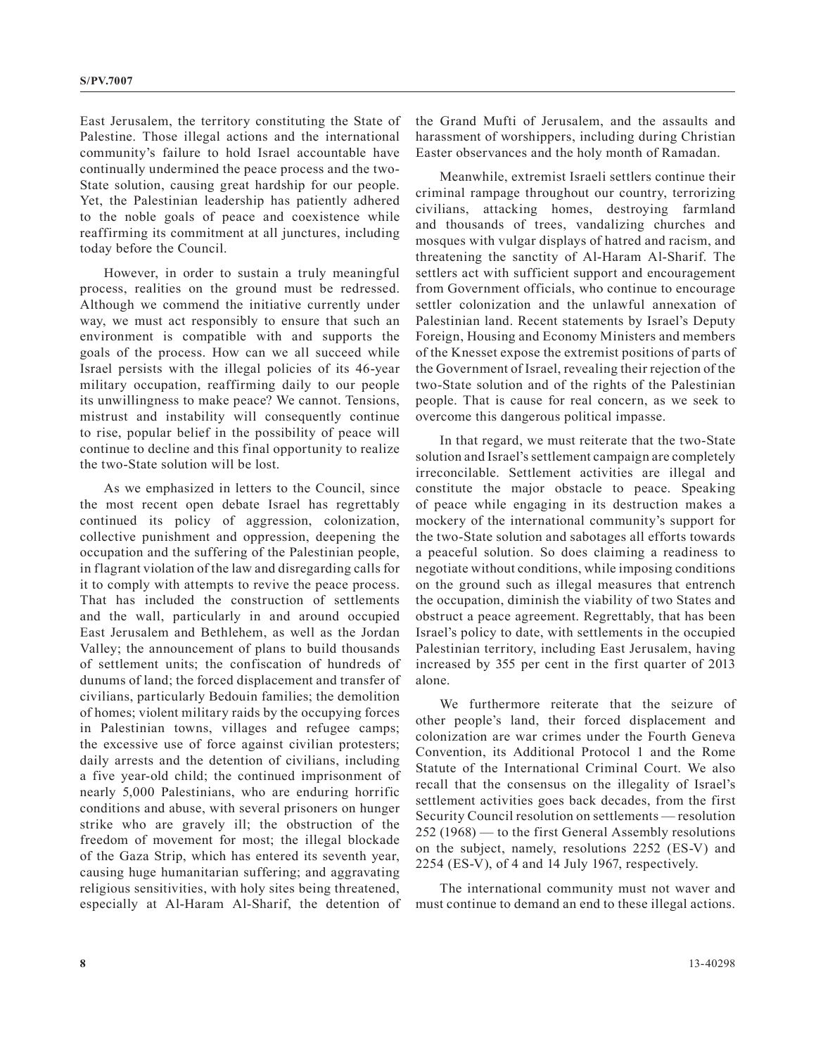East Jerusalem, the territory constituting the State of Palestine. Those illegal actions and the international community's failure to hold Israel accountable have continually undermined the peace process and the two-State solution, causing great hardship for our people. Yet, the Palestinian leadership has patiently adhered to the noble goals of peace and coexistence while reaffirming its commitment at all junctures, including today before the Council.

However, in order to sustain a truly meaningful process, realities on the ground must be redressed. Although we commend the initiative currently under way, we must act responsibly to ensure that such an environment is compatible with and supports the goals of the process. How can we all succeed while Israel persists with the illegal policies of its 46-year military occupation, reaffirming daily to our people its unwillingness to make peace? We cannot. Tensions, mistrust and instability will consequently continue to rise, popular belief in the possibility of peace will continue to decline and this final opportunity to realize the two-State solution will be lost.

As we emphasized in letters to the Council, since the most recent open debate Israel has regrettably continued its policy of aggression, colonization, collective punishment and oppression, deepening the occupation and the suffering of the Palestinian people, in flagrant violation of the law and disregarding calls for it to comply with attempts to revive the peace process. That has included the construction of settlements and the wall, particularly in and around occupied East Jerusalem and Bethlehem, as well as the Jordan Valley; the announcement of plans to build thousands of settlement units; the confiscation of hundreds of dunums of land; the forced displacement and transfer of civilians, particularly Bedouin families; the demolition of homes; violent military raids by the occupying forces in Palestinian towns, villages and refugee camps; the excessive use of force against civilian protesters; daily arrests and the detention of civilians, including a five year-old child; the continued imprisonment of nearly 5,000 Palestinians, who are enduring horrific conditions and abuse, with several prisoners on hunger strike who are gravely ill; the obstruction of the freedom of movement for most; the illegal blockade of the Gaza Strip, which has entered its seventh year, causing huge humanitarian suffering; and aggravating religious sensitivities, with holy sites being threatened, especially at Al-Haram Al-Sharif, the detention of the Grand Mufti of Jerusalem, and the assaults and harassment of worshippers, including during Christian Easter observances and the holy month of Ramadan.

Meanwhile, extremist Israeli settlers continue their criminal rampage throughout our country, terrorizing civilians, attacking homes, destroying farmland and thousands of trees, vandalizing churches and mosques with vulgar displays of hatred and racism, and threatening the sanctity of Al-Haram Al-Sharif. The settlers act with sufficient support and encouragement from Government officials, who continue to encourage settler colonization and the unlawful annexation of Palestinian land. Recent statements by Israel's Deputy Foreign, Housing and Economy Ministers and members of the Knesset expose the extremist positions of parts of the Government of Israel, revealing their rejection of the two-State solution and of the rights of the Palestinian people. That is cause for real concern, as we seek to overcome this dangerous political impasse.

In that regard, we must reiterate that the two-State solution and Israel's settlement campaign are completely irreconcilable. Settlement activities are illegal and constitute the major obstacle to peace. Speaking of peace while engaging in its destruction makes a mockery of the international community's support for the two-State solution and sabotages all efforts towards a peaceful solution. So does claiming a readiness to negotiate without conditions, while imposing conditions on the ground such as illegal measures that entrench the occupation, diminish the viability of two States and obstruct a peace agreement. Regrettably, that has been Israel's policy to date, with settlements in the occupied Palestinian territory, including East Jerusalem, having increased by 355 per cent in the first quarter of 2013 alone.

We furthermore reiterate that the seizure of other people's land, their forced displacement and colonization are war crimes under the Fourth Geneva Convention, its Additional Protocol 1 and the Rome Statute of the International Criminal Court. We also recall that the consensus on the illegality of Israel's settlement activities goes back decades, from the first Security Council resolution on settlements — resolution 252 (1968) — to the first General Assembly resolutions on the subject, namely, resolutions 2252 (ES-V) and 2254 (ES-V), of 4 and 14 July 1967, respectively.

The international community must not waver and must continue to demand an end to these illegal actions.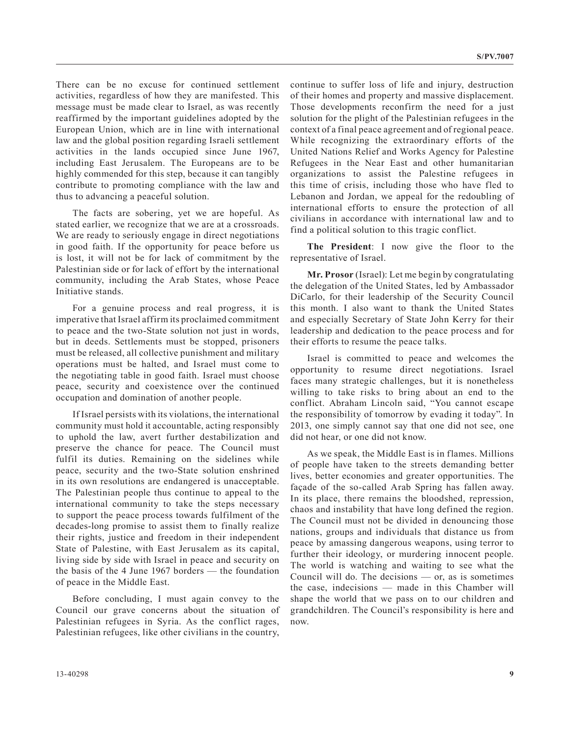There can be no excuse for continued settlement activities, regardless of how they are manifested. This message must be made clear to Israel, as was recently reaffirmed by the important guidelines adopted by the European Union, which are in line with international law and the global position regarding Israeli settlement activities in the lands occupied since June 1967, including East Jerusalem. The Europeans are to be highly commended for this step, because it can tangibly contribute to promoting compliance with the law and thus to advancing a peaceful solution.

The facts are sobering, yet we are hopeful. As stated earlier, we recognize that we are at a crossroads. We are ready to seriously engage in direct negotiations in good faith. If the opportunity for peace before us is lost, it will not be for lack of commitment by the Palestinian side or for lack of effort by the international community, including the Arab States, whose Peace Initiative stands.

For a genuine process and real progress, it is imperative that Israel affirm its proclaimed commitment to peace and the two-State solution not just in words, but in deeds. Settlements must be stopped, prisoners must be released, all collective punishment and military operations must be halted, and Israel must come to the negotiating table in good faith. Israel must choose peace, security and coexistence over the continued occupation and domination of another people.

If Israel persists with its violations, the international community must hold it accountable, acting responsibly to uphold the law, avert further destabilization and preserve the chance for peace. The Council must fulfil its duties. Remaining on the sidelines while peace, security and the two-State solution enshrined in its own resolutions are endangered is unacceptable. The Palestinian people thus continue to appeal to the international community to take the steps necessary to support the peace process towards fulfilment of the decades-long promise to assist them to finally realize their rights, justice and freedom in their independent State of Palestine, with East Jerusalem as its capital, living side by side with Israel in peace and security on the basis of the 4 June 1967 borders — the foundation of peace in the Middle East.

Before concluding, I must again convey to the Council our grave concerns about the situation of Palestinian refugees in Syria. As the conflict rages, Palestinian refugees, like other civilians in the country, continue to suffer loss of life and injury, destruction of their homes and property and massive displacement. Those developments reconfirm the need for a just solution for the plight of the Palestinian refugees in the context of a final peace agreement and of regional peace. While recognizing the extraordinary efforts of the United Nations Relief and Works Agency for Palestine Refugees in the Near East and other humanitarian organizations to assist the Palestine refugees in this time of crisis, including those who have fled to Lebanon and Jordan, we appeal for the redoubling of international efforts to ensure the protection of all civilians in accordance with international law and to find a political solution to this tragic conflict.

**The President**: I now give the floor to the representative of Israel.

**Mr. Prosor** (Israel): Let me begin by congratulating the delegation of the United States, led by Ambassador DiCarlo, for their leadership of the Security Council this month. I also want to thank the United States and especially Secretary of State John Kerry for their leadership and dedication to the peace process and for their efforts to resume the peace talks.

Israel is committed to peace and welcomes the opportunity to resume direct negotiations. Israel faces many strategic challenges, but it is nonetheless willing to take risks to bring about an end to the conflict. Abraham Lincoln said, "You cannot escape the responsibility of tomorrow by evading it today". In 2013, one simply cannot say that one did not see, one did not hear, or one did not know.

As we speak, the Middle East is in flames. Millions of people have taken to the streets demanding better lives, better economies and greater opportunities. The façade of the so-called Arab Spring has fallen away. In its place, there remains the bloodshed, repression, chaos and instability that have long defined the region. The Council must not be divided in denouncing those nations, groups and individuals that distance us from peace by amassing dangerous weapons, using terror to further their ideology, or murdering innocent people. The world is watching and waiting to see what the Council will do. The decisions — or, as is sometimes the case, indecisions — made in this Chamber will shape the world that we pass on to our children and grandchildren. The Council's responsibility is here and now.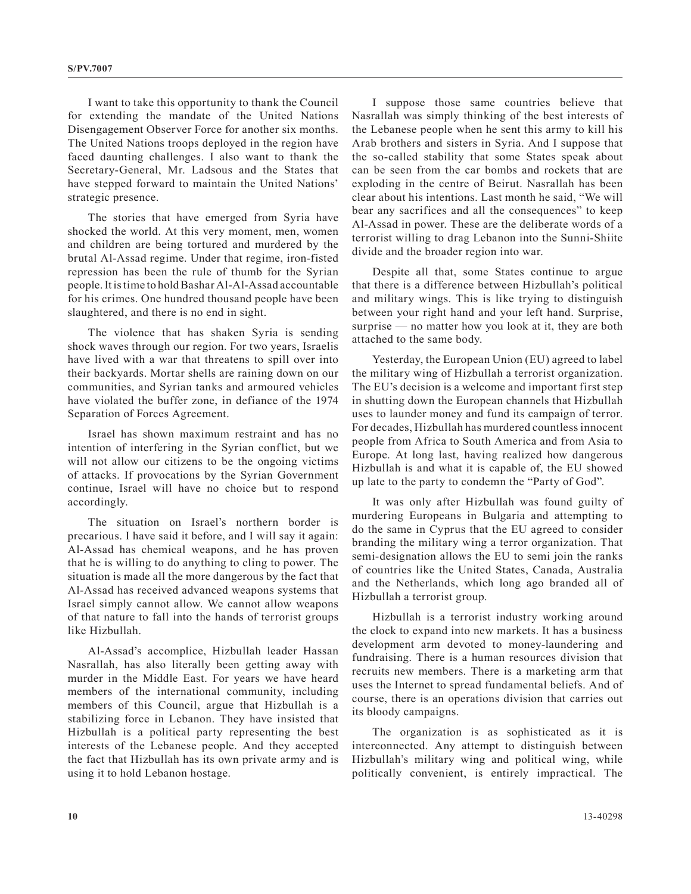I want to take this opportunity to thank the Council for extending the mandate of the United Nations Disengagement Observer Force for another six months. The United Nations troops deployed in the region have faced daunting challenges. I also want to thank the Secretary-General, Mr. Ladsous and the States that have stepped forward to maintain the United Nations' strategic presence.

The stories that have emerged from Syria have shocked the world. At this very moment, men, women and children are being tortured and murdered by the brutal Al-Assad regime. Under that regime, iron-fisted repression has been the rule of thumb for the Syrian people. It is time to hold Bashar Al-Al-Assad accountable for his crimes. One hundred thousand people have been slaughtered, and there is no end in sight.

The violence that has shaken Syria is sending shock waves through our region. For two years, Israelis have lived with a war that threatens to spill over into their backyards. Mortar shells are raining down on our communities, and Syrian tanks and armoured vehicles have violated the buffer zone, in defiance of the 1974 Separation of Forces Agreement.

Israel has shown maximum restraint and has no intention of interfering in the Syrian conflict, but we will not allow our citizens to be the ongoing victims of attacks. If provocations by the Syrian Government continue, Israel will have no choice but to respond accordingly.

The situation on Israel's northern border is precarious. I have said it before, and I will say it again: Al-Assad has chemical weapons, and he has proven that he is willing to do anything to cling to power. The situation is made all the more dangerous by the fact that Al-Assad has received advanced weapons systems that Israel simply cannot allow. We cannot allow weapons of that nature to fall into the hands of terrorist groups like Hizbullah.

Al-Assad's accomplice, Hizbullah leader Hassan Nasrallah, has also literally been getting away with murder in the Middle East. For years we have heard members of the international community, including members of this Council, argue that Hizbullah is a stabilizing force in Lebanon. They have insisted that Hizbullah is a political party representing the best interests of the Lebanese people. And they accepted the fact that Hizbullah has its own private army and is using it to hold Lebanon hostage.

I suppose those same countries believe that Nasrallah was simply thinking of the best interests of the Lebanese people when he sent this army to kill his Arab brothers and sisters in Syria. And I suppose that the so-called stability that some States speak about can be seen from the car bombs and rockets that are exploding in the centre of Beirut. Nasrallah has been clear about his intentions. Last month he said, "We will bear any sacrifices and all the consequences" to keep Al-Assad in power. These are the deliberate words of a terrorist willing to drag Lebanon into the Sunni-Shiite divide and the broader region into war.

Despite all that, some States continue to argue that there is a difference between Hizbullah's political and military wings. This is like trying to distinguish between your right hand and your left hand. Surprise, surprise — no matter how you look at it, they are both attached to the same body.

Yesterday, the European Union (EU) agreed to label the military wing of Hizbullah a terrorist organization. The EU's decision is a welcome and important first step in shutting down the European channels that Hizbullah uses to launder money and fund its campaign of terror. For decades, Hizbullah has murdered countless innocent people from Africa to South America and from Asia to Europe. At long last, having realized how dangerous Hizbullah is and what it is capable of, the EU showed up late to the party to condemn the "Party of God".

It was only after Hizbullah was found guilty of murdering Europeans in Bulgaria and attempting to do the same in Cyprus that the EU agreed to consider branding the military wing a terror organization. That semi-designation allows the EU to semi join the ranks of countries like the United States, Canada, Australia and the Netherlands, which long ago branded all of Hizbullah a terrorist group.

Hizbullah is a terrorist industry working around the clock to expand into new markets. It has a business development arm devoted to money-laundering and fundraising. There is a human resources division that recruits new members. There is a marketing arm that uses the Internet to spread fundamental beliefs. And of course, there is an operations division that carries out its bloody campaigns.

The organization is as sophisticated as it is interconnected. Any attempt to distinguish between Hizbullah's military wing and political wing, while politically convenient, is entirely impractical. The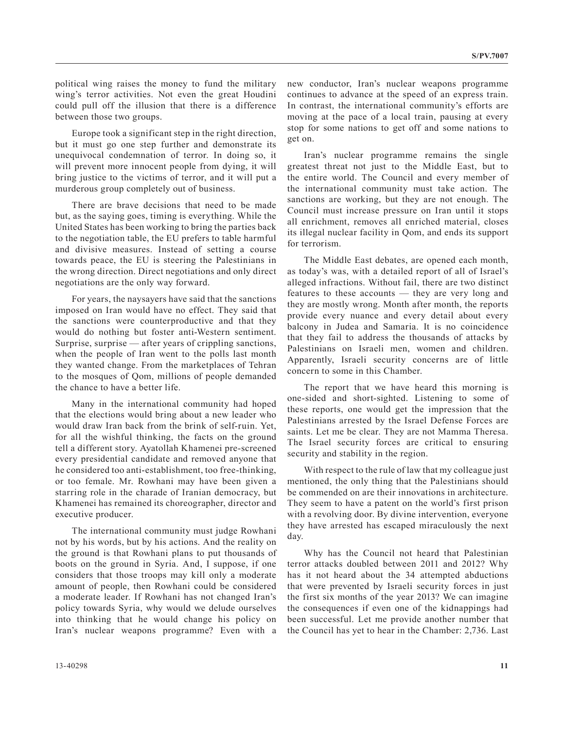political wing raises the money to fund the military wing's terror activities. Not even the great Houdini could pull off the illusion that there is a difference between those two groups.

Europe took a significant step in the right direction, but it must go one step further and demonstrate its unequivocal condemnation of terror. In doing so, it will prevent more innocent people from dying, it will bring justice to the victims of terror, and it will put a murderous group completely out of business.

There are brave decisions that need to be made but, as the saying goes, timing is everything. While the United States has been working to bring the parties back to the negotiation table, the EU prefers to table harmful and divisive measures. Instead of setting a course towards peace, the EU is steering the Palestinians in the wrong direction. Direct negotiations and only direct negotiations are the only way forward.

For years, the naysayers have said that the sanctions imposed on Iran would have no effect. They said that the sanctions were counterproductive and that they would do nothing but foster anti-Western sentiment. Surprise, surprise — after years of crippling sanctions, when the people of Iran went to the polls last month they wanted change. From the marketplaces of Tehran to the mosques of Qom, millions of people demanded the chance to have a better life.

Many in the international community had hoped that the elections would bring about a new leader who would draw Iran back from the brink of self-ruin. Yet, for all the wishful thinking, the facts on the ground tell a different story. Ayatollah Khamenei pre-screened every presidential candidate and removed anyone that he considered too anti-establishment, too free-thinking, or too female. Mr. Rowhani may have been given a starring role in the charade of Iranian democracy, but Khamenei has remained its choreographer, director and executive producer.

The international community must judge Rowhani not by his words, but by his actions. And the reality on the ground is that Rowhani plans to put thousands of boots on the ground in Syria. And, I suppose, if one considers that those troops may kill only a moderate amount of people, then Rowhani could be considered a moderate leader. If Rowhani has not changed Iran's policy towards Syria, why would we delude ourselves into thinking that he would change his policy on Iran's nuclear weapons programme? Even with a new conductor, Iran's nuclear weapons programme continues to advance at the speed of an express train. In contrast, the international community's efforts are moving at the pace of a local train, pausing at every stop for some nations to get off and some nations to get on.

Iran's nuclear programme remains the single greatest threat not just to the Middle East, but to the entire world. The Council and every member of the international community must take action. The sanctions are working, but they are not enough. The Council must increase pressure on Iran until it stops all enrichment, removes all enriched material, closes its illegal nuclear facility in Qom, and ends its support for terrorism.

The Middle East debates, are opened each month, as today's was, with a detailed report of all of Israel's alleged infractions. Without fail, there are two distinct features to these accounts — they are very long and they are mostly wrong. Month after month, the reports provide every nuance and every detail about every balcony in Judea and Samaria. It is no coincidence that they fail to address the thousands of attacks by Palestinians on Israeli men, women and children. Apparently, Israeli security concerns are of little concern to some in this Chamber.

The report that we have heard this morning is one-sided and short-sighted. Listening to some of these reports, one would get the impression that the Palestinians arrested by the Israel Defense Forces are saints. Let me be clear. They are not Mamma Theresa. The Israel security forces are critical to ensuring security and stability in the region.

With respect to the rule of law that my colleague just mentioned, the only thing that the Palestinians should be commended on are their innovations in architecture. They seem to have a patent on the world's first prison with a revolving door. By divine intervention, everyone they have arrested has escaped miraculously the next day.

Why has the Council not heard that Palestinian terror attacks doubled between 2011 and 2012? Why has it not heard about the 34 attempted abductions that were prevented by Israeli security forces in just the first six months of the year 2013? We can imagine the consequences if even one of the kidnappings had been successful. Let me provide another number that the Council has yet to hear in the Chamber: 2,736. Last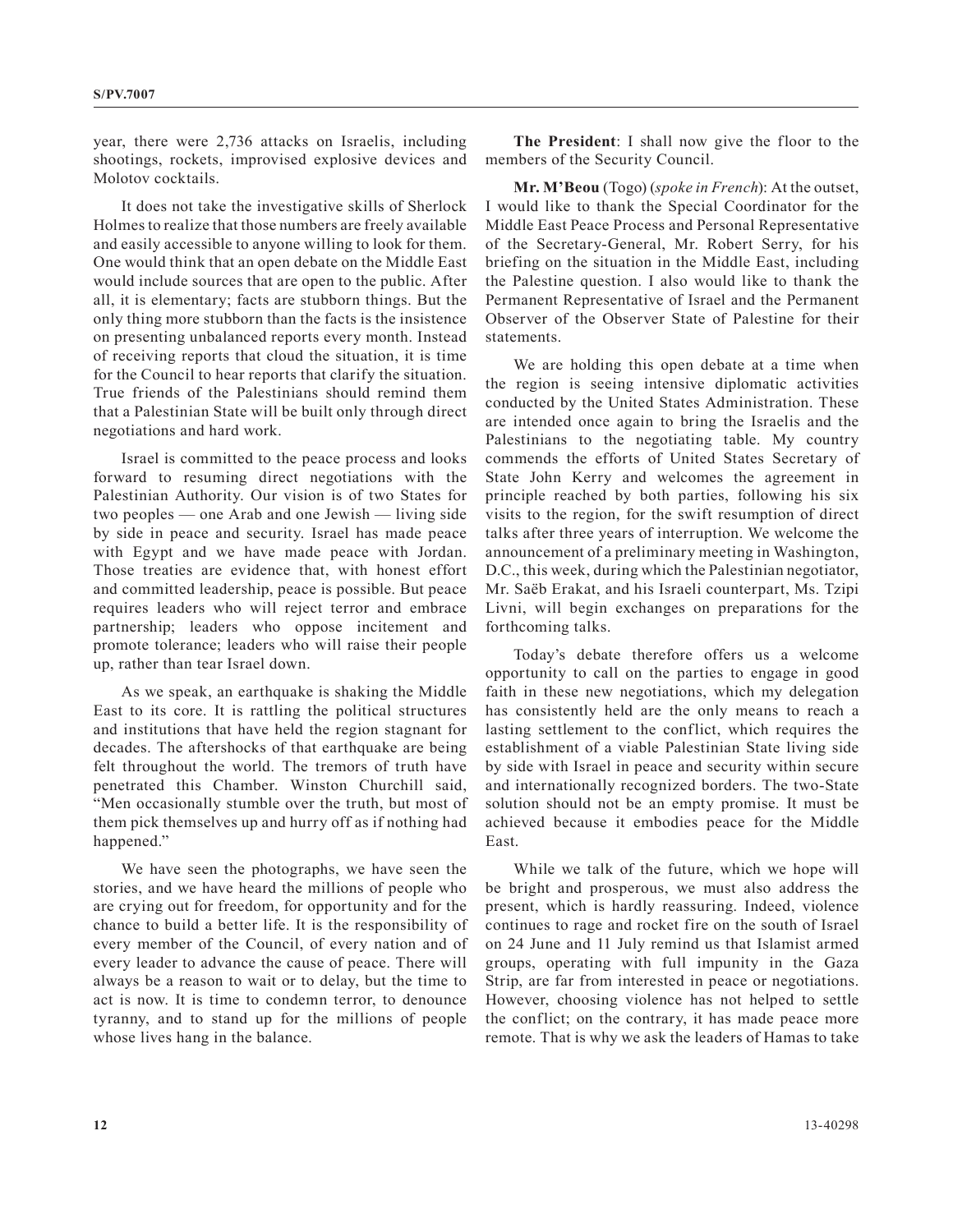year, there were 2,736 attacks on Israelis, including shootings, rockets, improvised explosive devices and Molotov cocktails.

It does not take the investigative skills of Sherlock Holmes to realize that those numbers are freely available and easily accessible to anyone willing to look for them. One would think that an open debate on the Middle East would include sources that are open to the public. After all, it is elementary; facts are stubborn things. But the only thing more stubborn than the facts is the insistence on presenting unbalanced reports every month. Instead of receiving reports that cloud the situation, it is time for the Council to hear reports that clarify the situation. True friends of the Palestinians should remind them that a Palestinian State will be built only through direct negotiations and hard work.

Israel is committed to the peace process and looks forward to resuming direct negotiations with the Palestinian Authority. Our vision is of two States for two peoples — one Arab and one Jewish — living side by side in peace and security. Israel has made peace with Egypt and we have made peace with Jordan. Those treaties are evidence that, with honest effort and committed leadership, peace is possible. But peace requires leaders who will reject terror and embrace partnership; leaders who oppose incitement and promote tolerance; leaders who will raise their people up, rather than tear Israel down.

As we speak, an earthquake is shaking the Middle East to its core. It is rattling the political structures and institutions that have held the region stagnant for decades. The aftershocks of that earthquake are being felt throughout the world. The tremors of truth have penetrated this Chamber. Winston Churchill said, "Men occasionally stumble over the truth, but most of them pick themselves up and hurry off as if nothing had happened."

We have seen the photographs, we have seen the stories, and we have heard the millions of people who are crying out for freedom, for opportunity and for the chance to build a better life. It is the responsibility of every member of the Council, of every nation and of every leader to advance the cause of peace. There will always be a reason to wait or to delay, but the time to act is now. It is time to condemn terror, to denounce tyranny, and to stand up for the millions of people whose lives hang in the balance.

**The President**: I shall now give the floor to the members of the Security Council.

**Mr. M'Beou** (Togo) (*spoke in French*): At the outset, I would like to thank the Special Coordinator for the Middle East Peace Process and Personal Representative of the Secretary-General, Mr. Robert Serry, for his briefing on the situation in the Middle East, including the Palestine question. I also would like to thank the Permanent Representative of Israel and the Permanent Observer of the Observer State of Palestine for their statements.

We are holding this open debate at a time when the region is seeing intensive diplomatic activities conducted by the United States Administration. These are intended once again to bring the Israelis and the Palestinians to the negotiating table. My country commends the efforts of United States Secretary of State John Kerry and welcomes the agreement in principle reached by both parties, following his six visits to the region, for the swift resumption of direct talks after three years of interruption. We welcome the announcement of a preliminary meeting in Washington, D.C., this week, during which the Palestinian negotiator, Mr. Saëb Erakat, and his Israeli counterpart, Ms. Tzipi Livni, will begin exchanges on preparations for the forthcoming talks.

Today's debate therefore offers us a welcome opportunity to call on the parties to engage in good faith in these new negotiations, which my delegation has consistently held are the only means to reach a lasting settlement to the conflict, which requires the establishment of a viable Palestinian State living side by side with Israel in peace and security within secure and internationally recognized borders. The two-State solution should not be an empty promise. It must be achieved because it embodies peace for the Middle East.

While we talk of the future, which we hope will be bright and prosperous, we must also address the present, which is hardly reassuring. Indeed, violence continues to rage and rocket fire on the south of Israel on 24 June and 11 July remind us that Islamist armed groups, operating with full impunity in the Gaza Strip, are far from interested in peace or negotiations. However, choosing violence has not helped to settle the conflict; on the contrary, it has made peace more remote. That is why we ask the leaders of Hamas to take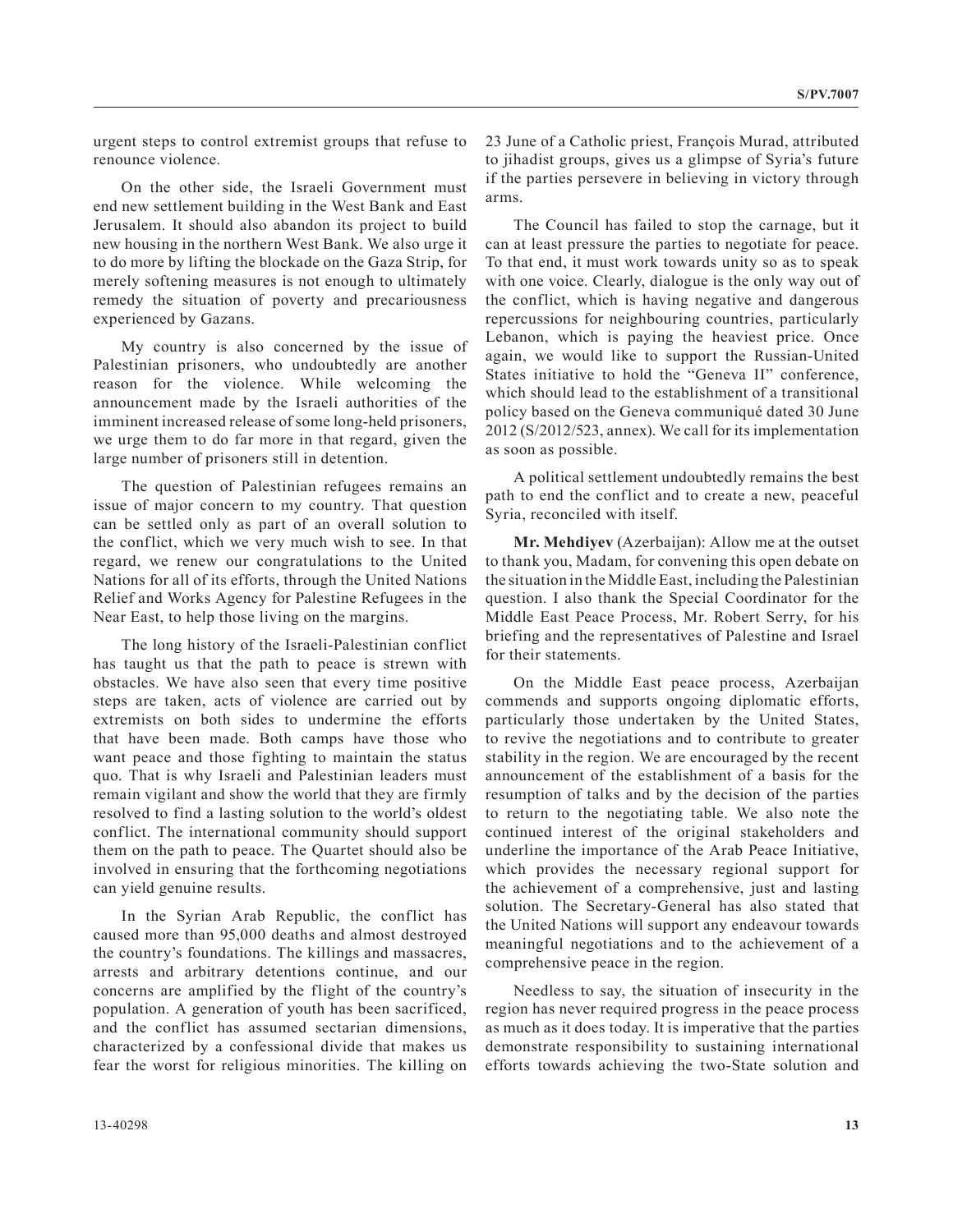urgent steps to control extremist groups that refuse to renounce violence.

On the other side, the Israeli Government must end new settlement building in the West Bank and East Jerusalem. It should also abandon its project to build new housing in the northern West Bank. We also urge it to do more by lifting the blockade on the Gaza Strip, for merely softening measures is not enough to ultimately remedy the situation of poverty and precariousness experienced by Gazans.

My country is also concerned by the issue of Palestinian prisoners, who undoubtedly are another reason for the violence. While welcoming the announcement made by the Israeli authorities of the imminent increased release of some long-held prisoners, we urge them to do far more in that regard, given the large number of prisoners still in detention.

The question of Palestinian refugees remains an issue of major concern to my country. That question can be settled only as part of an overall solution to the conflict, which we very much wish to see. In that regard, we renew our congratulations to the United Nations for all of its efforts, through the United Nations Relief and Works Agency for Palestine Refugees in the Near East, to help those living on the margins.

The long history of the Israeli-Palestinian conflict has taught us that the path to peace is strewn with obstacles. We have also seen that every time positive steps are taken, acts of violence are carried out by extremists on both sides to undermine the efforts that have been made. Both camps have those who want peace and those fighting to maintain the status quo. That is why Israeli and Palestinian leaders must remain vigilant and show the world that they are firmly resolved to find a lasting solution to the world's oldest conflict. The international community should support them on the path to peace. The Quartet should also be involved in ensuring that the forthcoming negotiations can yield genuine results.

In the Syrian Arab Republic, the conflict has caused more than 95,000 deaths and almost destroyed the country's foundations. The killings and massacres, arrests and arbitrary detentions continue, and our concerns are amplified by the flight of the country's population. A generation of youth has been sacrificed, and the conflict has assumed sectarian dimensions, characterized by a confessional divide that makes us fear the worst for religious minorities. The killing on 23 June of a Catholic priest, François Murad, attributed to jihadist groups, gives us a glimpse of Syria's future if the parties persevere in believing in victory through arms.

The Council has failed to stop the carnage, but it can at least pressure the parties to negotiate for peace. To that end, it must work towards unity so as to speak with one voice. Clearly, dialogue is the only way out of the conflict, which is having negative and dangerous repercussions for neighbouring countries, particularly Lebanon, which is paying the heaviest price. Once again, we would like to support the Russian-United States initiative to hold the "Geneva II" conference, which should lead to the establishment of a transitional policy based on the Geneva communiqué dated 30 June 2012 (S/2012/523, annex). We call for its implementation as soon as possible.

A political settlement undoubtedly remains the best path to end the conflict and to create a new, peaceful Syria, reconciled with itself.

**Mr. Mehdiyev** (Azerbaijan): Allow me at the outset to thank you, Madam, for convening this open debate on the situation in the Middle East, including the Palestinian question. I also thank the Special Coordinator for the Middle East Peace Process, Mr. Robert Serry, for his briefing and the representatives of Palestine and Israel for their statements.

On the Middle East peace process, Azerbaijan commends and supports ongoing diplomatic efforts, particularly those undertaken by the United States, to revive the negotiations and to contribute to greater stability in the region. We are encouraged by the recent announcement of the establishment of a basis for the resumption of talks and by the decision of the parties to return to the negotiating table. We also note the continued interest of the original stakeholders and underline the importance of the Arab Peace Initiative, which provides the necessary regional support for the achievement of a comprehensive, just and lasting solution. The Secretary-General has also stated that the United Nations will support any endeavour towards meaningful negotiations and to the achievement of a comprehensive peace in the region.

Needless to say, the situation of insecurity in the region has never required progress in the peace process as much as it does today. It is imperative that the parties demonstrate responsibility to sustaining international efforts towards achieving the two-State solution and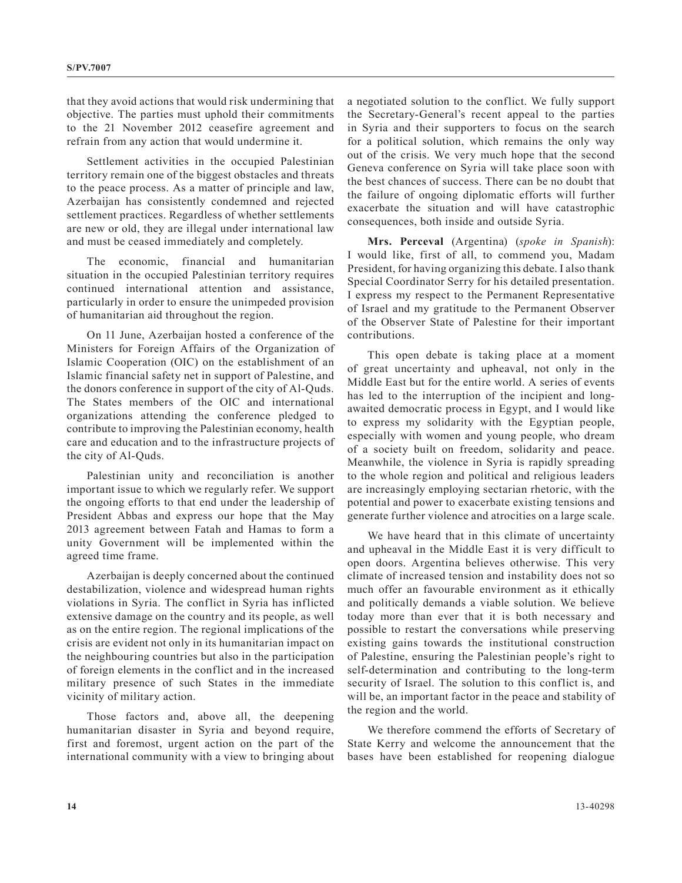that they avoid actions that would risk undermining that objective. The parties must uphold their commitments to the 21 November 2012 ceasefire agreement and refrain from any action that would undermine it.

Settlement activities in the occupied Palestinian territory remain one of the biggest obstacles and threats to the peace process. As a matter of principle and law, Azerbaijan has consistently condemned and rejected settlement practices. Regardless of whether settlements are new or old, they are illegal under international law and must be ceased immediately and completely.

The economic, financial and humanitarian situation in the occupied Palestinian territory requires continued international attention and assistance, particularly in order to ensure the unimpeded provision of humanitarian aid throughout the region.

On 11 June, Azerbaijan hosted a conference of the Ministers for Foreign Affairs of the Organization of Islamic Cooperation (OIC) on the establishment of an Islamic financial safety net in support of Palestine, and the donors conference in support of the city of Al-Quds. The States members of the OIC and international organizations attending the conference pledged to contribute to improving the Palestinian economy, health care and education and to the infrastructure projects of the city of Al-Quds.

Palestinian unity and reconciliation is another important issue to which we regularly refer. We support the ongoing efforts to that end under the leadership of President Abbas and express our hope that the May 2013 agreement between Fatah and Hamas to form a unity Government will be implemented within the agreed time frame.

Azerbaijan is deeply concerned about the continued destabilization, violence and widespread human rights violations in Syria. The conflict in Syria has inflicted extensive damage on the country and its people, as well as on the entire region. The regional implications of the crisis are evident not only in its humanitarian impact on the neighbouring countries but also in the participation of foreign elements in the conflict and in the increased military presence of such States in the immediate vicinity of military action.

Those factors and, above all, the deepening humanitarian disaster in Syria and beyond require, first and foremost, urgent action on the part of the international community with a view to bringing about a negotiated solution to the conflict. We fully support the Secretary-General's recent appeal to the parties in Syria and their supporters to focus on the search for a political solution, which remains the only way out of the crisis. We very much hope that the second Geneva conference on Syria will take place soon with the best chances of success. There can be no doubt that the failure of ongoing diplomatic efforts will further exacerbate the situation and will have catastrophic consequences, both inside and outside Syria.

**Mrs. Perceval** (Argentina) (*spoke in Spanish*): I would like, first of all, to commend you, Madam President, for having organizing this debate. I also thank Special Coordinator Serry for his detailed presentation. I express my respect to the Permanent Representative of Israel and my gratitude to the Permanent Observer of the Observer State of Palestine for their important contributions.

This open debate is taking place at a moment of great uncertainty and upheaval, not only in the Middle East but for the entire world. A series of events has led to the interruption of the incipient and long-awaited democratic process in Egypt, and I would like to express my solidarity with the Egyptian people, especially with women and young people, who dream of a society built on freedom, solidarity and peace. Meanwhile, the violence in Syria is rapidly spreading to the whole region and political and religious leaders are increasingly employing sectarian rhetoric, with the potential and power to exacerbate existing tensions and generate further violence and atrocities on a large scale.

We have heard that in this climate of uncertainty and upheaval in the Middle East it is very difficult to open doors. Argentina believes otherwise. This very climate of increased tension and instability does not so much offer an favourable environment as it ethically and politically demands a viable solution. We believe today more than ever that it is both necessary and possible to restart the conversations while preserving existing gains towards the institutional construction of Palestine, ensuring the Palestinian people's right to self-determination and contributing to the long-term security of Israel. The solution to this conflict is, and will be, an important factor in the peace and stability of the region and the world.

We therefore commend the efforts of Secretary of State Kerry and welcome the announcement that the bases have been established for reopening dialogue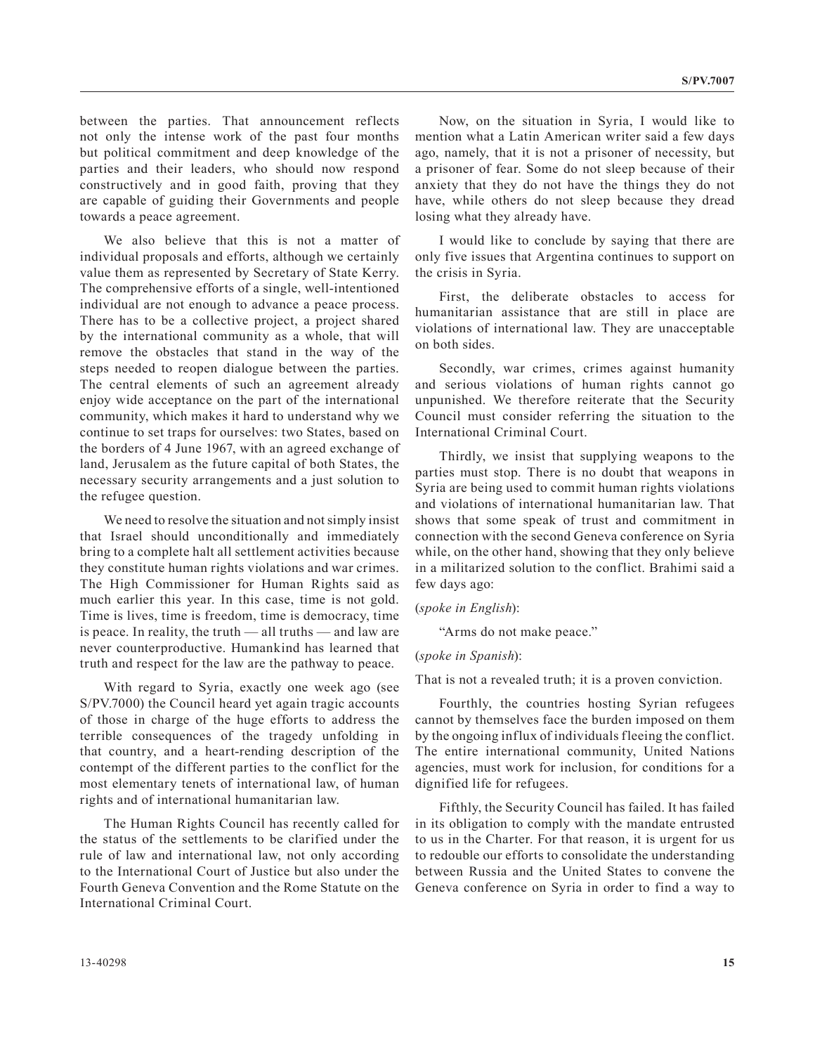between the parties. That announcement reflects not only the intense work of the past four months but political commitment and deep knowledge of the parties and their leaders, who should now respond constructively and in good faith, proving that they are capable of guiding their Governments and people towards a peace agreement.

We also believe that this is not a matter of individual proposals and efforts, although we certainly value them as represented by Secretary of State Kerry. The comprehensive efforts of a single, well-intentioned individual are not enough to advance a peace process. There has to be a collective project, a project shared by the international community as a whole, that will remove the obstacles that stand in the way of the steps needed to reopen dialogue between the parties. The central elements of such an agreement already enjoy wide acceptance on the part of the international community, which makes it hard to understand why we continue to set traps for ourselves: two States, based on the borders of 4 June 1967, with an agreed exchange of land, Jerusalem as the future capital of both States, the necessary security arrangements and a just solution to the refugee question.

We need to resolve the situation and not simply insist that Israel should unconditionally and immediately bring to a complete halt all settlement activities because they constitute human rights violations and war crimes. The High Commissioner for Human Rights said as much earlier this year. In this case, time is not gold. Time is lives, time is freedom, time is democracy, time is peace. In reality, the truth — all truths — and law are never counterproductive. Humankind has learned that truth and respect for the law are the pathway to peace.

With regard to Syria, exactly one week ago (see S/PV.7000) the Council heard yet again tragic accounts of those in charge of the huge efforts to address the terrible consequences of the tragedy unfolding in that country, and a heart-rending description of the contempt of the different parties to the conflict for the most elementary tenets of international law, of human rights and of international humanitarian law.

The Human Rights Council has recently called for the status of the settlements to be clarified under the rule of law and international law, not only according to the International Court of Justice but also under the Fourth Geneva Convention and the Rome Statute on the International Criminal Court.

Now, on the situation in Syria, I would like to mention what a Latin American writer said a few days ago, namely, that it is not a prisoner of necessity, but a prisoner of fear. Some do not sleep because of their anxiety that they do not have the things they do not have, while others do not sleep because they dread losing what they already have.

I would like to conclude by saying that there are only five issues that Argentina continues to support on the crisis in Syria.

First, the deliberate obstacles to access for humanitarian assistance that are still in place are violations of international law. They are unacceptable on both sides.

Secondly, war crimes, crimes against humanity and serious violations of human rights cannot go unpunished. We therefore reiterate that the Security Council must consider referring the situation to the International Criminal Court.

Thirdly, we insist that supplying weapons to the parties must stop. There is no doubt that weapons in Syria are being used to commit human rights violations and violations of international humanitarian law. That shows that some speak of trust and commitment in connection with the second Geneva conference on Syria while, on the other hand, showing that they only believe in a militarized solution to the conflict. Brahimi said a few days ago:

(*spoke in English*):

"Arms do not make peace."

(*spoke in Spanish*):

That is not a revealed truth; it is a proven conviction.

Fourthly, the countries hosting Syrian refugees cannot by themselves face the burden imposed on them by the ongoing influx of individuals fleeing the conflict. The entire international community, United Nations agencies, must work for inclusion, for conditions for a dignified life for refugees.

Fifthly, the Security Council has failed. It has failed in its obligation to comply with the mandate entrusted to us in the Charter. For that reason, it is urgent for us to redouble our efforts to consolidate the understanding between Russia and the United States to convene the Geneva conference on Syria in order to find a way to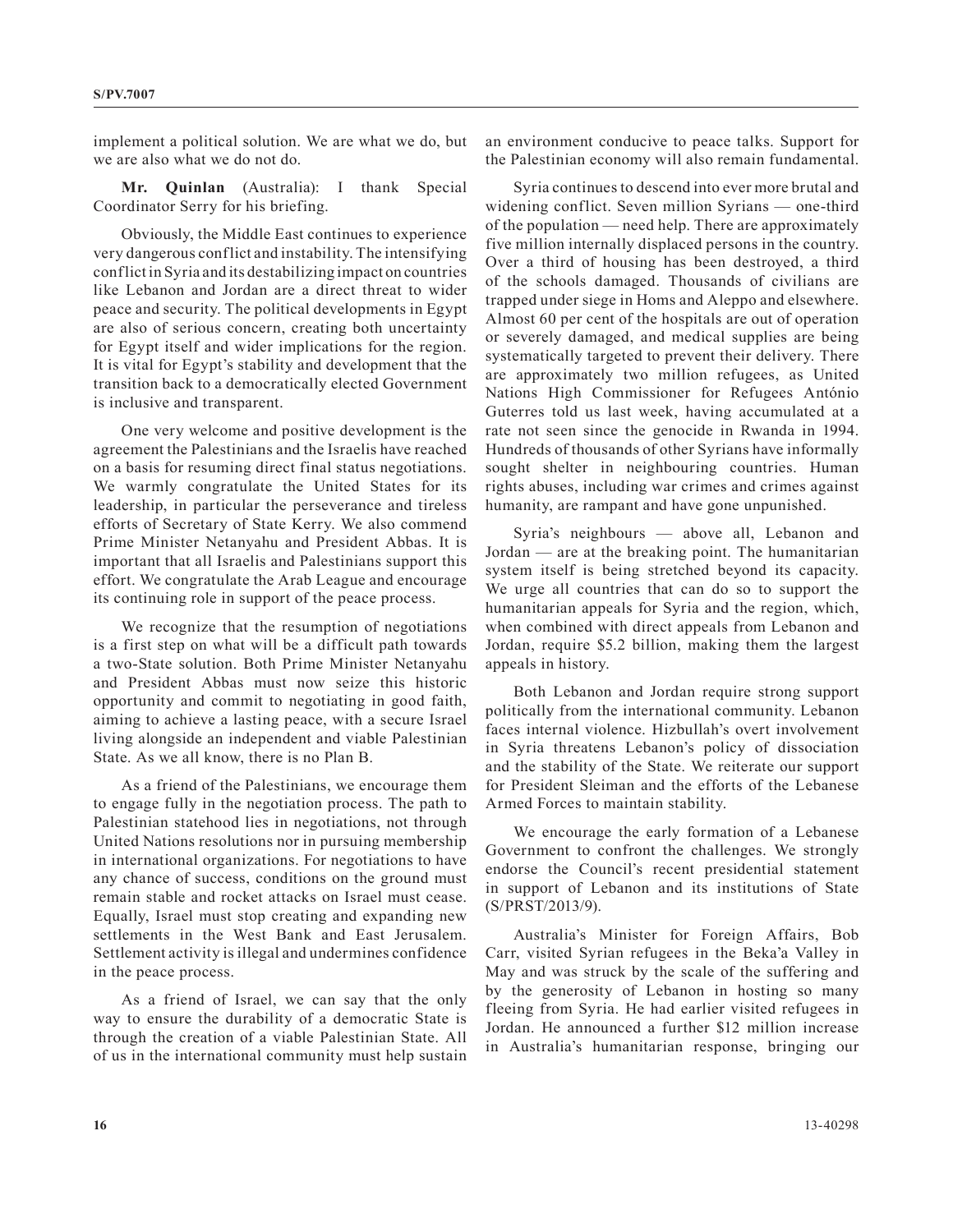implement a political solution. We are what we do, but we are also what we do not do.

**Mr. Quinlan** (Australia): I thank Special Coordinator Serry for his briefing.

Obviously, the Middle East continues to experience very dangerous conflict and instability. The intensifying conflict in Syria and its destabilizing impact on countries like Lebanon and Jordan are a direct threat to wider peace and security. The political developments in Egypt are also of serious concern, creating both uncertainty for Egypt itself and wider implications for the region. It is vital for Egypt's stability and development that the transition back to a democratically elected Government is inclusive and transparent.

One very welcome and positive development is the agreement the Palestinians and the Israelis have reached on a basis for resuming direct final status negotiations. We warmly congratulate the United States for its leadership, in particular the perseverance and tireless efforts of Secretary of State Kerry. We also commend Prime Minister Netanyahu and President Abbas. It is important that all Israelis and Palestinians support this effort. We congratulate the Arab League and encourage its continuing role in support of the peace process.

We recognize that the resumption of negotiations is a first step on what will be a difficult path towards a two-State solution. Both Prime Minister Netanyahu and President Abbas must now seize this historic opportunity and commit to negotiating in good faith, aiming to achieve a lasting peace, with a secure Israel living alongside an independent and viable Palestinian State. As we all know, there is no Plan B.

As a friend of the Palestinians, we encourage them to engage fully in the negotiation process. The path to Palestinian statehood lies in negotiations, not through United Nations resolutions nor in pursuing membership in international organizations. For negotiations to have any chance of success, conditions on the ground must remain stable and rocket attacks on Israel must cease. Equally, Israel must stop creating and expanding new settlements in the West Bank and East Jerusalem. Settlement activity is illegal and undermines confidence in the peace process.

As a friend of Israel, we can say that the only way to ensure the durability of a democratic State is through the creation of a viable Palestinian State. All of us in the international community must help sustain an environment conducive to peace talks. Support for the Palestinian economy will also remain fundamental.

Syria continues to descend into ever more brutal and widening conflict. Seven million Syrians — one-third of the population — need help. There are approximately five million internally displaced persons in the country. Over a third of housing has been destroyed, a third of the schools damaged. Thousands of civilians are trapped under siege in Homs and Aleppo and elsewhere. Almost 60 per cent of the hospitals are out of operation or severely damaged, and medical supplies are being systematically targeted to prevent their delivery. There are approximately two million refugees, as United Nations High Commissioner for Refugees António Guterres told us last week, having accumulated at a rate not seen since the genocide in Rwanda in 1994. Hundreds of thousands of other Syrians have informally sought shelter in neighbouring countries. Human rights abuses, including war crimes and crimes against humanity, are rampant and have gone unpunished.

Syria's neighbours — above all, Lebanon and Jordan — are at the breaking point. The humanitarian system itself is being stretched beyond its capacity. We urge all countries that can do so to support the humanitarian appeals for Syria and the region, which, when combined with direct appeals from Lebanon and Jordan, require $5.2 billion, making them the largest appeals in history.

Both Lebanon and Jordan require strong support politically from the international community. Lebanon faces internal violence. Hizbullah's overt involvement in Syria threatens Lebanon's policy of dissociation and the stability of the State. We reiterate our support for President Sleiman and the efforts of the Lebanese Armed Forces to maintain stability.

We encourage the early formation of a Lebanese Government to confront the challenges. We strongly endorse the Council's recent presidential statement in support of Lebanon and its institutions of State (S/PRST/2013/9).

Australia's Minister for Foreign Affairs, Bob Carr, visited Syrian refugees in the Beka'a Valley in May and was struck by the scale of the suffering and by the generosity of Lebanon in hosting so many fleeing from Syria. He had earlier visited refugees in Jordan. He announced a further $12 million increase in Australia's humanitarian response, bringing our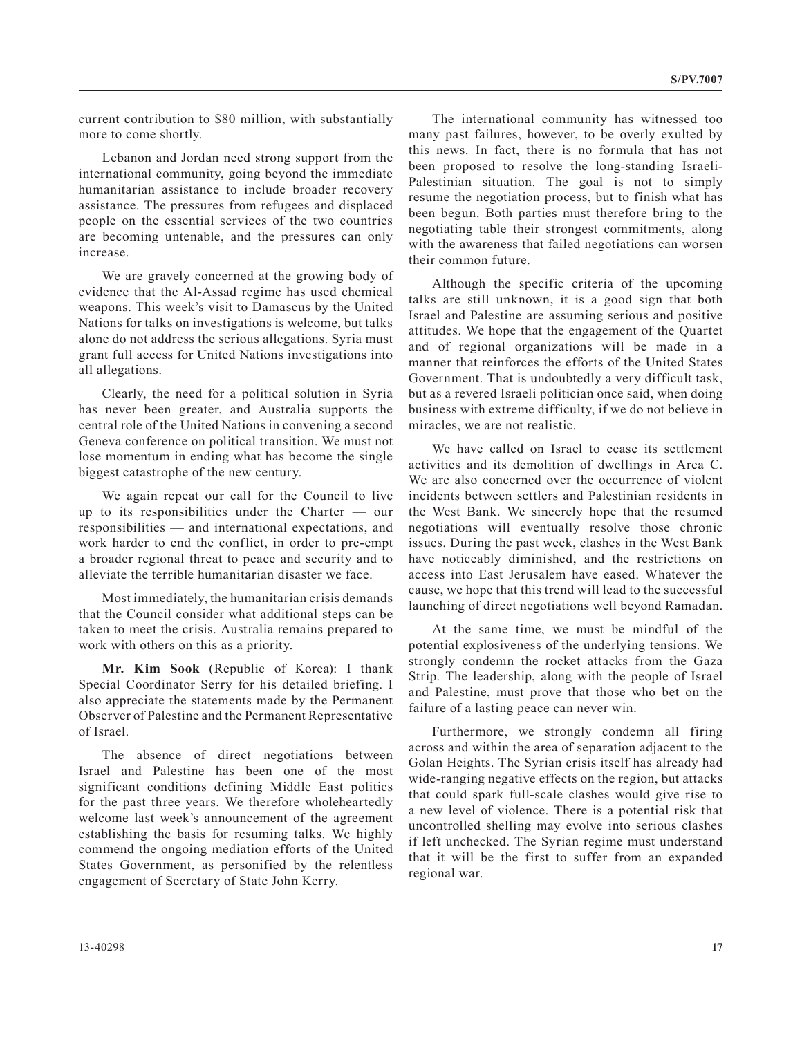current contribution to \$80 million, with substantially more to come shortly.

Lebanon and Jordan need strong support from the international community, going beyond the immediate humanitarian assistance to include broader recovery assistance. The pressures from refugees and displaced people on the essential services of the two countries are becoming untenable, and the pressures can only increase.

We are gravely concerned at the growing body of evidence that the Al-Assad regime has used chemical weapons. This week's visit to Damascus by the United Nations for talks on investigations is welcome, but talks alone do not address the serious allegations. Syria must grant full access for United Nations investigations into all allegations.

Clearly, the need for a political solution in Syria has never been greater, and Australia supports the central role of the United Nations in convening a second Geneva conference on political transition. We must not lose momentum in ending what has become the single biggest catastrophe of the new century.

We again repeat our call for the Council to live up to its responsibilities under the Charter — our responsibilities — and international expectations, and work harder to end the conflict, in order to pre-empt a broader regional threat to peace and security and to alleviate the terrible humanitarian disaster we face.

Most immediately, the humanitarian crisis demands that the Council consider what additional steps can be taken to meet the crisis. Australia remains prepared to work with others on this as a priority.

**Mr. Kim Sook** (Republic of Korea): I thank Special Coordinator Serry for his detailed briefing. I also appreciate the statements made by the Permanent Observer of Palestine and the Permanent Representative of Israel.

The absence of direct negotiations between Israel and Palestine has been one of the most significant conditions defining Middle East politics for the past three years. We therefore wholeheartedly welcome last week's announcement of the agreement establishing the basis for resuming talks. We highly commend the ongoing mediation efforts of the United States Government, as personified by the relentless engagement of Secretary of State John Kerry.

The international community has witnessed too many past failures, however, to be overly exulted by this news. In fact, there is no formula that has not been proposed to resolve the long-standing Israeli-Palestinian situation. The goal is not to simply resume the negotiation process, but to finish what has been begun. Both parties must therefore bring to the negotiating table their strongest commitments, along with the awareness that failed negotiations can worsen their common future.

Although the specific criteria of the upcoming talks are still unknown, it is a good sign that both Israel and Palestine are assuming serious and positive attitudes. We hope that the engagement of the Quartet and of regional organizations will be made in a manner that reinforces the efforts of the United States Government. That is undoubtedly a very difficult task, but as a revered Israeli politician once said, when doing business with extreme difficulty, if we do not believe in miracles, we are not realistic.

We have called on Israel to cease its settlement activities and its demolition of dwellings in Area C. We are also concerned over the occurrence of violent incidents between settlers and Palestinian residents in the West Bank. We sincerely hope that the resumed negotiations will eventually resolve those chronic issues. During the past week, clashes in the West Bank have noticeably diminished, and the restrictions on access into East Jerusalem have eased. Whatever the cause, we hope that this trend will lead to the successful launching of direct negotiations well beyond Ramadan.

At the same time, we must be mindful of the potential explosiveness of the underlying tensions. We strongly condemn the rocket attacks from the Gaza Strip. The leadership, along with the people of Israel and Palestine, must prove that those who bet on the failure of a lasting peace can never win.

Furthermore, we strongly condemn all firing across and within the area of separation adjacent to the Golan Heights. The Syrian crisis itself has already had wide-ranging negative effects on the region, but attacks that could spark full-scale clashes would give rise to a new level of violence. There is a potential risk that uncontrolled shelling may evolve into serious clashes if left unchecked. The Syrian regime must understand that it will be the first to suffer from an expanded regional war.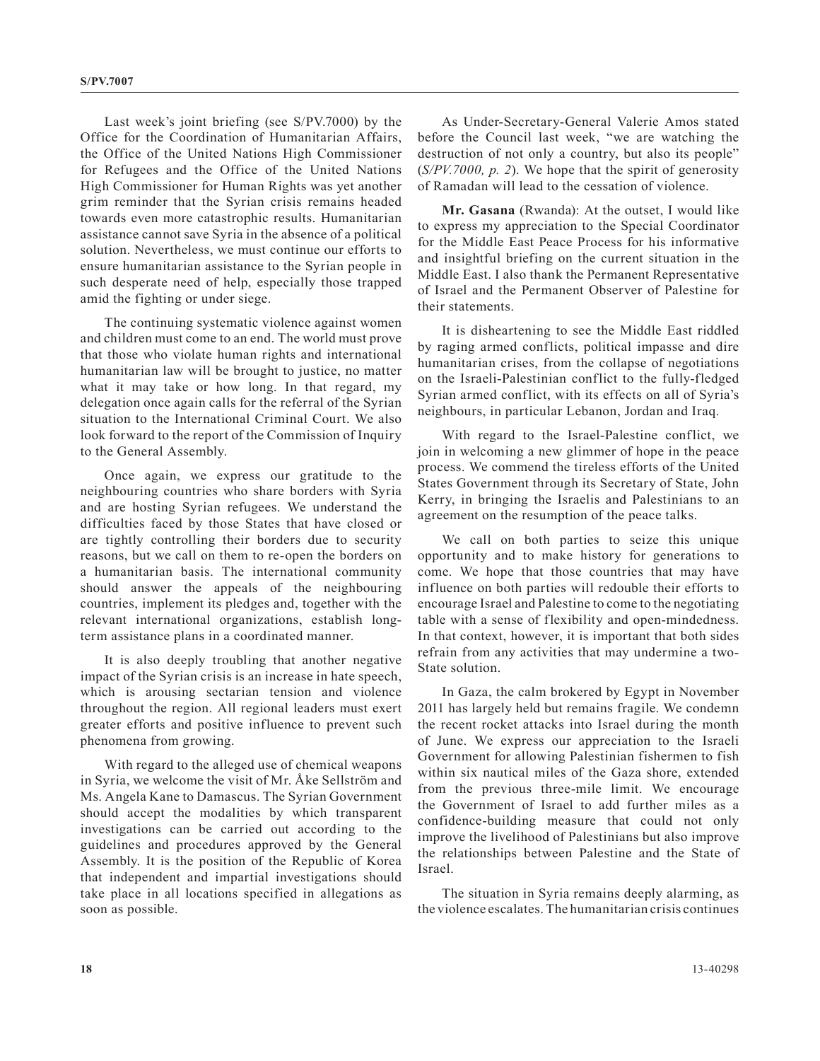Last week's joint briefing (see S/PV.7000) by the Office for the Coordination of Humanitarian Affairs, the Office of the United Nations High Commissioner for Refugees and the Office of the United Nations High Commissioner for Human Rights was yet another grim reminder that the Syrian crisis remains headed towards even more catastrophic results. Humanitarian assistance cannot save Syria in the absence of a political solution. Nevertheless, we must continue our efforts to ensure humanitarian assistance to the Syrian people in such desperate need of help, especially those trapped amid the fighting or under siege.

The continuing systematic violence against women and children must come to an end. The world must prove that those who violate human rights and international humanitarian law will be brought to justice, no matter what it may take or how long. In that regard, my delegation once again calls for the referral of the Syrian situation to the International Criminal Court. We also look forward to the report of the Commission of Inquiry to the General Assembly.

Once again, we express our gratitude to the neighbouring countries who share borders with Syria and are hosting Syrian refugees. We understand the difficulties faced by those States that have closed or are tightly controlling their borders due to security reasons, but we call on them to re-open the borders on a humanitarian basis. The international community should answer the appeals of the neighbouring countries, implement its pledges and, together with the relevant international organizations, establish long-term assistance plans in a coordinated manner.

It is also deeply troubling that another negative impact of the Syrian crisis is an increase in hate speech, which is arousing sectarian tension and violence throughout the region. All regional leaders must exert greater efforts and positive influence to prevent such phenomena from growing.

With regard to the alleged use of chemical weapons in Syria, we welcome the visit of Mr. Åke Sellström and Ms. Angela Kane to Damascus. The Syrian Government should accept the modalities by which transparent investigations can be carried out according to the guidelines and procedures approved by the General Assembly. It is the position of the Republic of Korea that independent and impartial investigations should take place in all locations specified in allegations as soon as possible.

As Under-Secretary-General Valerie Amos stated before the Council last week, "we are watching the destruction of not only a country, but also its people" (*S/PV.7000, p. 2*). We hope that the spirit of generosity of Ramadan will lead to the cessation of violence.

**Mr. Gasana** (Rwanda): At the outset, I would like to express my appreciation to the Special Coordinator for the Middle East Peace Process for his informative and insightful briefing on the current situation in the Middle East. I also thank the Permanent Representative of Israel and the Permanent Observer of Palestine for their statements.

It is disheartening to see the Middle East riddled by raging armed conflicts, political impasse and dire humanitarian crises, from the collapse of negotiations on the Israeli-Palestinian conflict to the fully-fledged Syrian armed conflict, with its effects on all of Syria's neighbours, in particular Lebanon, Jordan and Iraq.

With regard to the Israel-Palestine conflict, we join in welcoming a new glimmer of hope in the peace process. We commend the tireless efforts of the United States Government through its Secretary of State, John Kerry, in bringing the Israelis and Palestinians to an agreement on the resumption of the peace talks.

We call on both parties to seize this unique opportunity and to make history for generations to come. We hope that those countries that may have influence on both parties will redouble their efforts to encourage Israel and Palestine to come to the negotiating table with a sense of flexibility and open-mindedness. In that context, however, it is important that both sides refrain from any activities that may undermine a two-State solution.

In Gaza, the calm brokered by Egypt in November 2011 has largely held but remains fragile. We condemn the recent rocket attacks into Israel during the month of June. We express our appreciation to the Israeli Government for allowing Palestinian fishermen to fish within six nautical miles of the Gaza shore, extended from the previous three-mile limit. We encourage the Government of Israel to add further miles as a confidence-building measure that could not only improve the livelihood of Palestinians but also improve the relationships between Palestine and the State of Israel.

The situation in Syria remains deeply alarming, as the violence escalates. The humanitarian crisis continues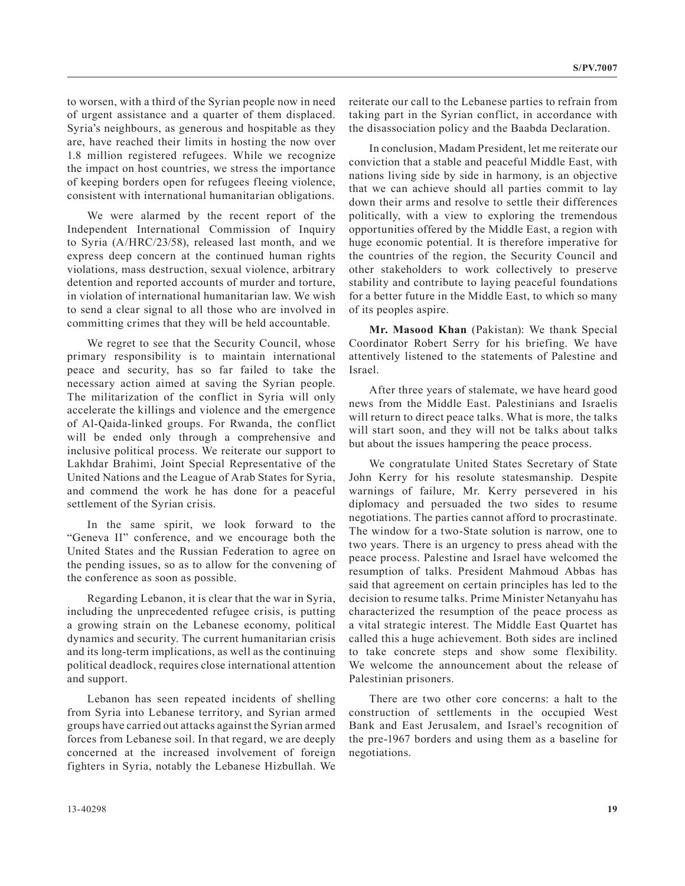to worsen, with a third of the Syrian people now in need of urgent assistance and a quarter of them displaced. Syria's neighbours, as generous and hospitable as they are, have reached their limits in hosting the now over 1.8 million registered refugees. While we recognize the impact on host countries, we stress the importance of keeping borders open for refugees fleeing violence, consistent with international humanitarian obligations.

We were alarmed by the recent report of the Independent International Commission of Inquiry to Syria (A/HRC/23/58), released last month, and we express deep concern at the continued human rights violations, mass destruction, sexual violence, arbitrary detention and reported accounts of murder and torture, in violation of international humanitarian law. We wish to send a clear signal to all those who are involved in committing crimes that they will be held accountable.

We regret to see that the Security Council, whose primary responsibility is to maintain international peace and security, has so far failed to take the necessary action aimed at saving the Syrian people. The militarization of the conflict in Syria will only accelerate the killings and violence and the emergence of Al-Qaida-linked groups. For Rwanda, the conflict will be ended only through a comprehensive and inclusive political process. We reiterate our support to Lakhdar Brahimi, Joint Special Representative of the United Nations and the League of Arab States for Syria, and commend the work he has done for a peaceful settlement of the Syrian crisis.

In the same spirit, we look forward to the "Geneva II" conference, and we encourage both the United States and the Russian Federation to agree on the pending issues, so as to allow for the convening of the conference as soon as possible.

Regarding Lebanon, it is clear that the war in Syria, including the unprecedented refugee crisis, is putting a growing strain on the Lebanese economy, political dynamics and security. The current humanitarian crisis and its long-term implications, as well as the continuing political deadlock, requires close international attention and support.

Lebanon has seen repeated incidents of shelling from Syria into Lebanese territory, and Syrian armed groups have carried out attacks against the Syrian armed forces from Lebanese soil. In that regard, we are deeply concerned at the increased involvement of foreign fighters in Syria, notably the Lebanese Hizbullah. We reiterate our call to the Lebanese parties to refrain from taking part in the Syrian conflict, in accordance with the disassociation policy and the Baabda Declaration.

In conclusion, Madam President, let me reiterate our conviction that a stable and peaceful Middle East, with nations living side by side in harmony, is an objective that we can achieve should all parties commit to lay down their arms and resolve to settle their differences politically, with a view to exploring the tremendous opportunities offered by the Middle East, a region with huge economic potential. It is therefore imperative for the countries of the region, the Security Council and other stakeholders to work collectively to preserve stability and contribute to laying peaceful foundations for a better future in the Middle East, to which so many of its peoples aspire.

**Mr. Masood Khan** (Pakistan): We thank Special Coordinator Robert Serry for his briefing. We have attentively listened to the statements of Palestine and Israel.

After three years of stalemate, we have heard good news from the Middle East. Palestinians and Israelis will return to direct peace talks. What is more, the talks will start soon, and they will not be talks about talks but about the issues hampering the peace process.

We congratulate United States Secretary of State John Kerry for his resolute statesmanship. Despite warnings of failure, Mr. Kerry persevered in his diplomacy and persuaded the two sides to resume negotiations. The parties cannot afford to procrastinate. The window for a two-State solution is narrow, one to two years. There is an urgency to press ahead with the peace process. Palestine and Israel have welcomed the resumption of talks. President Mahmoud Abbas has said that agreement on certain principles has led to the decision to resume talks. Prime Minister Netanyahu has characterized the resumption of the peace process as a vital strategic interest. The Middle East Quartet has called this a huge achievement. Both sides are inclined to take concrete steps and show some flexibility. We welcome the announcement about the release of Palestinian prisoners.

There are two other core concerns: a halt to the construction of settlements in the occupied West Bank and East Jerusalem, and Israel's recognition of the pre-1967 borders and using them as a baseline for negotiations.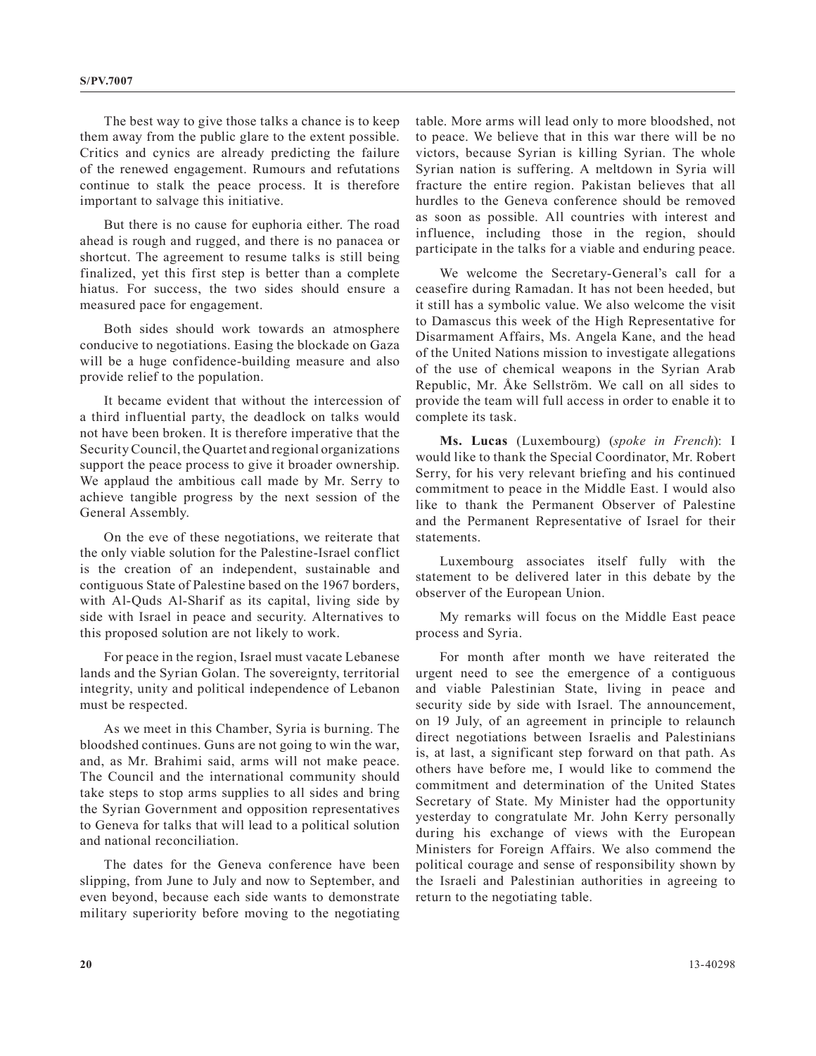The best way to give those talks a chance is to keep them away from the public glare to the extent possible. Critics and cynics are already predicting the failure of the renewed engagement. Rumours and refutations continue to stalk the peace process. It is therefore important to salvage this initiative.

But there is no cause for euphoria either. The road ahead is rough and rugged, and there is no panacea or shortcut. The agreement to resume talks is still being finalized, yet this first step is better than a complete hiatus. For success, the two sides should ensure a measured pace for engagement.

Both sides should work towards an atmosphere conducive to negotiations. Easing the blockade on Gaza will be a huge confidence-building measure and also provide relief to the population.

It became evident that without the intercession of a third influential party, the deadlock on talks would not have been broken. It is therefore imperative that the Security Council, the Quartet and regional organizations support the peace process to give it broader ownership. We applaud the ambitious call made by Mr. Serry to achieve tangible progress by the next session of the General Assembly.

On the eve of these negotiations, we reiterate that the only viable solution for the Palestine-Israel conflict is the creation of an independent, sustainable and contiguous State of Palestine based on the 1967 borders, with Al-Quds Al-Sharif as its capital, living side by side with Israel in peace and security. Alternatives to this proposed solution are not likely to work.

For peace in the region, Israel must vacate Lebanese lands and the Syrian Golan. The sovereignty, territorial integrity, unity and political independence of Lebanon must be respected.

As we meet in this Chamber, Syria is burning. The bloodshed continues. Guns are not going to win the war, and, as Mr. Brahimi said, arms will not make peace. The Council and the international community should take steps to stop arms supplies to all sides and bring the Syrian Government and opposition representatives to Geneva for talks that will lead to a political solution and national reconciliation.

The dates for the Geneva conference have been slipping, from June to July and now to September, and even beyond, because each side wants to demonstrate military superiority before moving to the negotiating table. More arms will lead only to more bloodshed, not to peace. We believe that in this war there will be no victors, because Syrian is killing Syrian. The whole Syrian nation is suffering. A meltdown in Syria will fracture the entire region. Pakistan believes that all hurdles to the Geneva conference should be removed as soon as possible. All countries with interest and influence, including those in the region, should participate in the talks for a viable and enduring peace.

We welcome the Secretary-General's call for a ceasefire during Ramadan. It has not been heeded, but it still has a symbolic value. We also welcome the visit to Damascus this week of the High Representative for Disarmament Affairs, Ms. Angela Kane, and the head of the United Nations mission to investigate allegations of the use of chemical weapons in the Syrian Arab Republic, Mr. Åke Sellström. We call on all sides to provide the team will full access in order to enable it to complete its task.

**Ms. Lucas** (Luxembourg) (*spoke in French*): I would like to thank the Special Coordinator, Mr. Robert Serry, for his very relevant briefing and his continued commitment to peace in the Middle East. I would also like to thank the Permanent Observer of Palestine and the Permanent Representative of Israel for their statements.

Luxembourg associates itself fully with the statement to be delivered later in this debate by the observer of the European Union.

My remarks will focus on the Middle East peace process and Syria.

For month after month we have reiterated the urgent need to see the emergence of a contiguous and viable Palestinian State, living in peace and security side by side with Israel. The announcement, on 19 July, of an agreement in principle to relaunch direct negotiations between Israelis and Palestinians is, at last, a significant step forward on that path. As others have before me, I would like to commend the commitment and determination of the United States Secretary of State. My Minister had the opportunity yesterday to congratulate Mr. John Kerry personally during his exchange of views with the European Ministers for Foreign Affairs. We also commend the political courage and sense of responsibility shown by the Israeli and Palestinian authorities in agreeing to return to the negotiating table.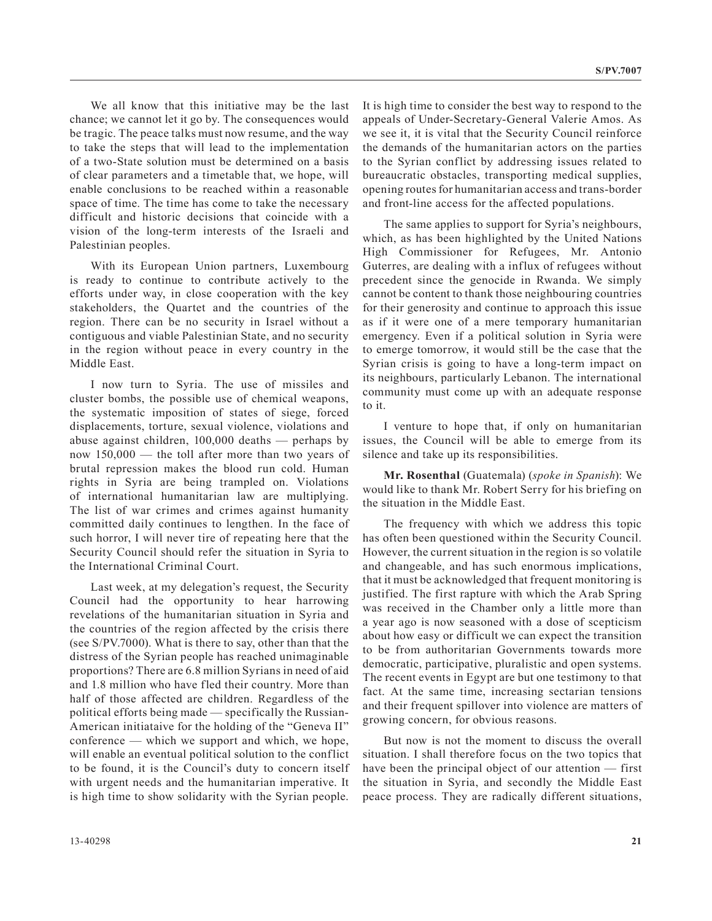We all know that this initiative may be the last chance; we cannot let it go by. The consequences would be tragic. The peace talks must now resume, and the way to take the steps that will lead to the implementation of a two-State solution must be determined on a basis of clear parameters and a timetable that, we hope, will enable conclusions to be reached within a reasonable space of time. The time has come to take the necessary difficult and historic decisions that coincide with a vision of the long-term interests of the Israeli and Palestinian peoples.

With its European Union partners, Luxembourg is ready to continue to contribute actively to the efforts under way, in close cooperation with the key stakeholders, the Quartet and the countries of the region. There can be no security in Israel without a contiguous and viable Palestinian State, and no security in the region without peace in every country in the Middle East.

I now turn to Syria. The use of missiles and cluster bombs, the possible use of chemical weapons, the systematic imposition of states of siege, forced displacements, torture, sexual violence, violations and abuse against children, 100,000 deaths — perhaps by now 150,000 — the toll after more than two years of brutal repression makes the blood run cold. Human rights in Syria are being trampled on. Violations of international humanitarian law are multiplying. The list of war crimes and crimes against humanity committed daily continues to lengthen. In the face of such horror, I will never tire of repeating here that the Security Council should refer the situation in Syria to the International Criminal Court.

Last week, at my delegation's request, the Security Council had the opportunity to hear harrowing revelations of the humanitarian situation in Syria and the countries of the region affected by the crisis there (see S/PV.7000). What is there to say, other than that the distress of the Syrian people has reached unimaginable proportions? There are 6.8 million Syrians in need of aid and 1.8 million who have fled their country. More than half of those affected are children. Regardless of the political efforts being made — specifically the Russian-American initiataive for the holding of the "Geneva II" conference — which we support and which, we hope, will enable an eventual political solution to the conflict to be found, it is the Council's duty to concern itself with urgent needs and the humanitarian imperative. It is high time to show solidarity with the Syrian people. It is high time to consider the best way to respond to the appeals of Under-Secretary-General Valerie Amos. As we see it, it is vital that the Security Council reinforce the demands of the humanitarian actors on the parties to the Syrian conflict by addressing issues related to bureaucratic obstacles, transporting medical supplies, opening routes for humanitarian access and trans-border and front-line access for the affected populations.

The same applies to support for Syria's neighbours, which, as has been highlighted by the United Nations High Commissioner for Refugees, Mr. Antonio Guterres, are dealing with a influx of refugees without precedent since the genocide in Rwanda. We simply cannot be content to thank those neighbouring countries for their generosity and continue to approach this issue as if it were one of a mere temporary humanitarian emergency. Even if a political solution in Syria were to emerge tomorrow, it would still be the case that the Syrian crisis is going to have a long-term impact on its neighbours, particularly Lebanon. The international community must come up with an adequate response to it.

I venture to hope that, if only on humanitarian issues, the Council will be able to emerge from its silence and take up its responsibilities.

**Mr. Rosenthal** (Guatemala) (*spoke in Spanish*): We would like to thank Mr. Robert Serry for his briefing on the situation in the Middle East.

The frequency with which we address this topic has often been questioned within the Security Council. However, the current situation in the region is so volatile and changeable, and has such enormous implications, that it must be acknowledged that frequent monitoring is justified. The first rapture with which the Arab Spring was received in the Chamber only a little more than a year ago is now seasoned with a dose of scepticism about how easy or difficult we can expect the transition to be from authoritarian Governments towards more democratic, participative, pluralistic and open systems. The recent events in Egypt are but one testimony to that fact. At the same time, increasing sectarian tensions and their frequent spillover into violence are matters of growing concern, for obvious reasons.

But now is not the moment to discuss the overall situation. I shall therefore focus on the two topics that have been the principal object of our attention — first the situation in Syria, and secondly the Middle East peace process. They are radically different situations,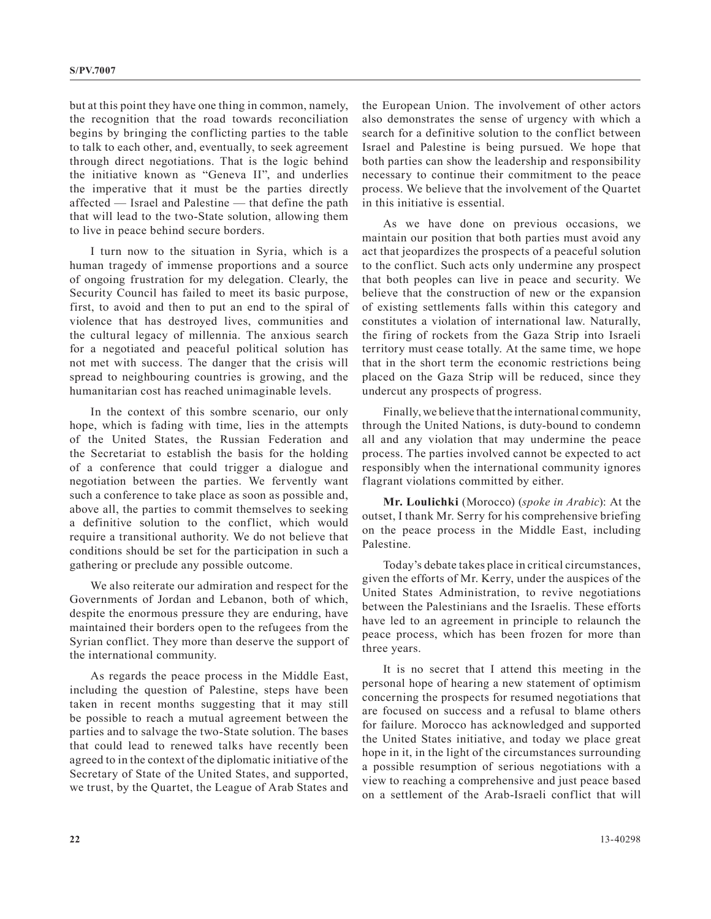but at this point they have one thing in common, namely, the recognition that the road towards reconciliation begins by bringing the conflicting parties to the table to talk to each other, and, eventually, to seek agreement through direct negotiations. That is the logic behind the initiative known as "Geneva II", and underlies the imperative that it must be the parties directly affected — Israel and Palestine — that define the path that will lead to the two-State solution, allowing them to live in peace behind secure borders.

I turn now to the situation in Syria, which is a human tragedy of immense proportions and a source of ongoing frustration for my delegation. Clearly, the Security Council has failed to meet its basic purpose, first, to avoid and then to put an end to the spiral of violence that has destroyed lives, communities and the cultural legacy of millennia. The anxious search for a negotiated and peaceful political solution has not met with success. The danger that the crisis will spread to neighbouring countries is growing, and the humanitarian cost has reached unimaginable levels.

In the context of this sombre scenario, our only hope, which is fading with time, lies in the attempts of the United States, the Russian Federation and the Secretariat to establish the basis for the holding of a conference that could trigger a dialogue and negotiation between the parties. We fervently want such a conference to take place as soon as possible and, above all, the parties to commit themselves to seeking a definitive solution to the conflict, which would require a transitional authority. We do not believe that conditions should be set for the participation in such a gathering or preclude any possible outcome.

We also reiterate our admiration and respect for the Governments of Jordan and Lebanon, both of which, despite the enormous pressure they are enduring, have maintained their borders open to the refugees from the Syrian conflict. They more than deserve the support of the international community.

As regards the peace process in the Middle East, including the question of Palestine, steps have been taken in recent months suggesting that it may still be possible to reach a mutual agreement between the parties and to salvage the two-State solution. The bases that could lead to renewed talks have recently been agreed to in the context of the diplomatic initiative of the Secretary of State of the United States, and supported, we trust, by the Quartet, the League of Arab States and the European Union. The involvement of other actors also demonstrates the sense of urgency with which a search for a definitive solution to the conflict between Israel and Palestine is being pursued. We hope that both parties can show the leadership and responsibility necessary to continue their commitment to the peace process. We believe that the involvement of the Quartet in this initiative is essential.

As we have done on previous occasions, we maintain our position that both parties must avoid any act that jeopardizes the prospects of a peaceful solution to the conflict. Such acts only undermine any prospect that both peoples can live in peace and security. We believe that the construction of new or the expansion of existing settlements falls within this category and constitutes a violation of international law. Naturally, the firing of rockets from the Gaza Strip into Israeli territory must cease totally. At the same time, we hope that in the short term the economic restrictions being placed on the Gaza Strip will be reduced, since they undercut any prospects of progress.

Finally, we believe that the international community, through the United Nations, is duty-bound to condemn all and any violation that may undermine the peace process. The parties involved cannot be expected to act responsibly when the international community ignores flagrant violations committed by either.

**Mr. Loulichki** (Morocco) (*spoke in Arabic*): At the outset, I thank Mr. Serry for his comprehensive briefing on the peace process in the Middle East, including Palestine.

Today's debate takes place in critical circumstances, given the efforts of Mr. Kerry, under the auspices of the United States Administration, to revive negotiations between the Palestinians and the Israelis. These efforts have led to an agreement in principle to relaunch the peace process, which has been frozen for more than three years.

It is no secret that I attend this meeting in the personal hope of hearing a new statement of optimism concerning the prospects for resumed negotiations that are focused on success and a refusal to blame others for failure. Morocco has acknowledged and supported the United States initiative, and today we place great hope in it, in the light of the circumstances surrounding a possible resumption of serious negotiations with a view to reaching a comprehensive and just peace based on a settlement of the Arab-Israeli conflict that will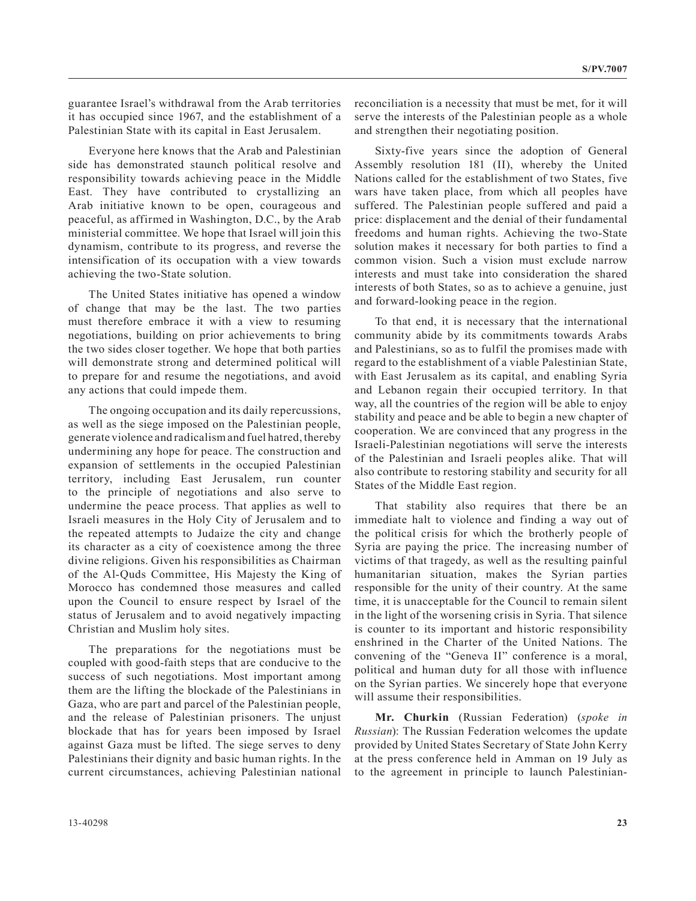guarantee Israel's withdrawal from the Arab territories it has occupied since 1967, and the establishment of a Palestinian State with its capital in East Jerusalem.

Everyone here knows that the Arab and Palestinian side has demonstrated staunch political resolve and responsibility towards achieving peace in the Middle East. They have contributed to crystallizing an Arab initiative known to be open, courageous and peaceful, as affirmed in Washington, D.C., by the Arab ministerial committee. We hope that Israel will join this dynamism, contribute to its progress, and reverse the intensification of its occupation with a view towards achieving the two-State solution.

The United States initiative has opened a window of change that may be the last. The two parties must therefore embrace it with a view to resuming negotiations, building on prior achievements to bring the two sides closer together. We hope that both parties will demonstrate strong and determined political will to prepare for and resume the negotiations, and avoid any actions that could impede them.

The ongoing occupation and its daily repercussions, as well as the siege imposed on the Palestinian people, generate violence and radicalism and fuel hatred, thereby undermining any hope for peace. The construction and expansion of settlements in the occupied Palestinian territory, including East Jerusalem, run counter to the principle of negotiations and also serve to undermine the peace process. That applies as well to Israeli measures in the Holy City of Jerusalem and to the repeated attempts to Judaize the city and change its character as a city of coexistence among the three divine religions. Given his responsibilities as Chairman of the Al-Quds Committee, His Majesty the King of Morocco has condemned those measures and called upon the Council to ensure respect by Israel of the status of Jerusalem and to avoid negatively impacting Christian and Muslim holy sites.

The preparations for the negotiations must be coupled with good-faith steps that are conducive to the success of such negotiations. Most important among them are the lifting the blockade of the Palestinians in Gaza, who are part and parcel of the Palestinian people, and the release of Palestinian prisoners. The unjust blockade that has for years been imposed by Israel against Gaza must be lifted. The siege serves to deny Palestinians their dignity and basic human rights. In the current circumstances, achieving Palestinian national reconciliation is a necessity that must be met, for it will serve the interests of the Palestinian people as a whole and strengthen their negotiating position.

Sixty-five years since the adoption of General Assembly resolution 181 (II), whereby the United Nations called for the establishment of two States, five wars have taken place, from which all peoples have suffered. The Palestinian people suffered and paid a price: displacement and the denial of their fundamental freedoms and human rights. Achieving the two-State solution makes it necessary for both parties to find a common vision. Such a vision must exclude narrow interests and must take into consideration the shared interests of both States, so as to achieve a genuine, just and forward-looking peace in the region.

To that end, it is necessary that the international community abide by its commitments towards Arabs and Palestinians, so as to fulfil the promises made with regard to the establishment of a viable Palestinian State, with East Jerusalem as its capital, and enabling Syria and Lebanon regain their occupied territory. In that way, all the countries of the region will be able to enjoy stability and peace and be able to begin a new chapter of cooperation. We are convinced that any progress in the Israeli-Palestinian negotiations will serve the interests of the Palestinian and Israeli peoples alike. That will also contribute to restoring stability and security for all States of the Middle East region.

That stability also requires that there be an immediate halt to violence and finding a way out of the political crisis for which the brotherly people of Syria are paying the price. The increasing number of victims of that tragedy, as well as the resulting painful humanitarian situation, makes the Syrian parties responsible for the unity of their country. At the same time, it is unacceptable for the Council to remain silent in the light of the worsening crisis in Syria. That silence is counter to its important and historic responsibility enshrined in the Charter of the United Nations. The convening of the "Geneva II" conference is a moral, political and human duty for all those with influence on the Syrian parties. We sincerely hope that everyone will assume their responsibilities.

**Mr. Churkin** (Russian Federation) (*spoke in Russian*): The Russian Federation welcomes the update provided by United States Secretary of State John Kerry at the press conference held in Amman on 19 July as to the agreement in principle to launch Palestinian-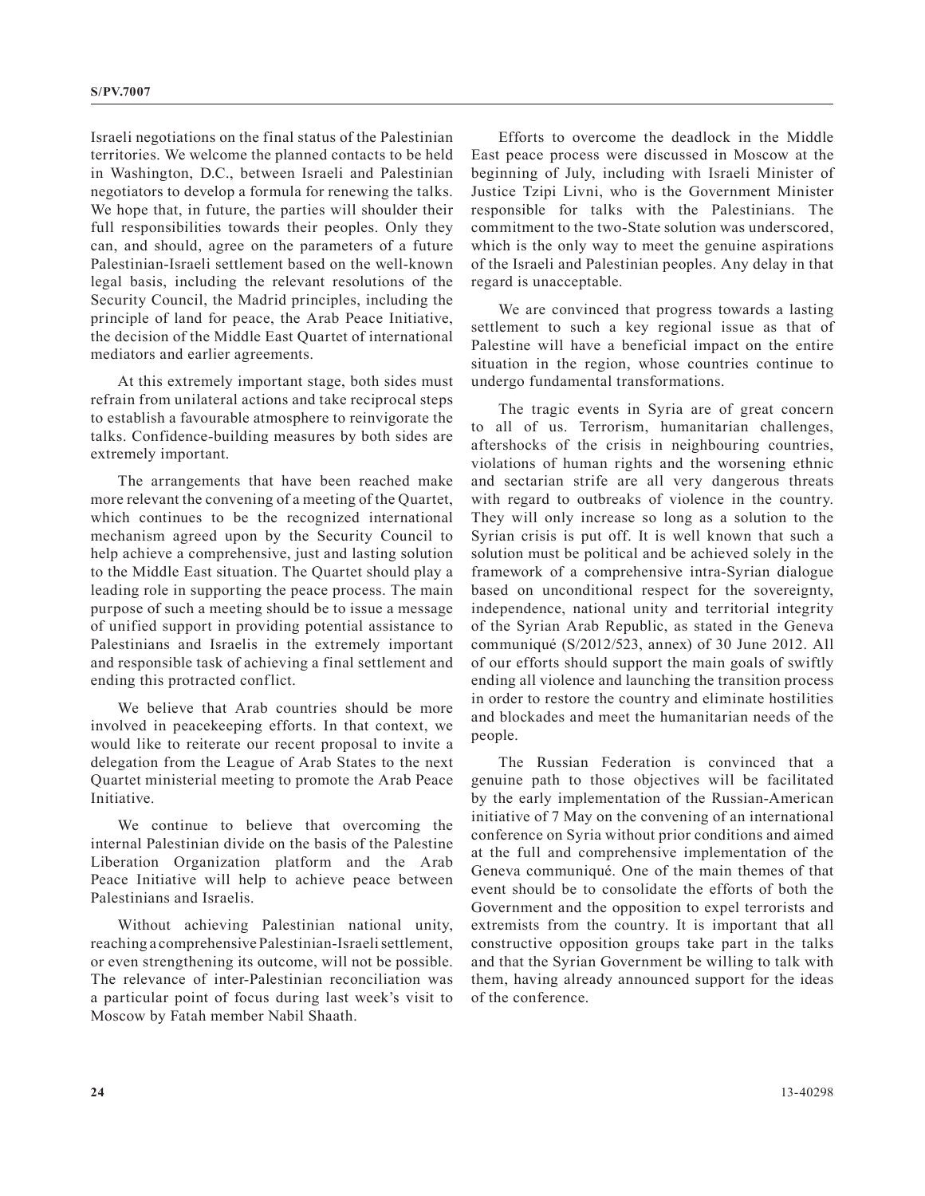Israeli negotiations on the final status of the Palestinian territories. We welcome the planned contacts to be held in Washington, D.C., between Israeli and Palestinian negotiators to develop a formula for renewing the talks. We hope that, in future, the parties will shoulder their full responsibilities towards their peoples. Only they can, and should, agree on the parameters of a future Palestinian-Israeli settlement based on the well-known legal basis, including the relevant resolutions of the Security Council, the Madrid principles, including the principle of land for peace, the Arab Peace Initiative, the decision of the Middle East Quartet of international mediators and earlier agreements.

At this extremely important stage, both sides must refrain from unilateral actions and take reciprocal steps to establish a favourable atmosphere to reinvigorate the talks. Confidence-building measures by both sides are extremely important.

The arrangements that have been reached make more relevant the convening of a meeting of the Quartet, which continues to be the recognized international mechanism agreed upon by the Security Council to help achieve a comprehensive, just and lasting solution to the Middle East situation. The Quartet should play a leading role in supporting the peace process. The main purpose of such a meeting should be to issue a message of unified support in providing potential assistance to Palestinians and Israelis in the extremely important and responsible task of achieving a final settlement and ending this protracted conflict.

We believe that Arab countries should be more involved in peacekeeping efforts. In that context, we would like to reiterate our recent proposal to invite a delegation from the League of Arab States to the next Quartet ministerial meeting to promote the Arab Peace Initiative.

We continue to believe that overcoming the internal Palestinian divide on the basis of the Palestine Liberation Organization platform and the Arab Peace Initiative will help to achieve peace between Palestinians and Israelis.

Without achieving Palestinian national unity, reaching a comprehensive Palestinian-Israeli settlement, or even strengthening its outcome, will not be possible. The relevance of inter-Palestinian reconciliation was a particular point of focus during last week's visit to Moscow by Fatah member Nabil Shaath.

Efforts to overcome the deadlock in the Middle East peace process were discussed in Moscow at the beginning of July, including with Israeli Minister of Justice Tzipi Livni, who is the Government Minister responsible for talks with the Palestinians. The commitment to the two-State solution was underscored, which is the only way to meet the genuine aspirations of the Israeli and Palestinian peoples. Any delay in that regard is unacceptable.

We are convinced that progress towards a lasting settlement to such a key regional issue as that of Palestine will have a beneficial impact on the entire situation in the region, whose countries continue to undergo fundamental transformations.

The tragic events in Syria are of great concern to all of us. Terrorism, humanitarian challenges, aftershocks of the crisis in neighbouring countries, violations of human rights and the worsening ethnic and sectarian strife are all very dangerous threats with regard to outbreaks of violence in the country. They will only increase so long as a solution to the Syrian crisis is put off. It is well known that such a solution must be political and be achieved solely in the framework of a comprehensive intra-Syrian dialogue based on unconditional respect for the sovereignty, independence, national unity and territorial integrity of the Syrian Arab Republic, as stated in the Geneva communiqué (S/2012/523, annex) of 30 June 2012. All of our efforts should support the main goals of swiftly ending all violence and launching the transition process in order to restore the country and eliminate hostilities and blockades and meet the humanitarian needs of the people.

The Russian Federation is convinced that a genuine path to those objectives will be facilitated by the early implementation of the Russian-American initiative of 7 May on the convening of an international conference on Syria without prior conditions and aimed at the full and comprehensive implementation of the Geneva communiqué. One of the main themes of that event should be to consolidate the efforts of both the Government and the opposition to expel terrorists and extremists from the country. It is important that all constructive opposition groups take part in the talks and that the Syrian Government be willing to talk with them, having already announced support for the ideas of the conference.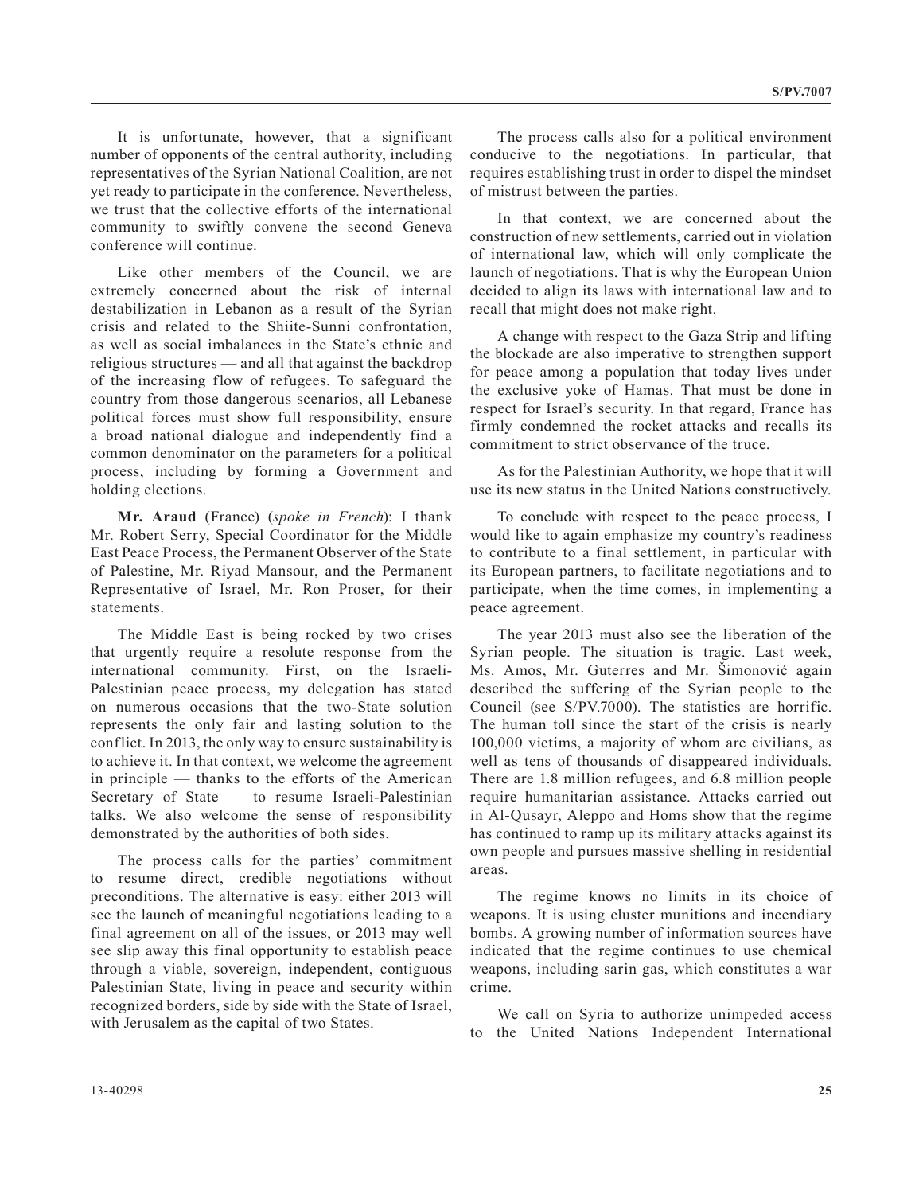It is unfortunate, however, that a significant number of opponents of the central authority, including representatives of the Syrian National Coalition, are not yet ready to participate in the conference. Nevertheless, we trust that the collective efforts of the international community to swiftly convene the second Geneva conference will continue.

Like other members of the Council, we are extremely concerned about the risk of internal destabilization in Lebanon as a result of the Syrian crisis and related to the Shiite-Sunni confrontation, as well as social imbalances in the State's ethnic and religious structures — and all that against the backdrop of the increasing flow of refugees. To safeguard the country from those dangerous scenarios, all Lebanese political forces must show full responsibility, ensure a broad national dialogue and independently find a common denominator on the parameters for a political process, including by forming a Government and holding elections.

**Mr. Araud** (France) (*spoke in French*): I thank Mr. Robert Serry, Special Coordinator for the Middle East Peace Process, the Permanent Observer of the State of Palestine, Mr. Riyad Mansour, and the Permanent Representative of Israel, Mr. Ron Proser, for their statements.

The Middle East is being rocked by two crises that urgently require a resolute response from the international community. First, on the Israeli-Palestinian peace process, my delegation has stated on numerous occasions that the two-State solution represents the only fair and lasting solution to the conflict. In 2013, the only way to ensure sustainability is to achieve it. In that context, we welcome the agreement in principle — thanks to the efforts of the American Secretary of State — to resume Israeli-Palestinian talks. We also welcome the sense of responsibility demonstrated by the authorities of both sides.

The process calls for the parties' commitment to resume direct, credible negotiations without preconditions. The alternative is easy: either 2013 will see the launch of meaningful negotiations leading to a final agreement on all of the issues, or 2013 may well see slip away this final opportunity to establish peace through a viable, sovereign, independent, contiguous Palestinian State, living in peace and security within recognized borders, side by side with the State of Israel, with Jerusalem as the capital of two States.

The process calls also for a political environment conducive to the negotiations. In particular, that requires establishing trust in order to dispel the mindset of mistrust between the parties.

In that context, we are concerned about the construction of new settlements, carried out in violation of international law, which will only complicate the launch of negotiations. That is why the European Union decided to align its laws with international law and to recall that might does not make right.

A change with respect to the Gaza Strip and lifting the blockade are also imperative to strengthen support for peace among a population that today lives under the exclusive yoke of Hamas. That must be done in respect for Israel's security. In that regard, France has firmly condemned the rocket attacks and recalls its commitment to strict observance of the truce.

As for the Palestinian Authority, we hope that it will use its new status in the United Nations constructively.

To conclude with respect to the peace process, I would like to again emphasize my country's readiness to contribute to a final settlement, in particular with its European partners, to facilitate negotiations and to participate, when the time comes, in implementing a peace agreement.

The year 2013 must also see the liberation of the Syrian people. The situation is tragic. Last week, Ms. Amos, Mr. Guterres and Mr. Šimonović again described the suffering of the Syrian people to the Council (see S/PV.7000). The statistics are horrific. The human toll since the start of the crisis is nearly 100,000 victims, a majority of whom are civilians, as well as tens of thousands of disappeared individuals. There are 1.8 million refugees, and 6.8 million people require humanitarian assistance. Attacks carried out in Al-Qusayr, Aleppo and Homs show that the regime has continued to ramp up its military attacks against its own people and pursues massive shelling in residential areas.

The regime knows no limits in its choice of weapons. It is using cluster munitions and incendiary bombs. A growing number of information sources have indicated that the regime continues to use chemical weapons, including sarin gas, which constitutes a war crime.

We call on Syria to authorize unimpeded access to the United Nations Independent International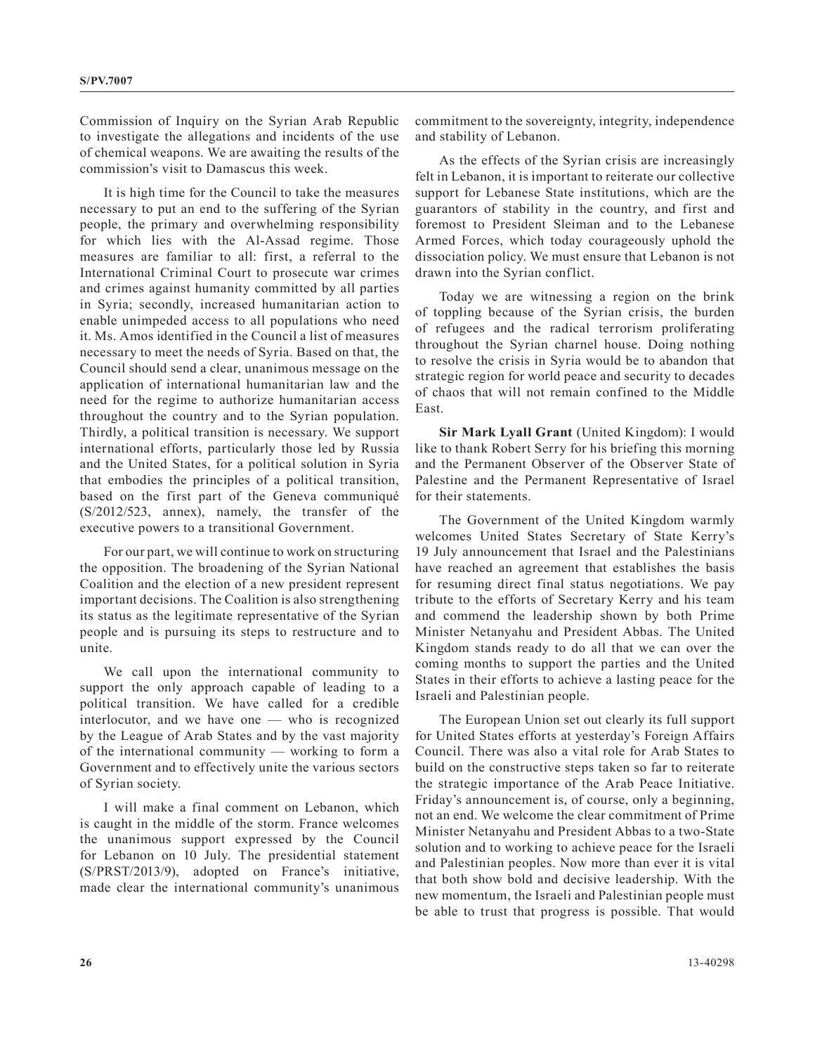Commission of Inquiry on the Syrian Arab Republic to investigate the allegations and incidents of the use of chemical weapons. We are awaiting the results of the commission's visit to Damascus this week.

It is high time for the Council to take the measures necessary to put an end to the suffering of the Syrian people, the primary and overwhelming responsibility for which lies with the Al-Assad regime. Those measures are familiar to all: first, a referral to the International Criminal Court to prosecute war crimes and crimes against humanity committed by all parties in Syria; secondly, increased humanitarian action to enable unimpeded access to all populations who need it. Ms. Amos identified in the Council a list of measures necessary to meet the needs of Syria. Based on that, the Council should send a clear, unanimous message on the application of international humanitarian law and the need for the regime to authorize humanitarian access throughout the country and to the Syrian population. Thirdly, a political transition is necessary. We support international efforts, particularly those led by Russia and the United States, for a political solution in Syria that embodies the principles of a political transition, based on the first part of the Geneva communiqué (S/2012/523, annex), namely, the transfer of the executive powers to a transitional Government.

For our part, we will continue to work on structuring the opposition. The broadening of the Syrian National Coalition and the election of a new president represent important decisions. The Coalition is also strengthening its status as the legitimate representative of the Syrian people and is pursuing its steps to restructure and to unite.

We call upon the international community to support the only approach capable of leading to a political transition. We have called for a credible interlocutor, and we have one — who is recognized by the League of Arab States and by the vast majority of the international community — working to form a Government and to effectively unite the various sectors of Syrian society.

I will make a final comment on Lebanon, which is caught in the middle of the storm. France welcomes the unanimous support expressed by the Council for Lebanon on 10 July. The presidential statement (S/PRST/2013/9), adopted on France's initiative, made clear the international community's unanimous commitment to the sovereignty, integrity, independence and stability of Lebanon.

As the effects of the Syrian crisis are increasingly felt in Lebanon, it is important to reiterate our collective support for Lebanese State institutions, which are the guarantors of stability in the country, and first and foremost to President Sleiman and to the Lebanese Armed Forces, which today courageously uphold the dissociation policy. We must ensure that Lebanon is not drawn into the Syrian conflict.

Today we are witnessing a region on the brink of toppling because of the Syrian crisis, the burden of refugees and the radical terrorism proliferating throughout the Syrian charnel house. Doing nothing to resolve the crisis in Syria would be to abandon that strategic region for world peace and security to decades of chaos that will not remain confined to the Middle East.

**Sir Mark Lyall Grant** (United Kingdom): I would like to thank Robert Serry for his briefing this morning and the Permanent Observer of the Observer State of Palestine and the Permanent Representative of Israel for their statements.

The Government of the United Kingdom warmly welcomes United States Secretary of State Kerry's 19 July announcement that Israel and the Palestinians have reached an agreement that establishes the basis for resuming direct final status negotiations. We pay tribute to the efforts of Secretary Kerry and his team and commend the leadership shown by both Prime Minister Netanyahu and President Abbas. The United Kingdom stands ready to do all that we can over the coming months to support the parties and the United States in their efforts to achieve a lasting peace for the Israeli and Palestinian people.

The European Union set out clearly its full support for United States efforts at yesterday's Foreign Affairs Council. There was also a vital role for Arab States to build on the constructive steps taken so far to reiterate the strategic importance of the Arab Peace Initiative. Friday's announcement is, of course, only a beginning, not an end. We welcome the clear commitment of Prime Minister Netanyahu and President Abbas to a two-State solution and to working to achieve peace for the Israeli and Palestinian peoples. Now more than ever it is vital that both show bold and decisive leadership. With the new momentum, the Israeli and Palestinian people must be able to trust that progress is possible. That would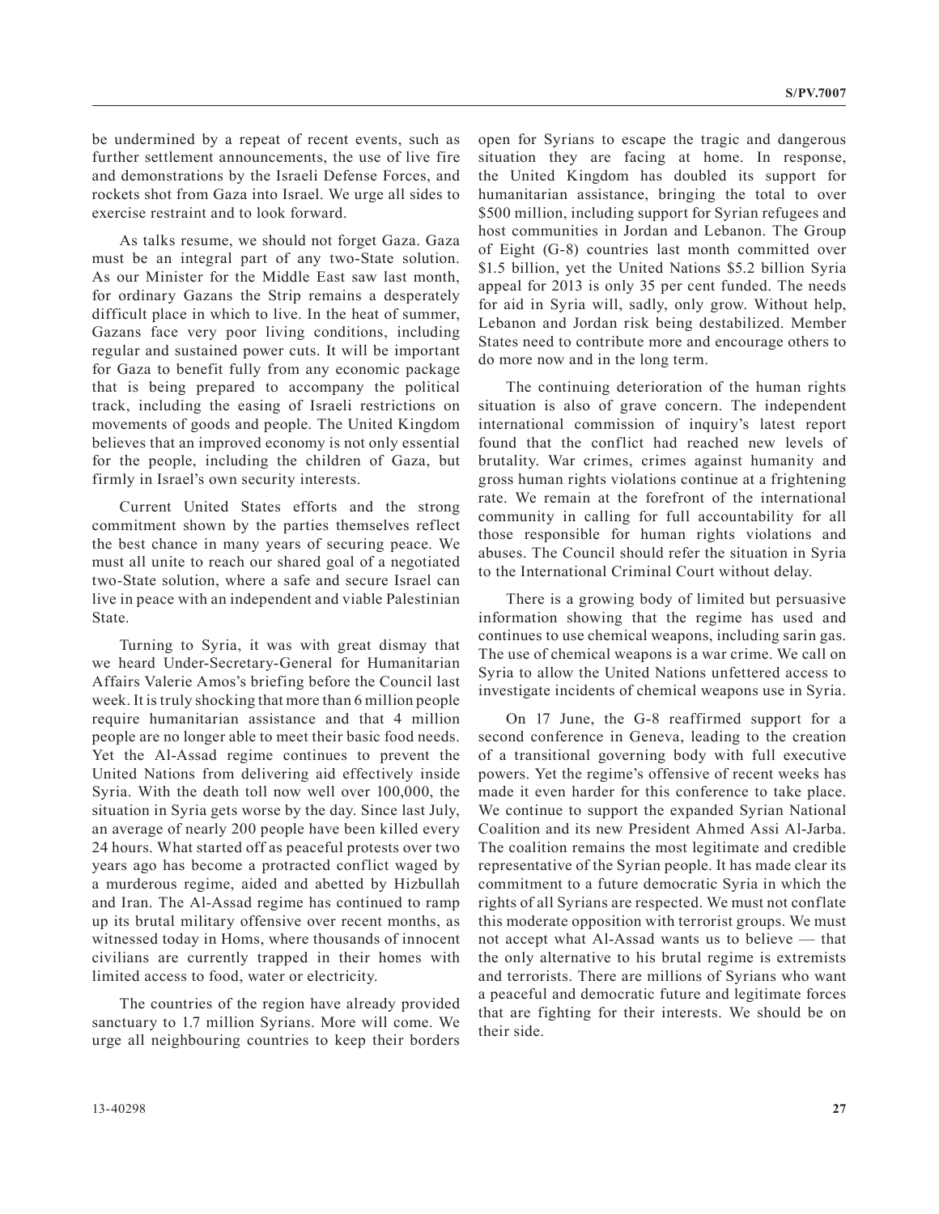be undermined by a repeat of recent events, such as further settlement announcements, the use of live fire and demonstrations by the Israeli Defense Forces, and rockets shot from Gaza into Israel. We urge all sides to exercise restraint and to look forward.

As talks resume, we should not forget Gaza. Gaza must be an integral part of any two-State solution. As our Minister for the Middle East saw last month, for ordinary Gazans the Strip remains a desperately difficult place in which to live. In the heat of summer, Gazans face very poor living conditions, including regular and sustained power cuts. It will be important for Gaza to benefit fully from any economic package that is being prepared to accompany the political track, including the easing of Israeli restrictions on movements of goods and people. The United Kingdom believes that an improved economy is not only essential for the people, including the children of Gaza, but firmly in Israel's own security interests.

Current United States efforts and the strong commitment shown by the parties themselves reflect the best chance in many years of securing peace. We must all unite to reach our shared goal of a negotiated two-State solution, where a safe and secure Israel can live in peace with an independent and viable Palestinian State.

Turning to Syria, it was with great dismay that we heard Under-Secretary-General for Humanitarian Affairs Valerie Amos's briefing before the Council last week. It is truly shocking that more than 6 million people require humanitarian assistance and that 4 million people are no longer able to meet their basic food needs. Yet the Al-Assad regime continues to prevent the United Nations from delivering aid effectively inside Syria. With the death toll now well over 100,000, the situation in Syria gets worse by the day. Since last July, an average of nearly 200 people have been killed every 24 hours. What started off as peaceful protests over two years ago has become a protracted conflict waged by a murderous regime, aided and abetted by Hizbullah and Iran. The Al-Assad regime has continued to ramp up its brutal military offensive over recent months, as witnessed today in Homs, where thousands of innocent civilians are currently trapped in their homes with limited access to food, water or electricity.

The countries of the region have already provided sanctuary to 1.7 million Syrians. More will come. We urge all neighbouring countries to keep their borders open for Syrians to escape the tragic and dangerous situation they are facing at home. In response, the United Kingdom has doubled its support for humanitarian assistance, bringing the total to over $500 million, including support for Syrian refugees and host communities in Jordan and Lebanon. The Group of Eight (G-8) countries last month committed over $1.5 billion, yet the United Nations $5.2 billion Syria appeal for 2013 is only 35 per cent funded. The needs for aid in Syria will, sadly, only grow. Without help, Lebanon and Jordan risk being destabilized. Member States need to contribute more and encourage others to do more now and in the long term.

The continuing deterioration of the human rights situation is also of grave concern. The independent international commission of inquiry's latest report found that the conflict had reached new levels of brutality. War crimes, crimes against humanity and gross human rights violations continue at a frightening rate. We remain at the forefront of the international community in calling for full accountability for all those responsible for human rights violations and abuses. The Council should refer the situation in Syria to the International Criminal Court without delay.

There is a growing body of limited but persuasive information showing that the regime has used and continues to use chemical weapons, including sarin gas. The use of chemical weapons is a war crime. We call on Syria to allow the United Nations unfettered access to investigate incidents of chemical weapons use in Syria.

On 17 June, the G-8 reaffirmed support for a second conference in Geneva, leading to the creation of a transitional governing body with full executive powers. Yet the regime's offensive of recent weeks has made it even harder for this conference to take place. We continue to support the expanded Syrian National Coalition and its new President Ahmed Assi Al-Jarba. The coalition remains the most legitimate and credible representative of the Syrian people. It has made clear its commitment to a future democratic Syria in which the rights of all Syrians are respected. We must not conflate this moderate opposition with terrorist groups. We must not accept what Al-Assad wants us to believe — that the only alternative to his brutal regime is extremists and terrorists. There are millions of Syrians who want a peaceful and democratic future and legitimate forces that are fighting for their interests. We should be on their side.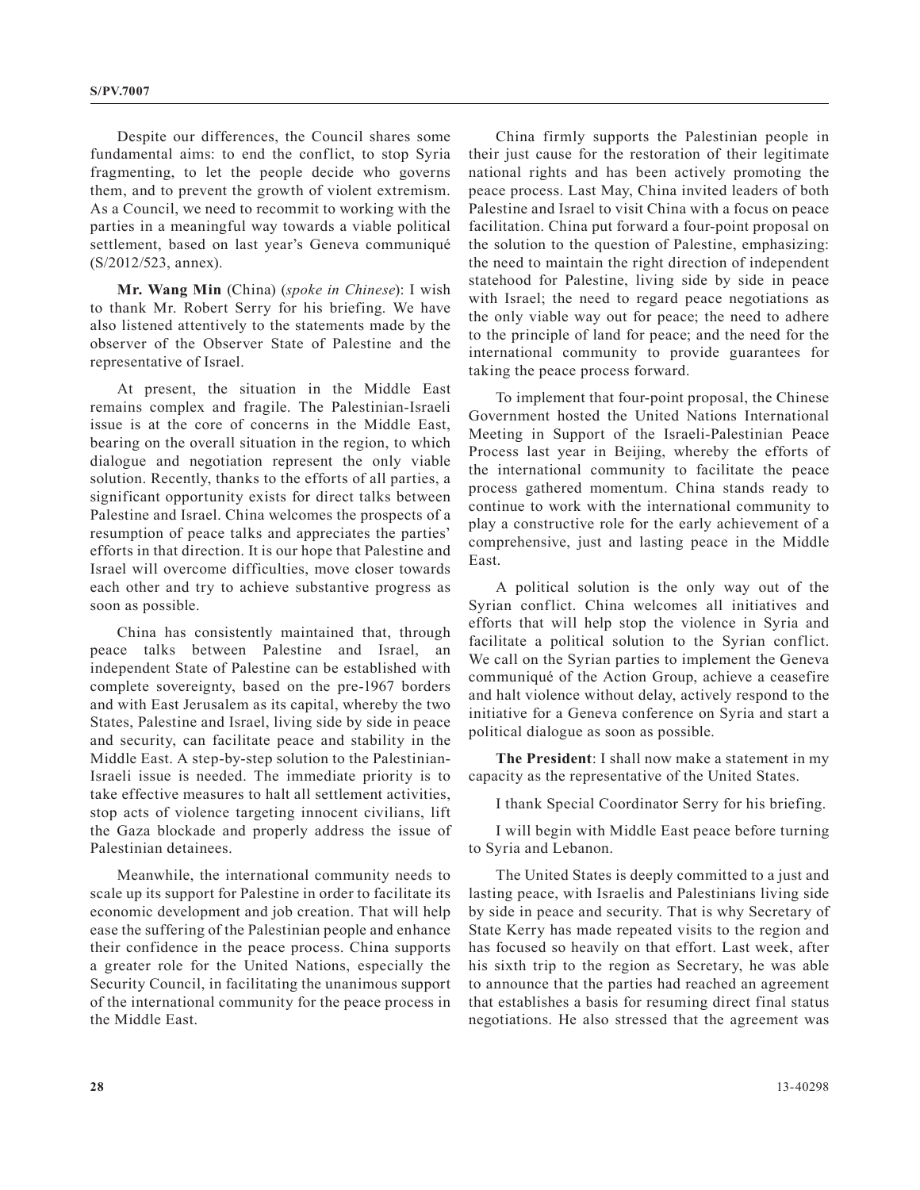Despite our differences, the Council shares some fundamental aims: to end the conflict, to stop Syria fragmenting, to let the people decide who governs them, and to prevent the growth of violent extremism. As a Council, we need to recommit to working with the parties in a meaningful way towards a viable political settlement, based on last year's Geneva communiqué (S/2012/523, annex).

**Mr. Wang Min** (China) (*spoke in Chinese*): I wish to thank Mr. Robert Serry for his briefing. We have also listened attentively to the statements made by the observer of the Observer State of Palestine and the representative of Israel.

At present, the situation in the Middle East remains complex and fragile. The Palestinian-Israeli issue is at the core of concerns in the Middle East, bearing on the overall situation in the region, to which dialogue and negotiation represent the only viable solution. Recently, thanks to the efforts of all parties, a significant opportunity exists for direct talks between Palestine and Israel. China welcomes the prospects of a resumption of peace talks and appreciates the parties' efforts in that direction. It is our hope that Palestine and Israel will overcome difficulties, move closer towards each other and try to achieve substantive progress as soon as possible.

China has consistently maintained that, through peace talks between Palestine and Israel, an independent State of Palestine can be established with complete sovereignty, based on the pre-1967 borders and with East Jerusalem as its capital, whereby the two States, Palestine and Israel, living side by side in peace and security, can facilitate peace and stability in the Middle East. A step-by-step solution to the Palestinian-Israeli issue is needed. The immediate priority is to take effective measures to halt all settlement activities, stop acts of violence targeting innocent civilians, lift the Gaza blockade and properly address the issue of Palestinian detainees.

Meanwhile, the international community needs to scale up its support for Palestine in order to facilitate its economic development and job creation. That will help ease the suffering of the Palestinian people and enhance their confidence in the peace process. China supports a greater role for the United Nations, especially the Security Council, in facilitating the unanimous support of the international community for the peace process in the Middle East.

China firmly supports the Palestinian people in their just cause for the restoration of their legitimate national rights and has been actively promoting the peace process. Last May, China invited leaders of both Palestine and Israel to visit China with a focus on peace facilitation. China put forward a four-point proposal on the solution to the question of Palestine, emphasizing: the need to maintain the right direction of independent statehood for Palestine, living side by side in peace with Israel; the need to regard peace negotiations as the only viable way out for peace; the need to adhere to the principle of land for peace; and the need for the international community to provide guarantees for taking the peace process forward.

To implement that four-point proposal, the Chinese Government hosted the United Nations International Meeting in Support of the Israeli-Palestinian Peace Process last year in Beijing, whereby the efforts of the international community to facilitate the peace process gathered momentum. China stands ready to continue to work with the international community to play a constructive role for the early achievement of a comprehensive, just and lasting peace in the Middle East.

A political solution is the only way out of the Syrian conflict. China welcomes all initiatives and efforts that will help stop the violence in Syria and facilitate a political solution to the Syrian conflict. We call on the Syrian parties to implement the Geneva communiqué of the Action Group, achieve a ceasefire and halt violence without delay, actively respond to the initiative for a Geneva conference on Syria and start a political dialogue as soon as possible.

**The President**: I shall now make a statement in my capacity as the representative of the United States.

I thank Special Coordinator Serry for his briefing.

I will begin with Middle East peace before turning to Syria and Lebanon.

The United States is deeply committed to a just and lasting peace, with Israelis and Palestinians living side by side in peace and security. That is why Secretary of State Kerry has made repeated visits to the region and has focused so heavily on that effort. Last week, after his sixth trip to the region as Secretary, he was able to announce that the parties had reached an agreement that establishes a basis for resuming direct final status negotiations. He also stressed that the agreement was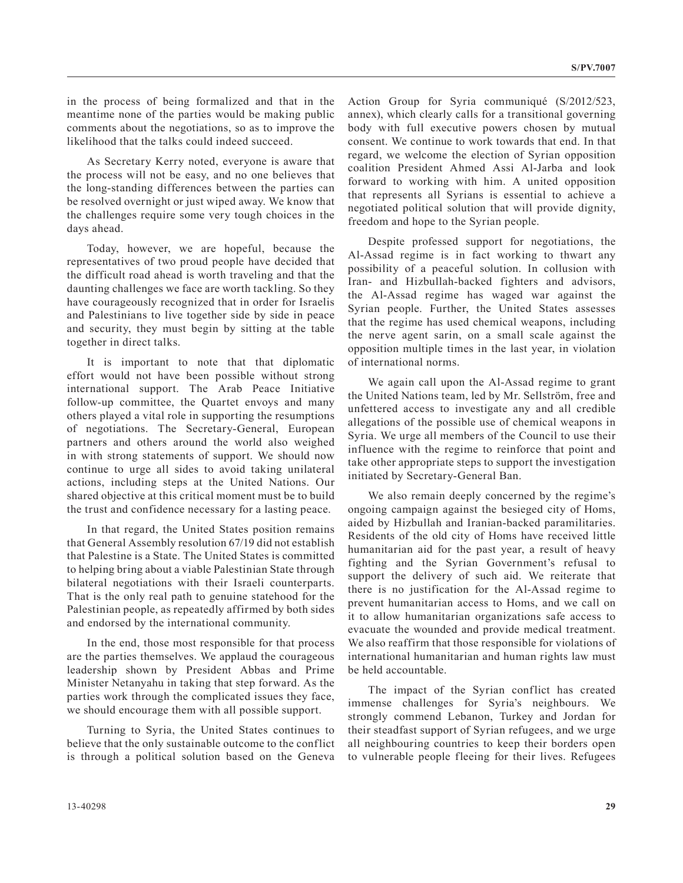in the process of being formalized and that in the meantime none of the parties would be making public comments about the negotiations, so as to improve the likelihood that the talks could indeed succeed.

As Secretary Kerry noted, everyone is aware that the process will not be easy, and no one believes that the long-standing differences between the parties can be resolved overnight or just wiped away. We know that the challenges require some very tough choices in the days ahead.

Today, however, we are hopeful, because the representatives of two proud people have decided that the difficult road ahead is worth traveling and that the daunting challenges we face are worth tackling. So they have courageously recognized that in order for Israelis and Palestinians to live together side by side in peace and security, they must begin by sitting at the table together in direct talks.

It is important to note that that diplomatic effort would not have been possible without strong international support. The Arab Peace Initiative follow-up committee, the Quartet envoys and many others played a vital role in supporting the resumptions of negotiations. The Secretary-General, European partners and others around the world also weighed in with strong statements of support. We should now continue to urge all sides to avoid taking unilateral actions, including steps at the United Nations. Our shared objective at this critical moment must be to build the trust and confidence necessary for a lasting peace.

In that regard, the United States position remains that General Assembly resolution 67/19 did not establish that Palestine is a State. The United States is committed to helping bring about a viable Palestinian State through bilateral negotiations with their Israeli counterparts. That is the only real path to genuine statehood for the Palestinian people, as repeatedly affirmed by both sides and endorsed by the international community.

In the end, those most responsible for that process are the parties themselves. We applaud the courageous leadership shown by President Abbas and Prime Minister Netanyahu in taking that step forward. As the parties work through the complicated issues they face, we should encourage them with all possible support.

Turning to Syria, the United States continues to believe that the only sustainable outcome to the conflict is through a political solution based on the Geneva Action Group for Syria communiqué (S/2012/523, annex), which clearly calls for a transitional governing body with full executive powers chosen by mutual consent. We continue to work towards that end. In that regard, we welcome the election of Syrian opposition coalition President Ahmed Assi Al-Jarba and look forward to working with him. A united opposition that represents all Syrians is essential to achieve a negotiated political solution that will provide dignity, freedom and hope to the Syrian people.

Despite professed support for negotiations, the Al-Assad regime is in fact working to thwart any possibility of a peaceful solution. In collusion with Iran- and Hizbullah-backed fighters and advisors, the Al-Assad regime has waged war against the Syrian people. Further, the United States assesses that the regime has used chemical weapons, including the nerve agent sarin, on a small scale against the opposition multiple times in the last year, in violation of international norms.

We again call upon the Al-Assad regime to grant the United Nations team, led by Mr. Sellström, free and unfettered access to investigate any and all credible allegations of the possible use of chemical weapons in Syria. We urge all members of the Council to use their influence with the regime to reinforce that point and take other appropriate steps to support the investigation initiated by Secretary-General Ban.

We also remain deeply concerned by the regime's ongoing campaign against the besieged city of Homs, aided by Hizbullah and Iranian-backed paramilitaries. Residents of the old city of Homs have received little humanitarian aid for the past year, a result of heavy fighting and the Syrian Government's refusal to support the delivery of such aid. We reiterate that there is no justification for the Al-Assad regime to prevent humanitarian access to Homs, and we call on it to allow humanitarian organizations safe access to evacuate the wounded and provide medical treatment. We also reaffirm that those responsible for violations of international humanitarian and human rights law must be held accountable.

The impact of the Syrian conflict has created immense challenges for Syria's neighbours. We strongly commend Lebanon, Turkey and Jordan for their steadfast support of Syrian refugees, and we urge all neighbouring countries to keep their borders open to vulnerable people fleeing for their lives. Refugees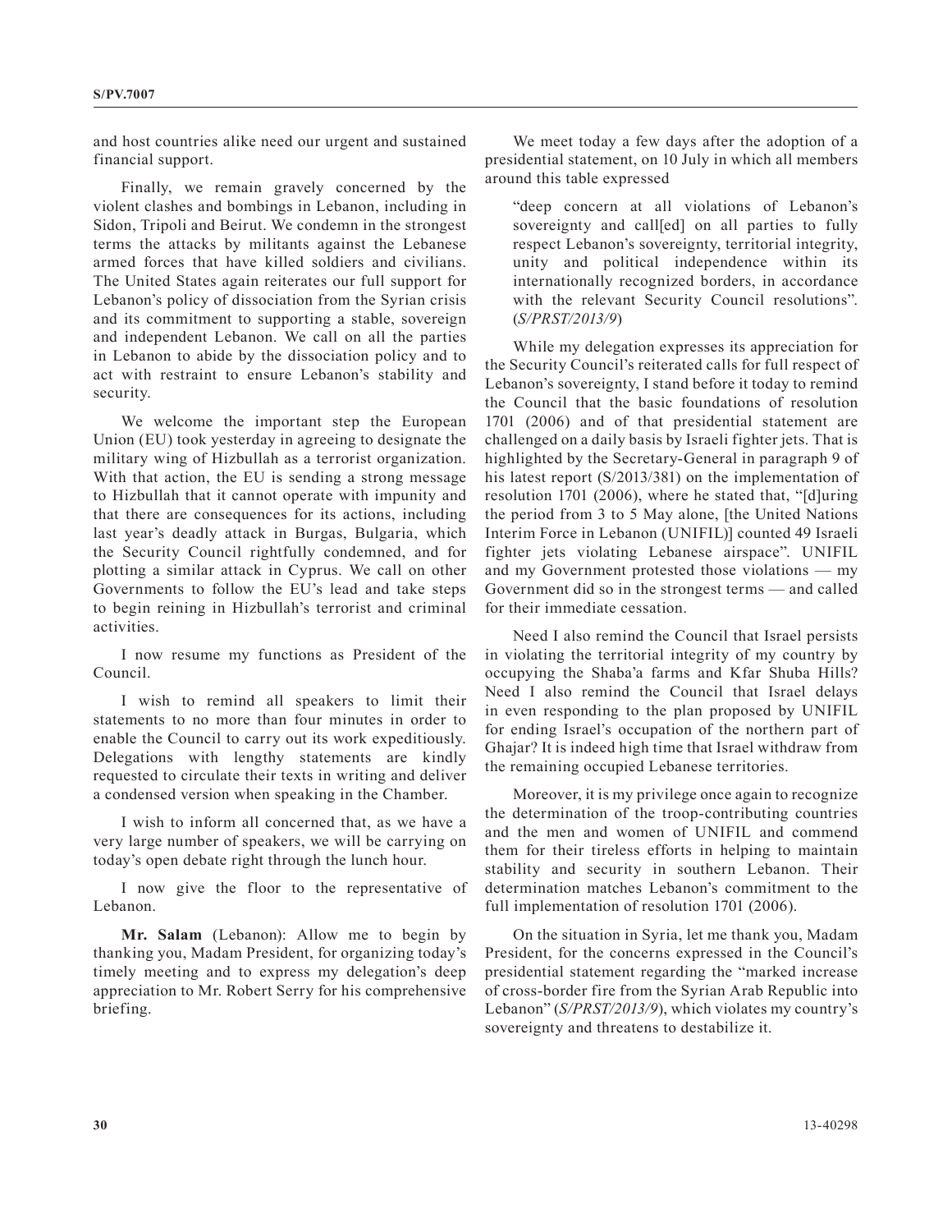and host countries alike need our urgent and sustained financial support.

Finally, we remain gravely concerned by the violent clashes and bombings in Lebanon, including in Sidon, Tripoli and Beirut. We condemn in the strongest terms the attacks by militants against the Lebanese armed forces that have killed soldiers and civilians. The United States again reiterates our full support for Lebanon's policy of dissociation from the Syrian crisis and its commitment to supporting a stable, sovereign and independent Lebanon. We call on all the parties in Lebanon to abide by the dissociation policy and to act with restraint to ensure Lebanon's stability and security.

We welcome the important step the European Union (EU) took yesterday in agreeing to designate the military wing of Hizbullah as a terrorist organization. With that action, the EU is sending a strong message to Hizbullah that it cannot operate with impunity and that there are consequences for its actions, including last year's deadly attack in Burgas, Bulgaria, which the Security Council rightfully condemned, and for plotting a similar attack in Cyprus. We call on other Governments to follow the EU's lead and take steps to begin reining in Hizbullah's terrorist and criminal activities.

I now resume my functions as President of the Council.

I wish to remind all speakers to limit their statements to no more than four minutes in order to enable the Council to carry out its work expeditiously. Delegations with lengthy statements are kindly requested to circulate their texts in writing and deliver a condensed version when speaking in the Chamber.

I wish to inform all concerned that, as we have a very large number of speakers, we will be carrying on today's open debate right through the lunch hour.

I now give the floor to the representative of Lebanon.

**Mr. Salam** (Lebanon): Allow me to begin by thanking you, Madam President, for organizing today's timely meeting and to express my delegation's deep appreciation to Mr. Robert Serry for his comprehensive briefing.

We meet today a few days after the adoption of a presidential statement, on 10 July in which all members around this table expressed

> "deep concern at all violations of Lebanon's sovereignty and call[ed] on all parties to fully respect Lebanon's sovereignty, territorial integrity, unity and political independence within its internationally recognized borders, in accordance with the relevant Security Council resolutions". (*S/PRST/2013/9*)

While my delegation expresses its appreciation for the Security Council's reiterated calls for full respect of Lebanon's sovereignty, I stand before it today to remind the Council that the basic foundations of resolution 1701 (2006) and of that presidential statement are challenged on a daily basis by Israeli fighter jets. That is highlighted by the Secretary-General in paragraph 9 of his latest report (S/2013/381) on the implementation of resolution 1701 (2006), where he stated that, "[d]uring the period from 3 to 5 May alone, [the United Nations Interim Force in Lebanon (UNIFIL)] counted 49 Israeli fighter jets violating Lebanese airspace". UNIFIL and my Government protested those violations — my Government did so in the strongest terms — and called for their immediate cessation.

Need I also remind the Council that Israel persists in violating the territorial integrity of my country by occupying the Shaba'a farms and Kfar Shuba Hills? Need I also remind the Council that Israel delays in even responding to the plan proposed by UNIFIL for ending Israel's occupation of the northern part of Ghajar? It is indeed high time that Israel withdraw from the remaining occupied Lebanese territories.

Moreover, it is my privilege once again to recognize the determination of the troop-contributing countries and the men and women of UNIFIL and commend them for their tireless efforts in helping to maintain stability and security in southern Lebanon. Their determination matches Lebanon's commitment to the full implementation of resolution 1701 (2006).

On the situation in Syria, let me thank you, Madam President, for the concerns expressed in the Council's presidential statement regarding the "marked increase of cross-border fire from the Syrian Arab Republic into Lebanon" (*S/PRST/2013/9*), which violates my country's sovereignty and threatens to destabilize it.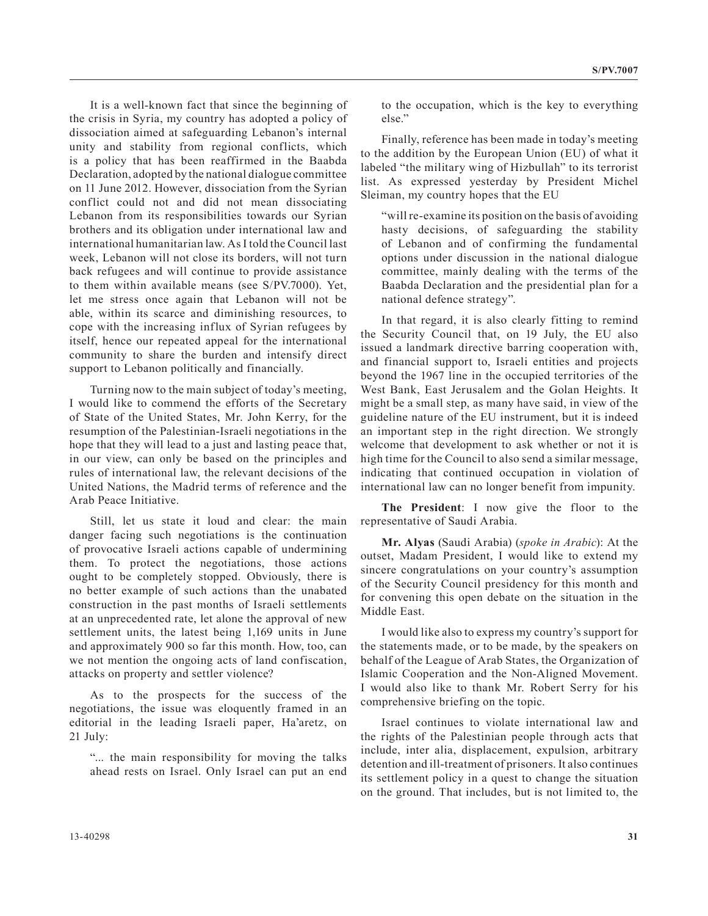It is a well-known fact that since the beginning of the crisis in Syria, my country has adopted a policy of dissociation aimed at safeguarding Lebanon's internal unity and stability from regional conflicts, which is a policy that has been reaffirmed in the Baabda Declaration, adopted by the national dialogue committee on 11 June 2012. However, dissociation from the Syrian conflict could not and did not mean dissociating Lebanon from its responsibilities towards our Syrian brothers and its obligation under international law and international humanitarian law. As I told the Council last week, Lebanon will not close its borders, will not turn back refugees and will continue to provide assistance to them within available means (see S/PV.7000). Yet, let me stress once again that Lebanon will not be able, within its scarce and diminishing resources, to cope with the increasing influx of Syrian refugees by itself, hence our repeated appeal for the international community to share the burden and intensify direct support to Lebanon politically and financially.

Turning now to the main subject of today's meeting, I would like to commend the efforts of the Secretary of State of the United States, Mr. John Kerry, for the resumption of the Palestinian-Israeli negotiations in the hope that they will lead to a just and lasting peace that, in our view, can only be based on the principles and rules of international law, the relevant decisions of the United Nations, the Madrid terms of reference and the Arab Peace Initiative.

Still, let us state it loud and clear: the main danger facing such negotiations is the continuation of provocative Israeli actions capable of undermining them. To protect the negotiations, those actions ought to be completely stopped. Obviously, there is no better example of such actions than the unabated construction in the past months of Israeli settlements at an unprecedented rate, let alone the approval of new settlement units, the latest being 1,169 units in June and approximately 900 so far this month. How, too, can we not mention the ongoing acts of land confiscation, attacks on property and settler violence?

As to the prospects for the success of the negotiations, the issue was eloquently framed in an editorial in the leading Israeli paper, Ha'aretz, on 21 July:

> "... the main responsibility for moving the talks ahead rests on Israel. Only Israel can put an end to the occupation, which is the key to everything else."

Finally, reference has been made in today's meeting to the addition by the European Union (EU) of what it labeled "the military wing of Hizbullah" to its terrorist list. As expressed yesterday by President Michel Sleiman, my country hopes that the EU

> "will re-examine its position on the basis of avoiding hasty decisions, of safeguarding the stability of Lebanon and of confirming the fundamental options under discussion in the national dialogue committee, mainly dealing with the terms of the Baabda Declaration and the presidential plan for a national defence strategy".

In that regard, it is also clearly fitting to remind the Security Council that, on 19 July, the EU also issued a landmark directive barring cooperation with, and financial support to, Israeli entities and projects beyond the 1967 line in the occupied territories of the West Bank, East Jerusalem and the Golan Heights. It might be a small step, as many have said, in view of the guideline nature of the EU instrument, but it is indeed an important step in the right direction. We strongly welcome that development to ask whether or not it is high time for the Council to also send a similar message, indicating that continued occupation in violation of international law can no longer benefit from impunity.

**The President**: I now give the floor to the representative of Saudi Arabia.

**Mr. Alyas** (Saudi Arabia) (*spoke in Arabic*): At the outset, Madam President, I would like to extend my sincere congratulations on your country's assumption of the Security Council presidency for this month and for convening this open debate on the situation in the Middle East.

I would like also to express my country's support for the statements made, or to be made, by the speakers on behalf of the League of Arab States, the Organization of Islamic Cooperation and the Non-Aligned Movement. I would also like to thank Mr. Robert Serry for his comprehensive briefing on the topic.

Israel continues to violate international law and the rights of the Palestinian people through acts that include, inter alia, displacement, expulsion, arbitrary detention and ill-treatment of prisoners. It also continues its settlement policy in a quest to change the situation on the ground. That includes, but is not limited to, the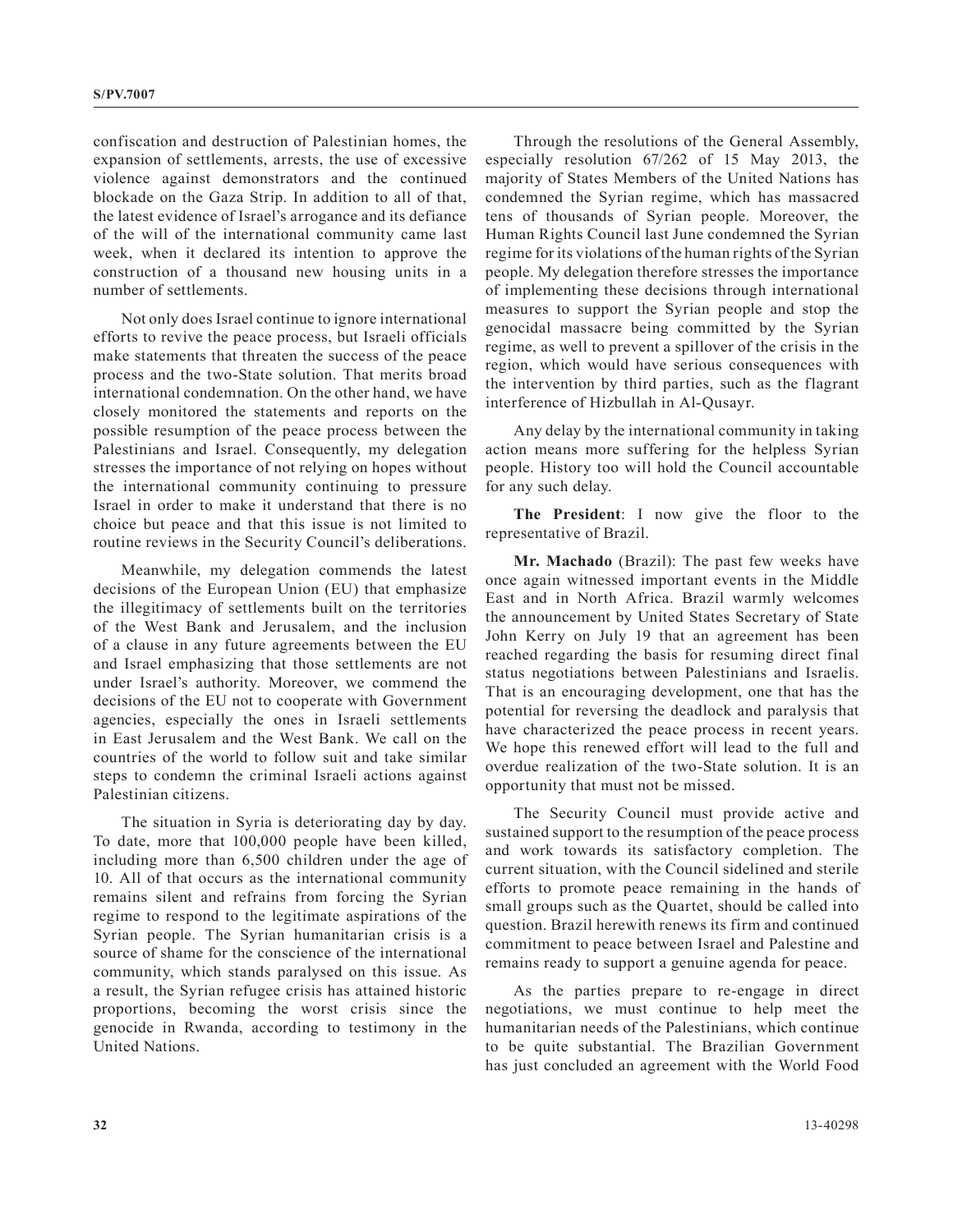confiscation and destruction of Palestinian homes, the expansion of settlements, arrests, the use of excessive violence against demonstrators and the continued blockade on the Gaza Strip. In addition to all of that, the latest evidence of Israel's arrogance and its defiance of the will of the international community came last week, when it declared its intention to approve the construction of a thousand new housing units in a number of settlements.

Not only does Israel continue to ignore international efforts to revive the peace process, but Israeli officials make statements that threaten the success of the peace process and the two-State solution. That merits broad international condemnation. On the other hand, we have closely monitored the statements and reports on the possible resumption of the peace process between the Palestinians and Israel. Consequently, my delegation stresses the importance of not relying on hopes without the international community continuing to pressure Israel in order to make it understand that there is no choice but peace and that this issue is not limited to routine reviews in the Security Council's deliberations.

Meanwhile, my delegation commends the latest decisions of the European Union (EU) that emphasize the illegitimacy of settlements built on the territories of the West Bank and Jerusalem, and the inclusion of a clause in any future agreements between the EU and Israel emphasizing that those settlements are not under Israel's authority. Moreover, we commend the decisions of the EU not to cooperate with Government agencies, especially the ones in Israeli settlements in East Jerusalem and the West Bank. We call on the countries of the world to follow suit and take similar steps to condemn the criminal Israeli actions against Palestinian citizens.

The situation in Syria is deteriorating day by day. To date, more that 100,000 people have been killed, including more than 6,500 children under the age of 10. All of that occurs as the international community remains silent and refrains from forcing the Syrian regime to respond to the legitimate aspirations of the Syrian people. The Syrian humanitarian crisis is a source of shame for the conscience of the international community, which stands paralysed on this issue. As a result, the Syrian refugee crisis has attained historic proportions, becoming the worst crisis since the genocide in Rwanda, according to testimony in the United Nations.

Through the resolutions of the General Assembly, especially resolution 67/262 of 15 May 2013, the majority of States Members of the United Nations has condemned the Syrian regime, which has massacred tens of thousands of Syrian people. Moreover, the Human Rights Council last June condemned the Syrian regime for its violations of the human rights of the Syrian people. My delegation therefore stresses the importance of implementing these decisions through international measures to support the Syrian people and stop the genocidal massacre being committed by the Syrian regime, as well to prevent a spillover of the crisis in the region, which would have serious consequences with the intervention by third parties, such as the flagrant interference of Hizbullah in Al-Qusayr.

Any delay by the international community in taking action means more suffering for the helpless Syrian people. History too will hold the Council accountable for any such delay.

**The President**: I now give the floor to the representative of Brazil.

**Mr. Machado** (Brazil): The past few weeks have once again witnessed important events in the Middle East and in North Africa. Brazil warmly welcomes the announcement by United States Secretary of State John Kerry on July 19 that an agreement has been reached regarding the basis for resuming direct final status negotiations between Palestinians and Israelis. That is an encouraging development, one that has the potential for reversing the deadlock and paralysis that have characterized the peace process in recent years. We hope this renewed effort will lead to the full and overdue realization of the two-State solution. It is an opportunity that must not be missed.

The Security Council must provide active and sustained support to the resumption of the peace process and work towards its satisfactory completion. The current situation, with the Council sidelined and sterile efforts to promote peace remaining in the hands of small groups such as the Quartet, should be called into question. Brazil herewith renews its firm and continued commitment to peace between Israel and Palestine and remains ready to support a genuine agenda for peace.

As the parties prepare to re-engage in direct negotiations, we must continue to help meet the humanitarian needs of the Palestinians, which continue to be quite substantial. The Brazilian Government has just concluded an agreement with the World Food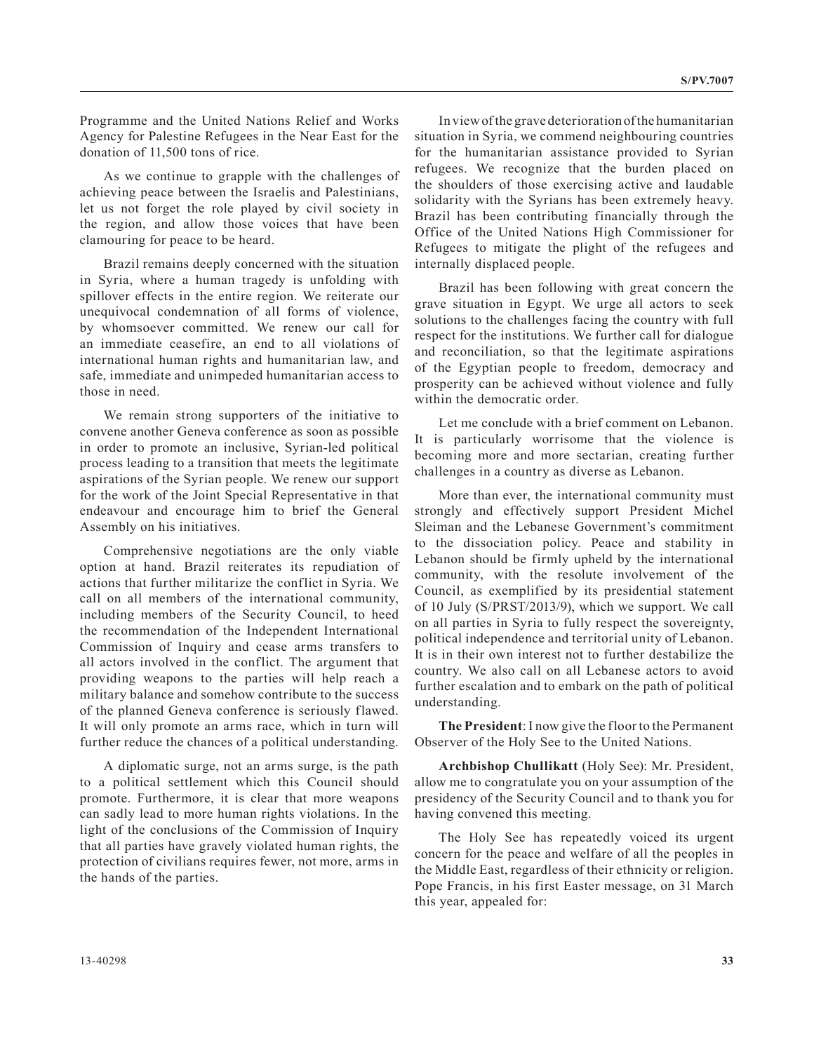Programme and the United Nations Relief and Works Agency for Palestine Refugees in the Near East for the donation of 11,500 tons of rice.

As we continue to grapple with the challenges of achieving peace between the Israelis and Palestinians, let us not forget the role played by civil society in the region, and allow those voices that have been clamouring for peace to be heard.

Brazil remains deeply concerned with the situation in Syria, where a human tragedy is unfolding with spillover effects in the entire region. We reiterate our unequivocal condemnation of all forms of violence, by whomsoever committed. We renew our call for an immediate ceasefire, an end to all violations of international human rights and humanitarian law, and safe, immediate and unimpeded humanitarian access to those in need.

We remain strong supporters of the initiative to convene another Geneva conference as soon as possible in order to promote an inclusive, Syrian-led political process leading to a transition that meets the legitimate aspirations of the Syrian people. We renew our support for the work of the Joint Special Representative in that endeavour and encourage him to brief the General Assembly on his initiatives.

Comprehensive negotiations are the only viable option at hand. Brazil reiterates its repudiation of actions that further militarize the conflict in Syria. We call on all members of the international community, including members of the Security Council, to heed the recommendation of the Independent International Commission of Inquiry and cease arms transfers to all actors involved in the conflict. The argument that providing weapons to the parties will help reach a military balance and somehow contribute to the success of the planned Geneva conference is seriously flawed. It will only promote an arms race, which in turn will further reduce the chances of a political understanding.

A diplomatic surge, not an arms surge, is the path to a political settlement which this Council should promote. Furthermore, it is clear that more weapons can sadly lead to more human rights violations. In the light of the conclusions of the Commission of Inquiry that all parties have gravely violated human rights, the protection of civilians requires fewer, not more, arms in the hands of the parties.

In view of the grave deterioration of the humanitarian situation in Syria, we commend neighbouring countries for the humanitarian assistance provided to Syrian refugees. We recognize that the burden placed on the shoulders of those exercising active and laudable solidarity with the Syrians has been extremely heavy. Brazil has been contributing financially through the Office of the United Nations High Commissioner for Refugees to mitigate the plight of the refugees and internally displaced people.

Brazil has been following with great concern the grave situation in Egypt. We urge all actors to seek solutions to the challenges facing the country with full respect for the institutions. We further call for dialogue and reconciliation, so that the legitimate aspirations of the Egyptian people to freedom, democracy and prosperity can be achieved without violence and fully within the democratic order.

Let me conclude with a brief comment on Lebanon. It is particularly worrisome that the violence is becoming more and more sectarian, creating further challenges in a country as diverse as Lebanon.

More than ever, the international community must strongly and effectively support President Michel Sleiman and the Lebanese Government's commitment to the dissociation policy. Peace and stability in Lebanon should be firmly upheld by the international community, with the resolute involvement of the Council, as exemplified by its presidential statement of 10 July (S/PRST/2013/9), which we support. We call on all parties in Syria to fully respect the sovereignty, political independence and territorial unity of Lebanon. It is in their own interest not to further destabilize the country. We also call on all Lebanese actors to avoid further escalation and to embark on the path of political understanding.

**The President**: I now give the floor to the Permanent Observer of the Holy See to the United Nations.

**Archbishop Chullikatt** (Holy See): Mr. President, allow me to congratulate you on your assumption of the presidency of the Security Council and to thank you for having convened this meeting.

The Holy See has repeatedly voiced its urgent concern for the peace and welfare of all the peoples in the Middle East, regardless of their ethnicity or religion. Pope Francis, in his first Easter message, on 31 March this year, appealed for: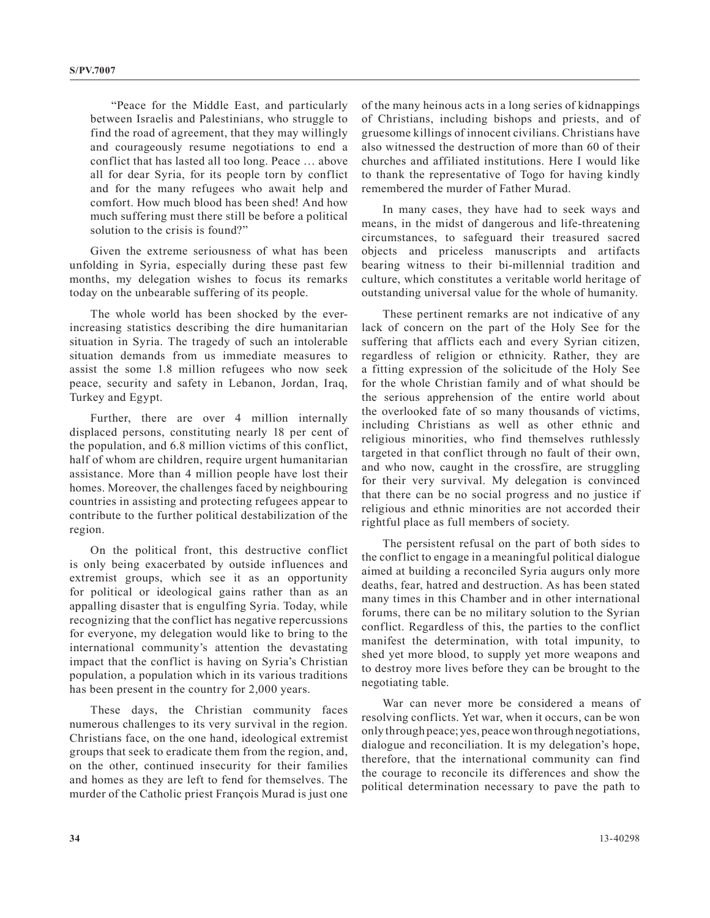"Peace for the Middle East, and particularly between Israelis and Palestinians, who struggle to find the road of agreement, that they may willingly and courageously resume negotiations to end a conflict that has lasted all too long. Peace … above all for dear Syria, for its people torn by conflict and for the many refugees who await help and comfort. How much blood has been shed! And how much suffering must there still be before a political solution to the crisis is found?"

Given the extreme seriousness of what has been unfolding in Syria, especially during these past few months, my delegation wishes to focus its remarks today on the unbearable suffering of its people.

The whole world has been shocked by the ever-increasing statistics describing the dire humanitarian situation in Syria. The tragedy of such an intolerable situation demands from us immediate measures to assist the some 1.8 million refugees who now seek peace, security and safety in Lebanon, Jordan, Iraq, Turkey and Egypt.

Further, there are over 4 million internally displaced persons, constituting nearly 18 per cent of the population, and 6.8 million victims of this conflict, half of whom are children, require urgent humanitarian assistance. More than 4 million people have lost their homes. Moreover, the challenges faced by neighbouring countries in assisting and protecting refugees appear to contribute to the further political destabilization of the region.

On the political front, this destructive conflict is only being exacerbated by outside influences and extremist groups, which see it as an opportunity for political or ideological gains rather than as an appalling disaster that is engulfing Syria. Today, while recognizing that the conflict has negative repercussions for everyone, my delegation would like to bring to the international community's attention the devastating impact that the conflict is having on Syria's Christian population, a population which in its various traditions has been present in the country for 2,000 years.

These days, the Christian community faces numerous challenges to its very survival in the region. Christians face, on the one hand, ideological extremist groups that seek to eradicate them from the region, and, on the other, continued insecurity for their families and homes as they are left to fend for themselves. The murder of the Catholic priest François Murad is just one of the many heinous acts in a long series of kidnappings of Christians, including bishops and priests, and of gruesome killings of innocent civilians. Christians have also witnessed the destruction of more than 60 of their churches and affiliated institutions. Here I would like to thank the representative of Togo for having kindly remembered the murder of Father Murad.

In many cases, they have had to seek ways and means, in the midst of dangerous and life-threatening circumstances, to safeguard their treasured sacred objects and priceless manuscripts and artifacts bearing witness to their bi-millennial tradition and culture, which constitutes a veritable world heritage of outstanding universal value for the whole of humanity.

These pertinent remarks are not indicative of any lack of concern on the part of the Holy See for the suffering that afflicts each and every Syrian citizen, regardless of religion or ethnicity. Rather, they are a fitting expression of the solicitude of the Holy See for the whole Christian family and of what should be the serious apprehension of the entire world about the overlooked fate of so many thousands of victims, including Christians as well as other ethnic and religious minorities, who find themselves ruthlessly targeted in that conflict through no fault of their own, and who now, caught in the crossfire, are struggling for their very survival. My delegation is convinced that there can be no social progress and no justice if religious and ethnic minorities are not accorded their rightful place as full members of society.

The persistent refusal on the part of both sides to the conflict to engage in a meaningful political dialogue aimed at building a reconciled Syria augurs only more deaths, fear, hatred and destruction. As has been stated many times in this Chamber and in other international forums, there can be no military solution to the Syrian conflict. Regardless of this, the parties to the conflict manifest the determination, with total impunity, to shed yet more blood, to supply yet more weapons and to destroy more lives before they can be brought to the negotiating table.

War can never more be considered a means of resolving conflicts. Yet war, when it occurs, can be won only through peace; yes, peace won through negotiations, dialogue and reconciliation. It is my delegation's hope, therefore, that the international community can find the courage to reconcile its differences and show the political determination necessary to pave the path to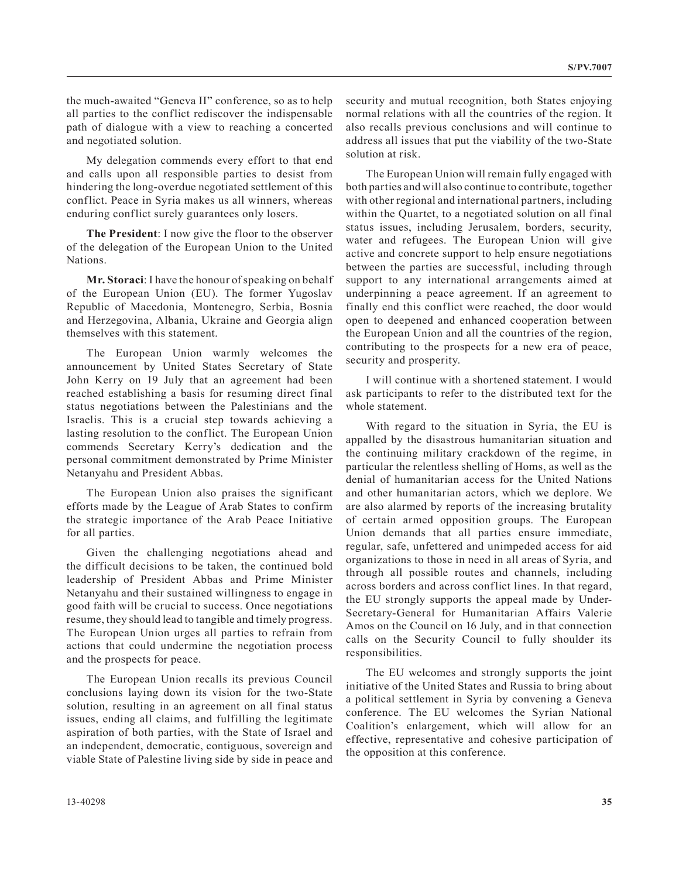the much-awaited "Geneva II" conference, so as to help all parties to the conflict rediscover the indispensable path of dialogue with a view to reaching a concerted and negotiated solution.

My delegation commends every effort to that end and calls upon all responsible parties to desist from hindering the long-overdue negotiated settlement of this conflict. Peace in Syria makes us all winners, whereas enduring conflict surely guarantees only losers.

**The President**: I now give the floor to the observer of the delegation of the European Union to the United Nations.

**Mr. Storaci**: I have the honour of speaking on behalf of the European Union (EU). The former Yugoslav Republic of Macedonia, Montenegro, Serbia, Bosnia and Herzegovina, Albania, Ukraine and Georgia align themselves with this statement.

The European Union warmly welcomes the announcement by United States Secretary of State John Kerry on 19 July that an agreement had been reached establishing a basis for resuming direct final status negotiations between the Palestinians and the Israelis. This is a crucial step towards achieving a lasting resolution to the conflict. The European Union commends Secretary Kerry's dedication and the personal commitment demonstrated by Prime Minister Netanyahu and President Abbas.

The European Union also praises the significant efforts made by the League of Arab States to confirm the strategic importance of the Arab Peace Initiative for all parties.

Given the challenging negotiations ahead and the difficult decisions to be taken, the continued bold leadership of President Abbas and Prime Minister Netanyahu and their sustained willingness to engage in good faith will be crucial to success. Once negotiations resume, they should lead to tangible and timely progress. The European Union urges all parties to refrain from actions that could undermine the negotiation process and the prospects for peace.

The European Union recalls its previous Council conclusions laying down its vision for the two-State solution, resulting in an agreement on all final status issues, ending all claims, and fulfilling the legitimate aspiration of both parties, with the State of Israel and an independent, democratic, contiguous, sovereign and viable State of Palestine living side by side in peace and security and mutual recognition, both States enjoying normal relations with all the countries of the region. It also recalls previous conclusions and will continue to address all issues that put the viability of the two-State solution at risk.

The European Union will remain fully engaged with both parties and will also continue to contribute, together with other regional and international partners, including within the Quartet, to a negotiated solution on all final status issues, including Jerusalem, borders, security, water and refugees. The European Union will give active and concrete support to help ensure negotiations between the parties are successful, including through support to any international arrangements aimed at underpinning a peace agreement. If an agreement to finally end this conflict were reached, the door would open to deepened and enhanced cooperation between the European Union and all the countries of the region, contributing to the prospects for a new era of peace, security and prosperity.

I will continue with a shortened statement. I would ask participants to refer to the distributed text for the whole statement.

With regard to the situation in Syria, the EU is appalled by the disastrous humanitarian situation and the continuing military crackdown of the regime, in particular the relentless shelling of Homs, as well as the denial of humanitarian access for the United Nations and other humanitarian actors, which we deplore. We are also alarmed by reports of the increasing brutality of certain armed opposition groups. The European Union demands that all parties ensure immediate, regular, safe, unfettered and unimpeded access for aid organizations to those in need in all areas of Syria, and through all possible routes and channels, including across borders and across conflict lines. In that regard, the EU strongly supports the appeal made by Under-Secretary-General for Humanitarian Affairs Valerie Amos on the Council on 16 July, and in that connection calls on the Security Council to fully shoulder its responsibilities.

The EU welcomes and strongly supports the joint initiative of the United States and Russia to bring about a political settlement in Syria by convening a Geneva conference. The EU welcomes the Syrian National Coalition's enlargement, which will allow for an effective, representative and cohesive participation of the opposition at this conference.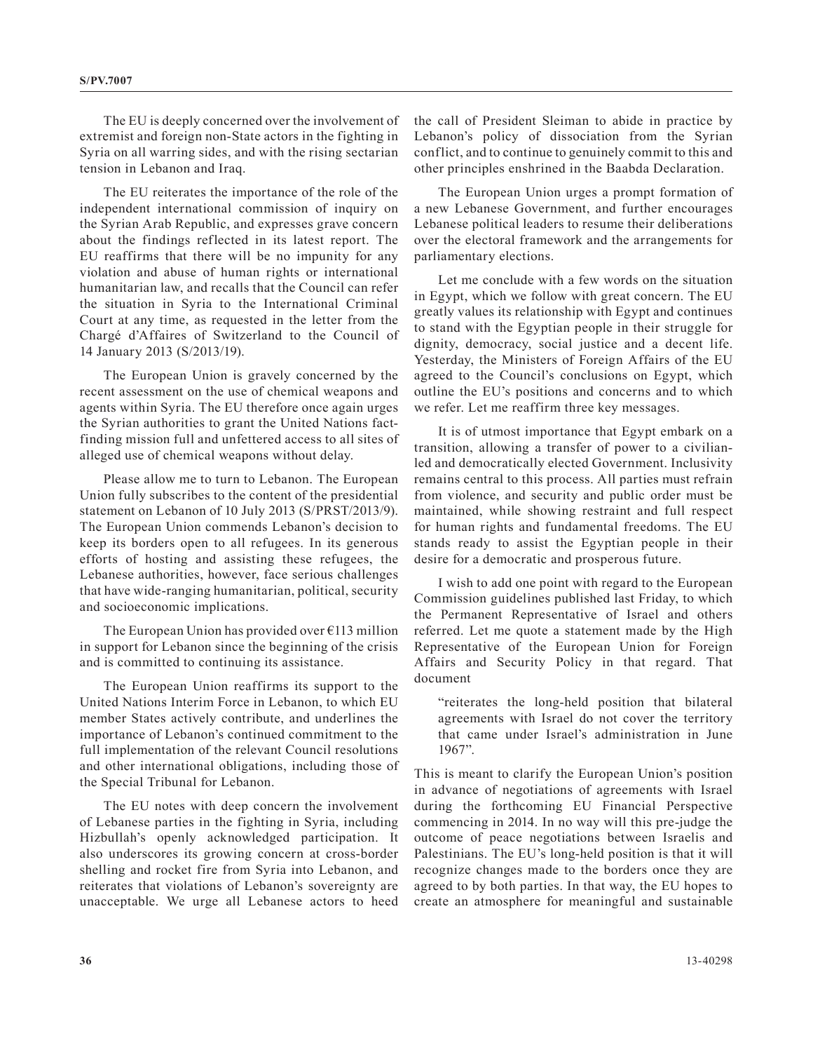The EU is deeply concerned over the involvement of extremist and foreign non-State actors in the fighting in Syria on all warring sides, and with the rising sectarian tension in Lebanon and Iraq.

The EU reiterates the importance of the role of the independent international commission of inquiry on the Syrian Arab Republic, and expresses grave concern about the findings reflected in its latest report. The EU reaffirms that there will be no impunity for any violation and abuse of human rights or international humanitarian law, and recalls that the Council can refer the situation in Syria to the International Criminal Court at any time, as requested in the letter from the Chargé d'Affaires of Switzerland to the Council of 14 January 2013 (S/2013/19).

The European Union is gravely concerned by the recent assessment on the use of chemical weapons and agents within Syria. The EU therefore once again urges the Syrian authorities to grant the United Nations fact-finding mission full and unfettered access to all sites of alleged use of chemical weapons without delay.

Please allow me to turn to Lebanon. The European Union fully subscribes to the content of the presidential statement on Lebanon of 10 July 2013 (S/PRST/2013/9). The European Union commends Lebanon's decision to keep its borders open to all refugees. In its generous efforts of hosting and assisting these refugees, the Lebanese authorities, however, face serious challenges that have wide-ranging humanitarian, political, security and socioeconomic implications.

The European Union has provided over €113 million in support for Lebanon since the beginning of the crisis and is committed to continuing its assistance.

The European Union reaffirms its support to the United Nations Interim Force in Lebanon, to which EU member States actively contribute, and underlines the importance of Lebanon's continued commitment to the full implementation of the relevant Council resolutions and other international obligations, including those of the Special Tribunal for Lebanon.

The EU notes with deep concern the involvement of Lebanese parties in the fighting in Syria, including Hizbullah's openly acknowledged participation. It also underscores its growing concern at cross-border shelling and rocket fire from Syria into Lebanon, and reiterates that violations of Lebanon's sovereignty are unacceptable. We urge all Lebanese actors to heed the call of President Sleiman to abide in practice by Lebanon's policy of dissociation from the Syrian conflict, and to continue to genuinely commit to this and other principles enshrined in the Baabda Declaration.

The European Union urges a prompt formation of a new Lebanese Government, and further encourages Lebanese political leaders to resume their deliberations over the electoral framework and the arrangements for parliamentary elections.

Let me conclude with a few words on the situation in Egypt, which we follow with great concern. The EU greatly values its relationship with Egypt and continues to stand with the Egyptian people in their struggle for dignity, democracy, social justice and a decent life. Yesterday, the Ministers of Foreign Affairs of the EU agreed to the Council's conclusions on Egypt, which outline the EU's positions and concerns and to which we refer. Let me reaffirm three key messages.

It is of utmost importance that Egypt embark on a transition, allowing a transfer of power to a civilian-led and democratically elected Government. Inclusivity remains central to this process. All parties must refrain from violence, and security and public order must be maintained, while showing restraint and full respect for human rights and fundamental freedoms. The EU stands ready to assist the Egyptian people in their desire for a democratic and prosperous future.

I wish to add one point with regard to the European Commission guidelines published last Friday, to which the Permanent Representative of Israel and others referred. Let me quote a statement made by the High Representative of the European Union for Foreign Affairs and Security Policy in that regard. That document

> "reiterates the long-held position that bilateral agreements with Israel do not cover the territory that came under Israel's administration in June 1967".

This is meant to clarify the European Union's position in advance of negotiations of agreements with Israel during the forthcoming EU Financial Perspective commencing in 2014. In no way will this pre-judge the outcome of peace negotiations between Israelis and Palestinians. The EU's long-held position is that it will recognize changes made to the borders once they are agreed to by both parties. In that way, the EU hopes to create an atmosphere for meaningful and sustainable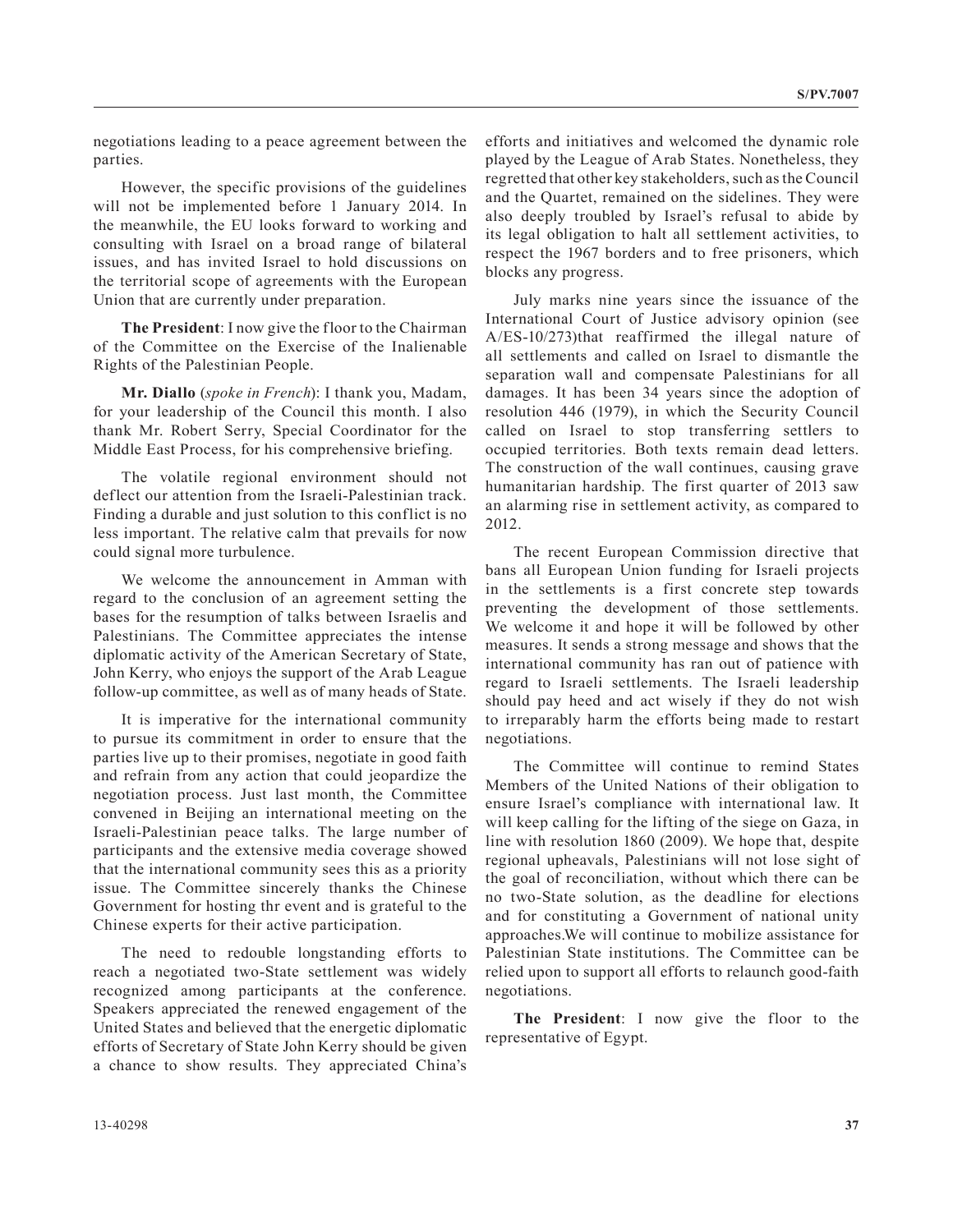negotiations leading to a peace agreement between the parties.

However, the specific provisions of the guidelines will not be implemented before 1 January 2014. In the meanwhile, the EU looks forward to working and consulting with Israel on a broad range of bilateral issues, and has invited Israel to hold discussions on the territorial scope of agreements with the European Union that are currently under preparation.

**The President**: I now give the floor to the Chairman of the Committee on the Exercise of the Inalienable Rights of the Palestinian People.

**Mr. Diallo** (*spoke in French*): I thank you, Madam, for your leadership of the Council this month. I also thank Mr. Robert Serry, Special Coordinator for the Middle East Process, for his comprehensive briefing.

The volatile regional environment should not deflect our attention from the Israeli-Palestinian track. Finding a durable and just solution to this conflict is no less important. The relative calm that prevails for now could signal more turbulence.

We welcome the announcement in Amman with regard to the conclusion of an agreement setting the bases for the resumption of talks between Israelis and Palestinians. The Committee appreciates the intense diplomatic activity of the American Secretary of State, John Kerry, who enjoys the support of the Arab League follow-up committee, as well as of many heads of State.

It is imperative for the international community to pursue its commitment in order to ensure that the parties live up to their promises, negotiate in good faith and refrain from any action that could jeopardize the negotiation process. Just last month, the Committee convened in Beijing an international meeting on the Israeli-Palestinian peace talks. The large number of participants and the extensive media coverage showed that the international community sees this as a priority issue. The Committee sincerely thanks the Chinese Government for hosting thr event and is grateful to the Chinese experts for their active participation.

The need to redouble longstanding efforts to reach a negotiated two-State settlement was widely recognized among participants at the conference. Speakers appreciated the renewed engagement of the United States and believed that the energetic diplomatic efforts of Secretary of State John Kerry should be given a chance to show results. They appreciated China's efforts and initiatives and welcomed the dynamic role played by the League of Arab States. Nonetheless, they regretted that other key stakeholders, such as the Council and the Quartet, remained on the sidelines. They were also deeply troubled by Israel's refusal to abide by its legal obligation to halt all settlement activities, to respect the 1967 borders and to free prisoners, which blocks any progress.

July marks nine years since the issuance of the International Court of Justice advisory opinion (see A/ES-10/273)that reaffirmed the illegal nature of all settlements and called on Israel to dismantle the separation wall and compensate Palestinians for all damages. It has been 34 years since the adoption of resolution 446 (1979), in which the Security Council called on Israel to stop transferring settlers to occupied territories. Both texts remain dead letters. The construction of the wall continues, causing grave humanitarian hardship. The first quarter of 2013 saw an alarming rise in settlement activity, as compared to 2012.

The recent European Commission directive that bans all European Union funding for Israeli projects in the settlements is a first concrete step towards preventing the development of those settlements. We welcome it and hope it will be followed by other measures. It sends a strong message and shows that the international community has ran out of patience with regard to Israeli settlements. The Israeli leadership should pay heed and act wisely if they do not wish to irreparably harm the efforts being made to restart negotiations.

The Committee will continue to remind States Members of the United Nations of their obligation to ensure Israel's compliance with international law. It will keep calling for the lifting of the siege on Gaza, in line with resolution 1860 (2009). We hope that, despite regional upheavals, Palestinians will not lose sight of the goal of reconciliation, without which there can be no two-State solution, as the deadline for elections and for constituting a Government of national unity approaches.We will continue to mobilize assistance for Palestinian State institutions. The Committee can be relied upon to support all efforts to relaunch good-faith negotiations.

**The President**: I now give the floor to the representative of Egypt.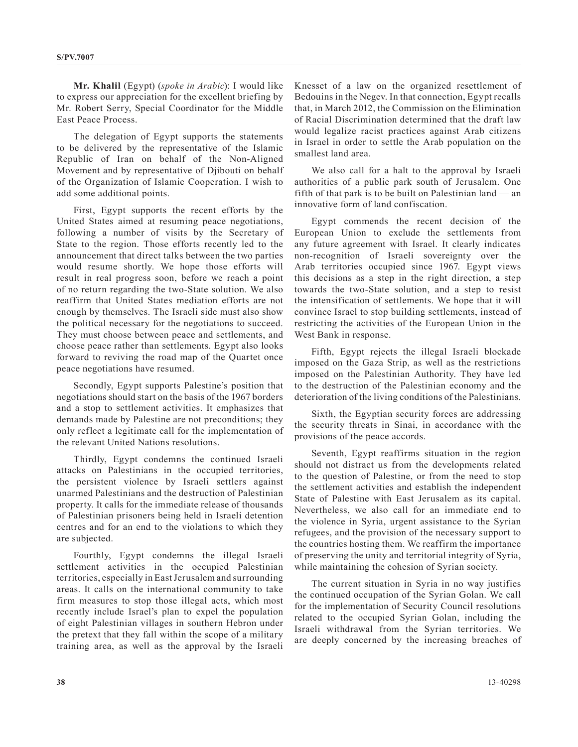**Mr. Khalil** (Egypt) (*spoke in Arabic*): I would like to express our appreciation for the excellent briefing by Mr. Robert Serry, Special Coordinator for the Middle East Peace Process.

The delegation of Egypt supports the statements to be delivered by the representative of the Islamic Republic of Iran on behalf of the Non-Aligned Movement and by representative of Djibouti on behalf of the Organization of Islamic Cooperation. I wish to add some additional points.

First, Egypt supports the recent efforts by the United States aimed at resuming peace negotiations, following a number of visits by the Secretary of State to the region. Those efforts recently led to the announcement that direct talks between the two parties would resume shortly. We hope those efforts will result in real progress soon, before we reach a point of no return regarding the two-State solution. We also reaffirm that United States mediation efforts are not enough by themselves. The Israeli side must also show the political necessary for the negotiations to succeed. They must choose between peace and settlements, and choose peace rather than settlements. Egypt also looks forward to reviving the road map of the Quartet once peace negotiations have resumed.

Secondly, Egypt supports Palestine's position that negotiations should start on the basis of the 1967 borders and a stop to settlement activities. It emphasizes that demands made by Palestine are not preconditions; they only reflect a legitimate call for the implementation of the relevant United Nations resolutions.

Thirdly, Egypt condemns the continued Israeli attacks on Palestinians in the occupied territories, the persistent violence by Israeli settlers against unarmed Palestinians and the destruction of Palestinian property. It calls for the immediate release of thousands of Palestinian prisoners being held in Israeli detention centres and for an end to the violations to which they are subjected.

Fourthly, Egypt condemns the illegal Israeli settlement activities in the occupied Palestinian territories, especially in East Jerusalem and surrounding areas. It calls on the international community to take firm measures to stop those illegal acts, which most recently include Israel's plan to expel the population of eight Palestinian villages in southern Hebron under the pretext that they fall within the scope of a military training area, as well as the approval by the Israeli Knesset of a law on the organized resettlement of Bedouins in the Negev. In that connection, Egypt recalls that, in March 2012, the Commission on the Elimination of Racial Discrimination determined that the draft law would legalize racist practices against Arab citizens in Israel in order to settle the Arab population on the smallest land area.

We also call for a halt to the approval by Israeli authorities of a public park south of Jerusalem. One fifth of that park is to be built on Palestinian land — an innovative form of land confiscation.

Egypt commends the recent decision of the European Union to exclude the settlements from any future agreement with Israel. It clearly indicates non-recognition of Israeli sovereignty over the Arab territories occupied since 1967. Egypt views this decisions as a step in the right direction, a step towards the two-State solution, and a step to resist the intensification of settlements. We hope that it will convince Israel to stop building settlements, instead of restricting the activities of the European Union in the West Bank in response.

Fifth, Egypt rejects the illegal Israeli blockade imposed on the Gaza Strip, as well as the restrictions imposed on the Palestinian Authority. They have led to the destruction of the Palestinian economy and the deterioration of the living conditions of the Palestinians.

Sixth, the Egyptian security forces are addressing the security threats in Sinai, in accordance with the provisions of the peace accords.

Seventh, Egypt reaffirms situation in the region should not distract us from the developments related to the question of Palestine, or from the need to stop the settlement activities and establish the independent State of Palestine with East Jerusalem as its capital. Nevertheless, we also call for an immediate end to the violence in Syria, urgent assistance to the Syrian refugees, and the provision of the necessary support to the countries hosting them. We reaffirm the importance of preserving the unity and territorial integrity of Syria, while maintaining the cohesion of Syrian society.

The current situation in Syria in no way justifies the continued occupation of the Syrian Golan. We call for the implementation of Security Council resolutions related to the occupied Syrian Golan, including the Israeli withdrawal from the Syrian territories. We are deeply concerned by the increasing breaches of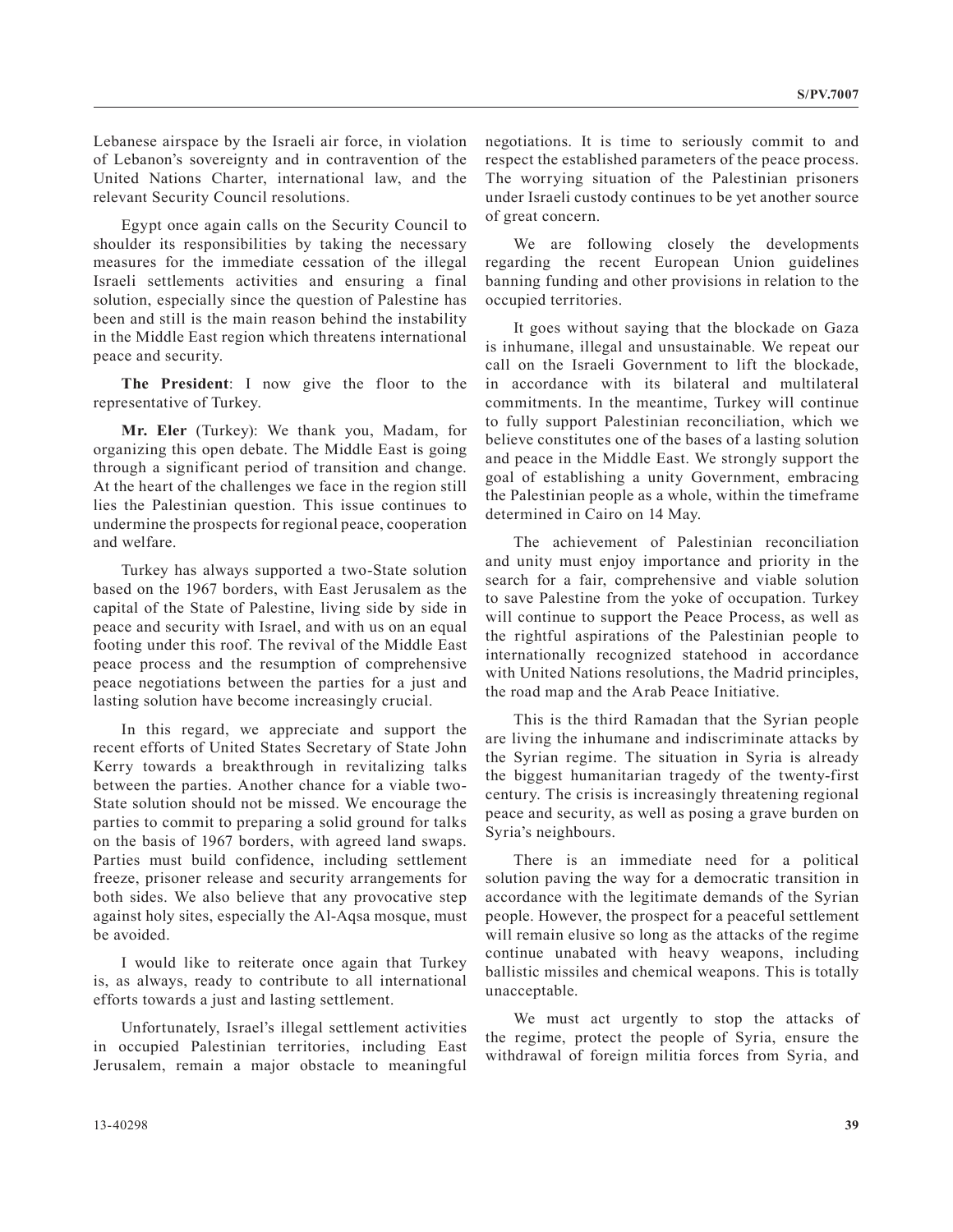Lebanese airspace by the Israeli air force, in violation of Lebanon's sovereignty and in contravention of the United Nations Charter, international law, and the relevant Security Council resolutions.

Egypt once again calls on the Security Council to shoulder its responsibilities by taking the necessary measures for the immediate cessation of the illegal Israeli settlements activities and ensuring a final solution, especially since the question of Palestine has been and still is the main reason behind the instability in the Middle East region which threatens international peace and security.

**The President**: I now give the floor to the representative of Turkey.

**Mr. Eler** (Turkey): We thank you, Madam, for organizing this open debate. The Middle East is going through a significant period of transition and change. At the heart of the challenges we face in the region still lies the Palestinian question. This issue continues to undermine the prospects for regional peace, cooperation and welfare.

Turkey has always supported a two-State solution based on the 1967 borders, with East Jerusalem as the capital of the State of Palestine, living side by side in peace and security with Israel, and with us on an equal footing under this roof. The revival of the Middle East peace process and the resumption of comprehensive peace negotiations between the parties for a just and lasting solution have become increasingly crucial.

In this regard, we appreciate and support the recent efforts of United States Secretary of State John Kerry towards a breakthrough in revitalizing talks between the parties. Another chance for a viable two-State solution should not be missed. We encourage the parties to commit to preparing a solid ground for talks on the basis of 1967 borders, with agreed land swaps. Parties must build confidence, including settlement freeze, prisoner release and security arrangements for both sides. We also believe that any provocative step against holy sites, especially the Al-Aqsa mosque, must be avoided.

I would like to reiterate once again that Turkey is, as always, ready to contribute to all international efforts towards a just and lasting settlement.

Unfortunately, Israel's illegal settlement activities in occupied Palestinian territories, including East Jerusalem, remain a major obstacle to meaningful negotiations. It is time to seriously commit to and respect the established parameters of the peace process. The worrying situation of the Palestinian prisoners under Israeli custody continues to be yet another source of great concern.

We are following closely the developments regarding the recent European Union guidelines banning funding and other provisions in relation to the occupied territories.

It goes without saying that the blockade on Gaza is inhumane, illegal and unsustainable. We repeat our call on the Israeli Government to lift the blockade, in accordance with its bilateral and multilateral commitments. In the meantime, Turkey will continue to fully support Palestinian reconciliation, which we believe constitutes one of the bases of a lasting solution and peace in the Middle East. We strongly support the goal of establishing a unity Government, embracing the Palestinian people as a whole, within the timeframe determined in Cairo on 14 May.

The achievement of Palestinian reconciliation and unity must enjoy importance and priority in the search for a fair, comprehensive and viable solution to save Palestine from the yoke of occupation. Turkey will continue to support the Peace Process, as well as the rightful aspirations of the Palestinian people to internationally recognized statehood in accordance with United Nations resolutions, the Madrid principles, the road map and the Arab Peace Initiative.

This is the third Ramadan that the Syrian people are living the inhumane and indiscriminate attacks by the Syrian regime. The situation in Syria is already the biggest humanitarian tragedy of the twenty-first century. The crisis is increasingly threatening regional peace and security, as well as posing a grave burden on Syria's neighbours.

There is an immediate need for a political solution paving the way for a democratic transition in accordance with the legitimate demands of the Syrian people. However, the prospect for a peaceful settlement will remain elusive so long as the attacks of the regime continue unabated with heavy weapons, including ballistic missiles and chemical weapons. This is totally unacceptable.

We must act urgently to stop the attacks of the regime, protect the people of Syria, ensure the withdrawal of foreign militia forces from Syria, and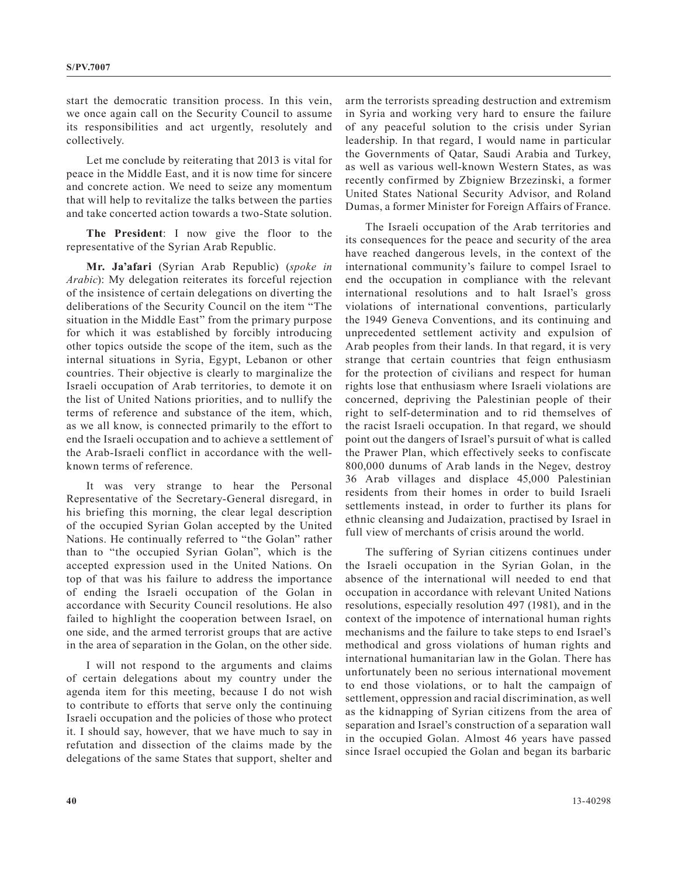start the democratic transition process. In this vein, we once again call on the Security Council to assume its responsibilities and act urgently, resolutely and collectively.

Let me conclude by reiterating that 2013 is vital for peace in the Middle East, and it is now time for sincere and concrete action. We need to seize any momentum that will help to revitalize the talks between the parties and take concerted action towards a two-State solution.

**The President**: I now give the floor to the representative of the Syrian Arab Republic.

**Mr. Ja'afari** (Syrian Arab Republic) (*spoke in Arabic*): My delegation reiterates its forceful rejection of the insistence of certain delegations on diverting the deliberations of the Security Council on the item "The situation in the Middle East" from the primary purpose for which it was established by forcibly introducing other topics outside the scope of the item, such as the internal situations in Syria, Egypt, Lebanon or other countries. Their objective is clearly to marginalize the Israeli occupation of Arab territories, to demote it on the list of United Nations priorities, and to nullify the terms of reference and substance of the item, which, as we all know, is connected primarily to the effort to end the Israeli occupation and to achieve a settlement of the Arab-Israeli conflict in accordance with the well-known terms of reference.

It was very strange to hear the Personal Representative of the Secretary-General disregard, in his briefing this morning, the clear legal description of the occupied Syrian Golan accepted by the United Nations. He continually referred to "the Golan" rather than to "the occupied Syrian Golan", which is the accepted expression used in the United Nations. On top of that was his failure to address the importance of ending the Israeli occupation of the Golan in accordance with Security Council resolutions. He also failed to highlight the cooperation between Israel, on one side, and the armed terrorist groups that are active in the area of separation in the Golan, on the other side.

I will not respond to the arguments and claims of certain delegations about my country under the agenda item for this meeting, because I do not wish to contribute to efforts that serve only the continuing Israeli occupation and the policies of those who protect it. I should say, however, that we have much to say in refutation and dissection of the claims made by the delegations of the same States that support, shelter and arm the terrorists spreading destruction and extremism in Syria and working very hard to ensure the failure of any peaceful solution to the crisis under Syrian leadership. In that regard, I would name in particular the Governments of Qatar, Saudi Arabia and Turkey, as well as various well-known Western States, as was recently confirmed by Zbigniew Brzezinski, a former United States National Security Advisor, and Roland Dumas, a former Minister for Foreign Affairs of France.

The Israeli occupation of the Arab territories and its consequences for the peace and security of the area have reached dangerous levels, in the context of the international community's failure to compel Israel to end the occupation in compliance with the relevant international resolutions and to halt Israel's gross violations of international conventions, particularly the 1949 Geneva Conventions, and its continuing and unprecedented settlement activity and expulsion of Arab peoples from their lands. In that regard, it is very strange that certain countries that feign enthusiasm for the protection of civilians and respect for human rights lose that enthusiasm where Israeli violations are concerned, depriving the Palestinian people of their right to self-determination and to rid themselves of the racist Israeli occupation. In that regard, we should point out the dangers of Israel's pursuit of what is called the Prawer Plan, which effectively seeks to confiscate 800,000 dunums of Arab lands in the Negev, destroy 36 Arab villages and displace 45,000 Palestinian residents from their homes in order to build Israeli settlements instead, in order to further its plans for ethnic cleansing and Judaization, practised by Israel in full view of merchants of crisis around the world.

The suffering of Syrian citizens continues under the Israeli occupation in the Syrian Golan, in the absence of the international will needed to end that occupation in accordance with relevant United Nations resolutions, especially resolution 497 (1981), and in the context of the impotence of international human rights mechanisms and the failure to take steps to end Israel's methodical and gross violations of human rights and international humanitarian law in the Golan. There has unfortunately been no serious international movement to end those violations, or to halt the campaign of settlement, oppression and racial discrimination, as well as the kidnapping of Syrian citizens from the area of separation and Israel's construction of a separation wall in the occupied Golan. Almost 46 years have passed since Israel occupied the Golan and began its barbaric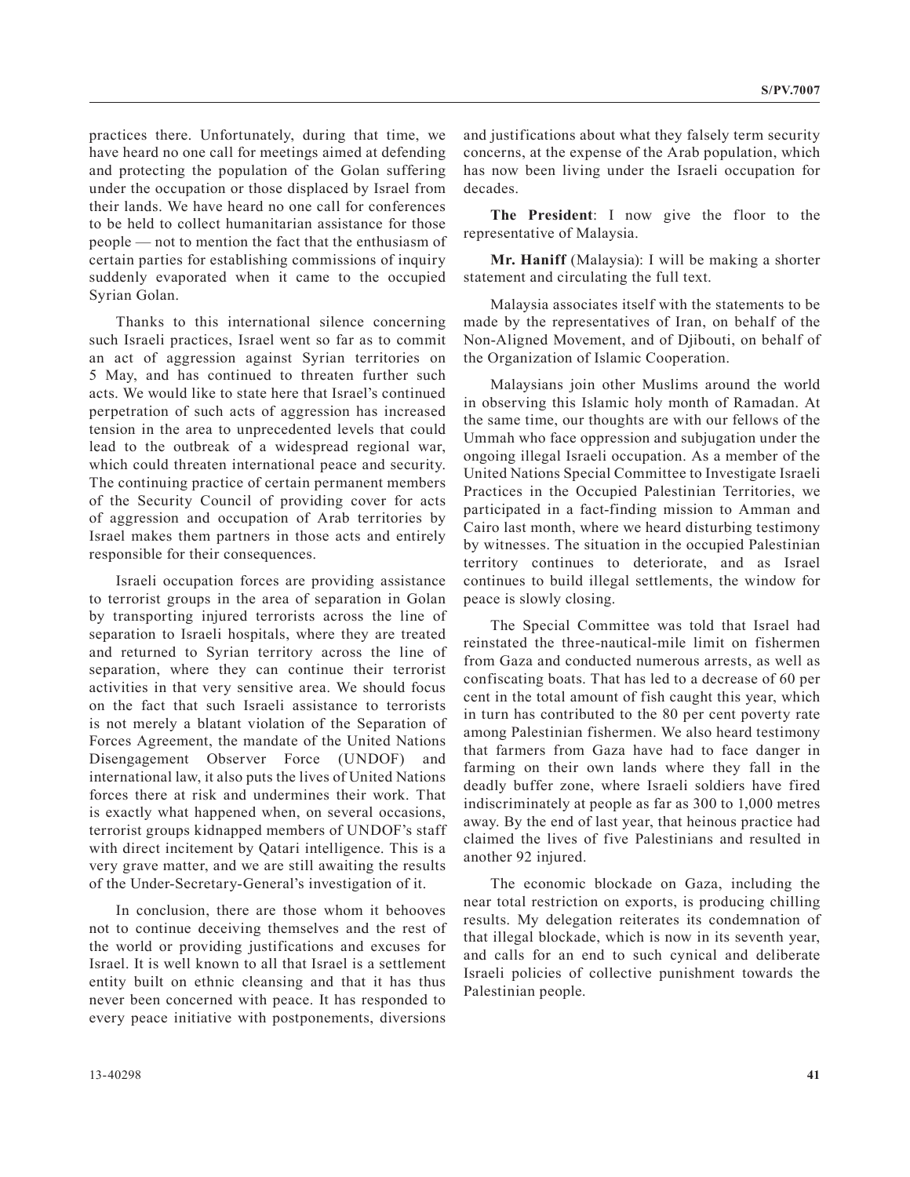practices there. Unfortunately, during that time, we have heard no one call for meetings aimed at defending and protecting the population of the Golan suffering under the occupation or those displaced by Israel from their lands. We have heard no one call for conferences to be held to collect humanitarian assistance for those people — not to mention the fact that the enthusiasm of certain parties for establishing commissions of inquiry suddenly evaporated when it came to the occupied Syrian Golan.

Thanks to this international silence concerning such Israeli practices, Israel went so far as to commit an act of aggression against Syrian territories on 5 May, and has continued to threaten further such acts. We would like to state here that Israel's continued perpetration of such acts of aggression has increased tension in the area to unprecedented levels that could lead to the outbreak of a widespread regional war, which could threaten international peace and security. The continuing practice of certain permanent members of the Security Council of providing cover for acts of aggression and occupation of Arab territories by Israel makes them partners in those acts and entirely responsible for their consequences.

Israeli occupation forces are providing assistance to terrorist groups in the area of separation in Golan by transporting injured terrorists across the line of separation to Israeli hospitals, where they are treated and returned to Syrian territory across the line of separation, where they can continue their terrorist activities in that very sensitive area. We should focus on the fact that such Israeli assistance to terrorists is not merely a blatant violation of the Separation of Forces Agreement, the mandate of the United Nations Disengagement Observer Force (UNDOF) and international law, it also puts the lives of United Nations forces there at risk and undermines their work. That is exactly what happened when, on several occasions, terrorist groups kidnapped members of UNDOF's staff with direct incitement by Qatari intelligence. This is a very grave matter, and we are still awaiting the results of the Under-Secretary-General's investigation of it.

In conclusion, there are those whom it behooves not to continue deceiving themselves and the rest of the world or providing justifications and excuses for Israel. It is well known to all that Israel is a settlement entity built on ethnic cleansing and that it has thus never been concerned with peace. It has responded to every peace initiative with postponements, diversions and justifications about what they falsely term security concerns, at the expense of the Arab population, which has now been living under the Israeli occupation for decades.

**The President**: I now give the floor to the representative of Malaysia.

**Mr. Haniff** (Malaysia): I will be making a shorter statement and circulating the full text.

Malaysia associates itself with the statements to be made by the representatives of Iran, on behalf of the Non-Aligned Movement, and of Djibouti, on behalf of the Organization of Islamic Cooperation.

Malaysians join other Muslims around the world in observing this Islamic holy month of Ramadan. At the same time, our thoughts are with our fellows of the Ummah who face oppression and subjugation under the ongoing illegal Israeli occupation. As a member of the United Nations Special Committee to Investigate Israeli Practices in the Occupied Palestinian Territories, we participated in a fact-finding mission to Amman and Cairo last month, where we heard disturbing testimony by witnesses. The situation in the occupied Palestinian territory continues to deteriorate, and as Israel continues to build illegal settlements, the window for peace is slowly closing.

The Special Committee was told that Israel had reinstated the three-nautical-mile limit on fishermen from Gaza and conducted numerous arrests, as well as confiscating boats. That has led to a decrease of 60 per cent in the total amount of fish caught this year, which in turn has contributed to the 80 per cent poverty rate among Palestinian fishermen. We also heard testimony that farmers from Gaza have had to face danger in farming on their own lands where they fall in the deadly buffer zone, where Israeli soldiers have fired indiscriminately at people as far as 300 to 1,000 metres away. By the end of last year, that heinous practice had claimed the lives of five Palestinians and resulted in another 92 injured.

The economic blockade on Gaza, including the near total restriction on exports, is producing chilling results. My delegation reiterates its condemnation of that illegal blockade, which is now in its seventh year, and calls for an end to such cynical and deliberate Israeli policies of collective punishment towards the Palestinian people.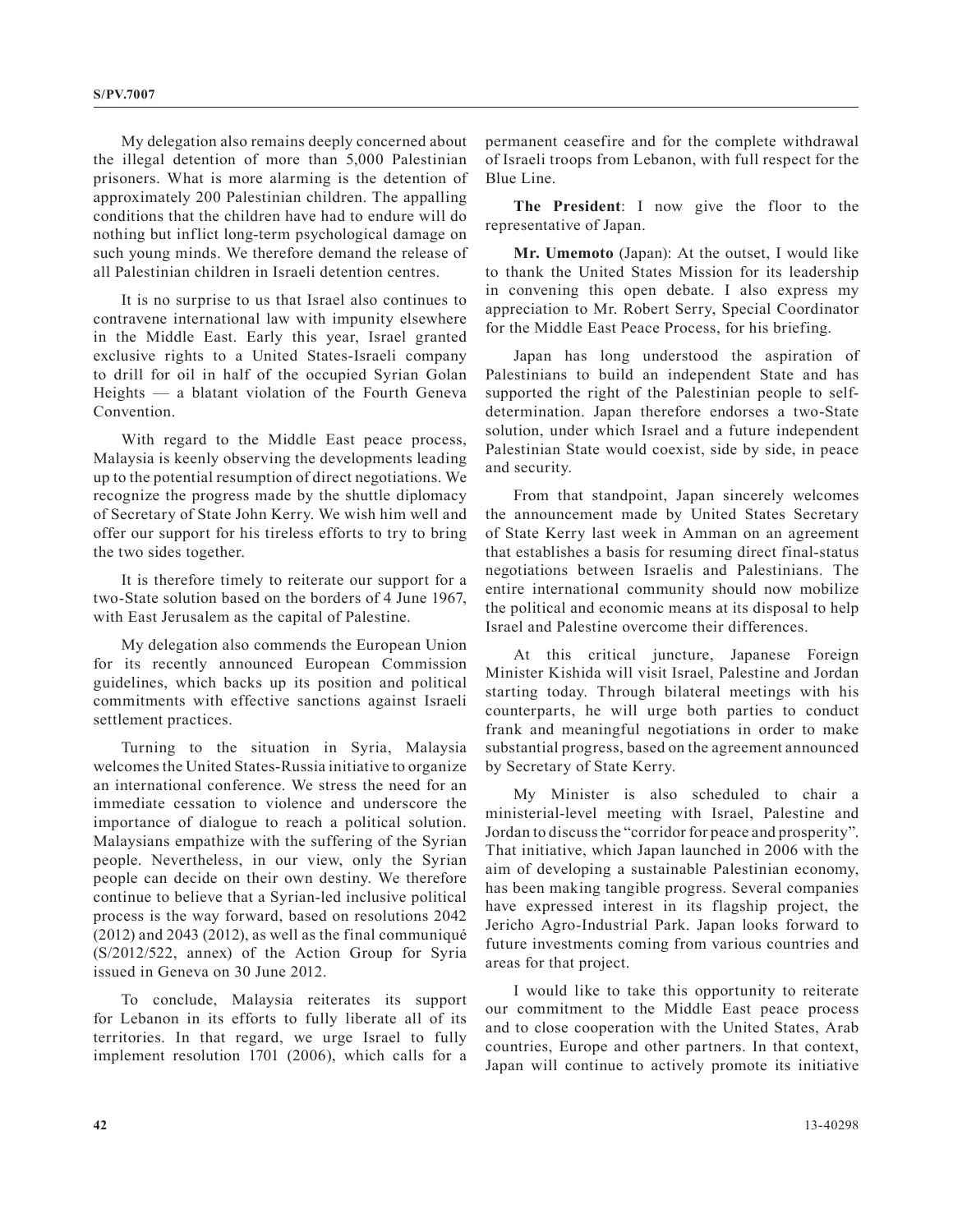My delegation also remains deeply concerned about the illegal detention of more than 5,000 Palestinian prisoners. What is more alarming is the detention of approximately 200 Palestinian children. The appalling conditions that the children have had to endure will do nothing but inflict long-term psychological damage on such young minds. We therefore demand the release of all Palestinian children in Israeli detention centres.

It is no surprise to us that Israel also continues to contravene international law with impunity elsewhere in the Middle East. Early this year, Israel granted exclusive rights to a United States-Israeli company to drill for oil in half of the occupied Syrian Golan Heights — a blatant violation of the Fourth Geneva Convention.

With regard to the Middle East peace process, Malaysia is keenly observing the developments leading up to the potential resumption of direct negotiations. We recognize the progress made by the shuttle diplomacy of Secretary of State John Kerry. We wish him well and offer our support for his tireless efforts to try to bring the two sides together.

It is therefore timely to reiterate our support for a two-State solution based on the borders of 4 June 1967, with East Jerusalem as the capital of Palestine.

My delegation also commends the European Union for its recently announced European Commission guidelines, which backs up its position and political commitments with effective sanctions against Israeli settlement practices.

Turning to the situation in Syria, Malaysia welcomes the United States-Russia initiative to organize an international conference. We stress the need for an immediate cessation to violence and underscore the importance of dialogue to reach a political solution. Malaysians empathize with the suffering of the Syrian people. Nevertheless, in our view, only the Syrian people can decide on their own destiny. We therefore continue to believe that a Syrian-led inclusive political process is the way forward, based on resolutions 2042 (2012) and 2043 (2012), as well as the final communiqué (S/2012/522, annex) of the Action Group for Syria issued in Geneva on 30 June 2012.

To conclude, Malaysia reiterates its support for Lebanon in its efforts to fully liberate all of its territories. In that regard, we urge Israel to fully implement resolution 1701 (2006), which calls for a permanent ceasefire and for the complete withdrawal of Israeli troops from Lebanon, with full respect for the Blue Line.

**The President**: I now give the floor to the representative of Japan.

**Mr. Umemoto** (Japan): At the outset, I would like to thank the United States Mission for its leadership in convening this open debate. I also express my appreciation to Mr. Robert Serry, Special Coordinator for the Middle East Peace Process, for his briefing.

Japan has long understood the aspiration of Palestinians to build an independent State and has supported the right of the Palestinian people to self-determination. Japan therefore endorses a two-State solution, under which Israel and a future independent Palestinian State would coexist, side by side, in peace and security.

From that standpoint, Japan sincerely welcomes the announcement made by United States Secretary of State Kerry last week in Amman on an agreement that establishes a basis for resuming direct final-status negotiations between Israelis and Palestinians. The entire international community should now mobilize the political and economic means at its disposal to help Israel and Palestine overcome their differences.

At this critical juncture, Japanese Foreign Minister Kishida will visit Israel, Palestine and Jordan starting today. Through bilateral meetings with his counterparts, he will urge both parties to conduct frank and meaningful negotiations in order to make substantial progress, based on the agreement announced by Secretary of State Kerry.

My Minister is also scheduled to chair a ministerial-level meeting with Israel, Palestine and Jordan to discuss the "corridor for peace and prosperity". That initiative, which Japan launched in 2006 with the aim of developing a sustainable Palestinian economy, has been making tangible progress. Several companies have expressed interest in its flagship project, the Jericho Agro-Industrial Park. Japan looks forward to future investments coming from various countries and areas for that project.

I would like to take this opportunity to reiterate our commitment to the Middle East peace process and to close cooperation with the United States, Arab countries, Europe and other partners. In that context, Japan will continue to actively promote its initiative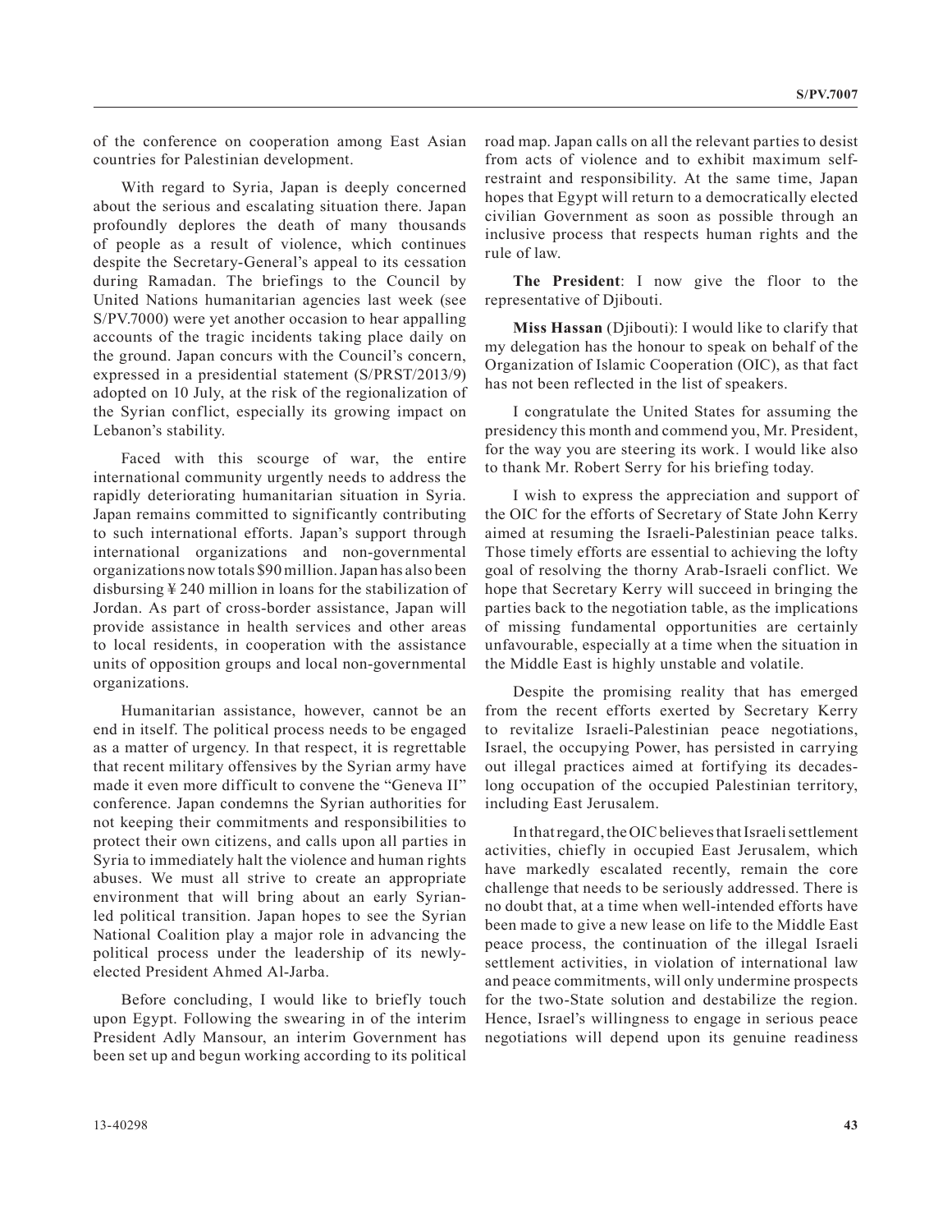of the conference on cooperation among East Asian countries for Palestinian development.

With regard to Syria, Japan is deeply concerned about the serious and escalating situation there. Japan profoundly deplores the death of many thousands of people as a result of violence, which continues despite the Secretary-General's appeal to its cessation during Ramadan. The briefings to the Council by United Nations humanitarian agencies last week (see S/PV.7000) were yet another occasion to hear appalling accounts of the tragic incidents taking place daily on the ground. Japan concurs with the Council's concern, expressed in a presidential statement (S/PRST/2013/9) adopted on 10 July, at the risk of the regionalization of the Syrian conflict, especially its growing impact on Lebanon's stability.

Faced with this scourge of war, the entire international community urgently needs to address the rapidly deteriorating humanitarian situation in Syria. Japan remains committed to significantly contributing to such international efforts. Japan's support through international organizations and non-governmental organizations now totals $90 million. Japan has also been disbursing ¥ 240 million in loans for the stabilization of Jordan. As part of cross-border assistance, Japan will provide assistance in health services and other areas to local residents, in cooperation with the assistance units of opposition groups and local non-governmental organizations.

Humanitarian assistance, however, cannot be an end in itself. The political process needs to be engaged as a matter of urgency. In that respect, it is regrettable that recent military offensives by the Syrian army have made it even more difficult to convene the "Geneva II" conference. Japan condemns the Syrian authorities for not keeping their commitments and responsibilities to protect their own citizens, and calls upon all parties in Syria to immediately halt the violence and human rights abuses. We must all strive to create an appropriate environment that will bring about an early Syrian-led political transition. Japan hopes to see the Syrian National Coalition play a major role in advancing the political process under the leadership of its newly-elected President Ahmed Al-Jarba.

Before concluding, I would like to briefly touch upon Egypt. Following the swearing in of the interim President Adly Mansour, an interim Government has been set up and begun working according to its political road map. Japan calls on all the relevant parties to desist from acts of violence and to exhibit maximum self-restraint and responsibility. At the same time, Japan hopes that Egypt will return to a democratically elected civilian Government as soon as possible through an inclusive process that respects human rights and the rule of law.

**The President**: I now give the floor to the representative of Djibouti.

**Miss Hassan** (Djibouti): I would like to clarify that my delegation has the honour to speak on behalf of the Organization of Islamic Cooperation (OIC), as that fact has not been reflected in the list of speakers.

I congratulate the United States for assuming the presidency this month and commend you, Mr. President, for the way you are steering its work. I would like also to thank Mr. Robert Serry for his briefing today.

I wish to express the appreciation and support of the OIC for the efforts of Secretary of State John Kerry aimed at resuming the Israeli-Palestinian peace talks. Those timely efforts are essential to achieving the lofty goal of resolving the thorny Arab-Israeli conflict. We hope that Secretary Kerry will succeed in bringing the parties back to the negotiation table, as the implications of missing fundamental opportunities are certainly unfavourable, especially at a time when the situation in the Middle East is highly unstable and volatile.

Despite the promising reality that has emerged from the recent efforts exerted by Secretary Kerry to revitalize Israeli-Palestinian peace negotiations, Israel, the occupying Power, has persisted in carrying out illegal practices aimed at fortifying its decades-long occupation of the occupied Palestinian territory, including East Jerusalem.

In that regard, the OIC believes that Israeli settlement activities, chiefly in occupied East Jerusalem, which have markedly escalated recently, remain the core challenge that needs to be seriously addressed. There is no doubt that, at a time when well-intended efforts have been made to give a new lease on life to the Middle East peace process, the continuation of the illegal Israeli settlement activities, in violation of international law and peace commitments, will only undermine prospects for the two-State solution and destabilize the region. Hence, Israel's willingness to engage in serious peace negotiations will depend upon its genuine readiness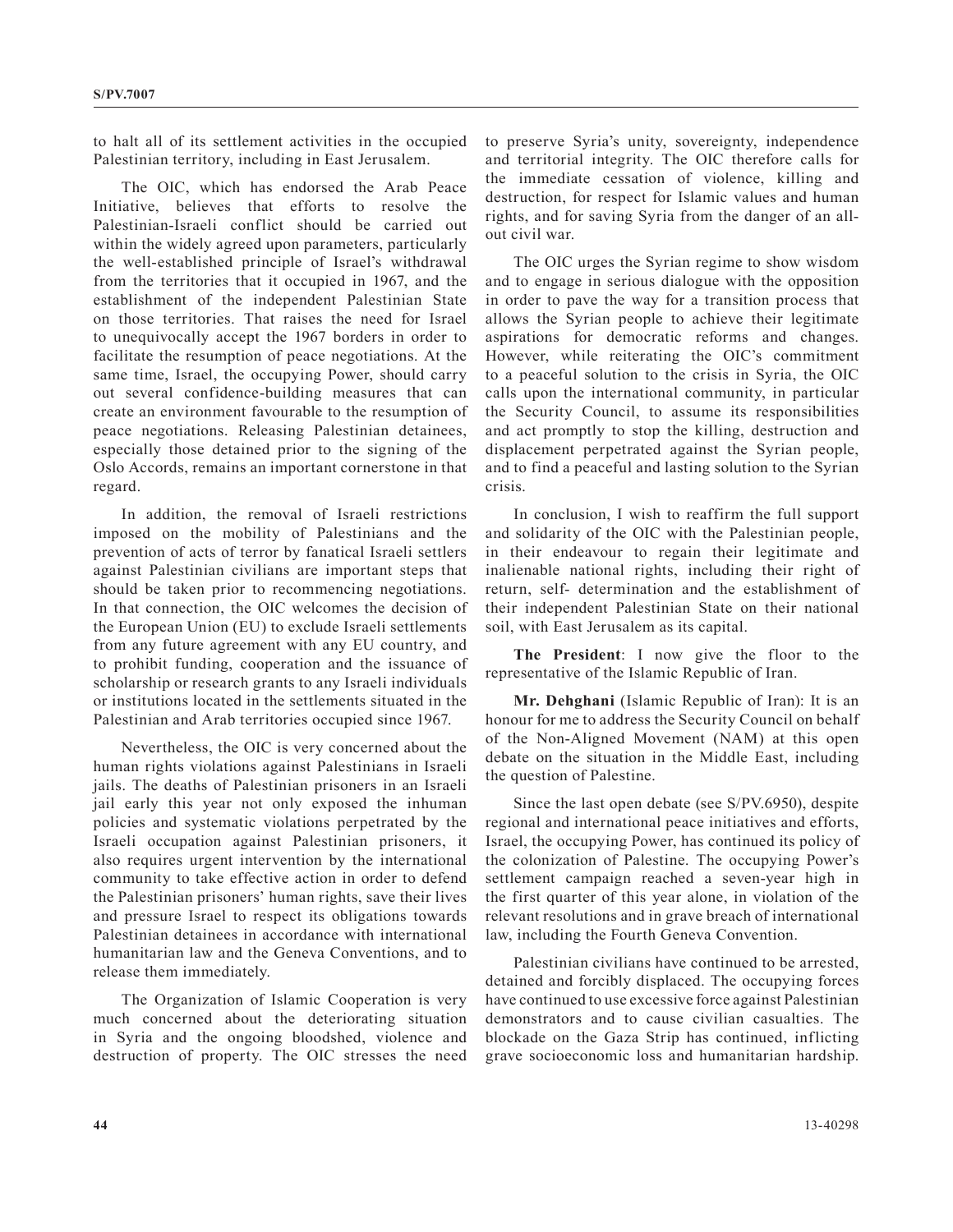to halt all of its settlement activities in the occupied Palestinian territory, including in East Jerusalem.

The OIC, which has endorsed the Arab Peace Initiative, believes that efforts to resolve the Palestinian-Israeli conflict should be carried out within the widely agreed upon parameters, particularly the well-established principle of Israel's withdrawal from the territories that it occupied in 1967, and the establishment of the independent Palestinian State on those territories. That raises the need for Israel to unequivocally accept the 1967 borders in order to facilitate the resumption of peace negotiations. At the same time, Israel, the occupying Power, should carry out several confidence-building measures that can create an environment favourable to the resumption of peace negotiations. Releasing Palestinian detainees, especially those detained prior to the signing of the Oslo Accords, remains an important cornerstone in that regard.

In addition, the removal of Israeli restrictions imposed on the mobility of Palestinians and the prevention of acts of terror by fanatical Israeli settlers against Palestinian civilians are important steps that should be taken prior to recommencing negotiations. In that connection, the OIC welcomes the decision of the European Union (EU) to exclude Israeli settlements from any future agreement with any EU country, and to prohibit funding, cooperation and the issuance of scholarship or research grants to any Israeli individuals or institutions located in the settlements situated in the Palestinian and Arab territories occupied since 1967.

Nevertheless, the OIC is very concerned about the human rights violations against Palestinians in Israeli jails. The deaths of Palestinian prisoners in an Israeli jail early this year not only exposed the inhuman policies and systematic violations perpetrated by the Israeli occupation against Palestinian prisoners, it also requires urgent intervention by the international community to take effective action in order to defend the Palestinian prisoners' human rights, save their lives and pressure Israel to respect its obligations towards Palestinian detainees in accordance with international humanitarian law and the Geneva Conventions, and to release them immediately.

The Organization of Islamic Cooperation is very much concerned about the deteriorating situation in Syria and the ongoing bloodshed, violence and destruction of property. The OIC stresses the need to preserve Syria's unity, sovereignty, independence and territorial integrity. The OIC therefore calls for the immediate cessation of violence, killing and destruction, for respect for Islamic values and human rights, and for saving Syria from the danger of an all-out civil war.

The OIC urges the Syrian regime to show wisdom and to engage in serious dialogue with the opposition in order to pave the way for a transition process that allows the Syrian people to achieve their legitimate aspirations for democratic reforms and changes. However, while reiterating the OIC's commitment to a peaceful solution to the crisis in Syria, the OIC calls upon the international community, in particular the Security Council, to assume its responsibilities and act promptly to stop the killing, destruction and displacement perpetrated against the Syrian people, and to find a peaceful and lasting solution to the Syrian crisis.

In conclusion, I wish to reaffirm the full support and solidarity of the OIC with the Palestinian people, in their endeavour to regain their legitimate and inalienable national rights, including their right of return, self- determination and the establishment of their independent Palestinian State on their national soil, with East Jerusalem as its capital.

**The President**: I now give the floor to the representative of the Islamic Republic of Iran.

**Mr. Dehghani** (Islamic Republic of Iran): It is an honour for me to address the Security Council on behalf of the Non-Aligned Movement (NAM) at this open debate on the situation in the Middle East, including the question of Palestine.

Since the last open debate (see S/PV.6950), despite regional and international peace initiatives and efforts, Israel, the occupying Power, has continued its policy of the colonization of Palestine. The occupying Power's settlement campaign reached a seven-year high in the first quarter of this year alone, in violation of the relevant resolutions and in grave breach of international law, including the Fourth Geneva Convention.

Palestinian civilians have continued to be arrested, detained and forcibly displaced. The occupying forces have continued to use excessive force against Palestinian demonstrators and to cause civilian casualties. The blockade on the Gaza Strip has continued, inflicting grave socioeconomic loss and humanitarian hardship.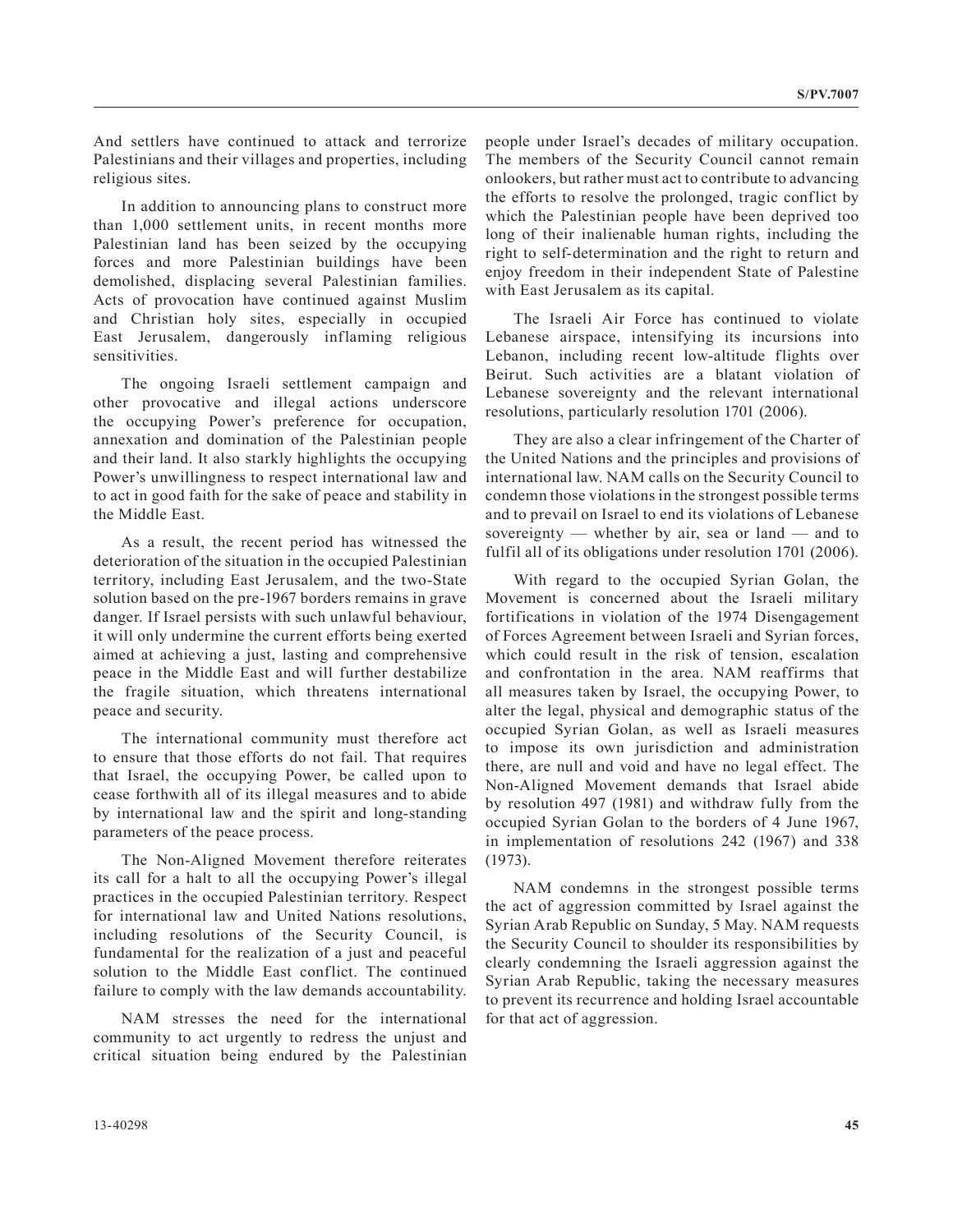And settlers have continued to attack and terrorize Palestinians and their villages and properties, including religious sites.

In addition to announcing plans to construct more than 1,000 settlement units, in recent months more Palestinian land has been seized by the occupying forces and more Palestinian buildings have been demolished, displacing several Palestinian families. Acts of provocation have continued against Muslim and Christian holy sites, especially in occupied East Jerusalem, dangerously inflaming religious sensitivities.

The ongoing Israeli settlement campaign and other provocative and illegal actions underscore the occupying Power's preference for occupation, annexation and domination of the Palestinian people and their land. It also starkly highlights the occupying Power's unwillingness to respect international law and to act in good faith for the sake of peace and stability in the Middle East.

As a result, the recent period has witnessed the deterioration of the situation in the occupied Palestinian territory, including East Jerusalem, and the two-State solution based on the pre-1967 borders remains in grave danger. If Israel persists with such unlawful behaviour, it will only undermine the current efforts being exerted aimed at achieving a just, lasting and comprehensive peace in the Middle East and will further destabilize the fragile situation, which threatens international peace and security.

The international community must therefore act to ensure that those efforts do not fail. That requires that Israel, the occupying Power, be called upon to cease forthwith all of its illegal measures and to abide by international law and the spirit and long-standing parameters of the peace process.

The Non-Aligned Movement therefore reiterates its call for a halt to all the occupying Power's illegal practices in the occupied Palestinian territory. Respect for international law and United Nations resolutions, including resolutions of the Security Council, is fundamental for the realization of a just and peaceful solution to the Middle East conflict. The continued failure to comply with the law demands accountability.

NAM stresses the need for the international community to act urgently to redress the unjust and critical situation being endured by the Palestinian people under Israel's decades of military occupation. The members of the Security Council cannot remain onlookers, but rather must act to contribute to advancing the efforts to resolve the prolonged, tragic conflict by which the Palestinian people have been deprived too long of their inalienable human rights, including the right to self-determination and the right to return and enjoy freedom in their independent State of Palestine with East Jerusalem as its capital.

The Israeli Air Force has continued to violate Lebanese airspace, intensifying its incursions into Lebanon, including recent low-altitude flights over Beirut. Such activities are a blatant violation of Lebanese sovereignty and the relevant international resolutions, particularly resolution 1701 (2006).

They are also a clear infringement of the Charter of the United Nations and the principles and provisions of international law. NAM calls on the Security Council to condemn those violations in the strongest possible terms and to prevail on Israel to end its violations of Lebanese sovereignty — whether by air, sea or land — and to fulfil all of its obligations under resolution 1701 (2006).

With regard to the occupied Syrian Golan, the Movement is concerned about the Israeli military fortifications in violation of the 1974 Disengagement of Forces Agreement between Israeli and Syrian forces, which could result in the risk of tension, escalation and confrontation in the area. NAM reaffirms that all measures taken by Israel, the occupying Power, to alter the legal, physical and demographic status of the occupied Syrian Golan, as well as Israeli measures to impose its own jurisdiction and administration there, are null and void and have no legal effect. The Non-Aligned Movement demands that Israel abide by resolution 497 (1981) and withdraw fully from the occupied Syrian Golan to the borders of 4 June 1967, in implementation of resolutions 242 (1967) and 338 (1973).

NAM condemns in the strongest possible terms the act of aggression committed by Israel against the Syrian Arab Republic on Sunday, 5 May. NAM requests the Security Council to shoulder its responsibilities by clearly condemning the Israeli aggression against the Syrian Arab Republic, taking the necessary measures to prevent its recurrence and holding Israel accountable for that act of aggression.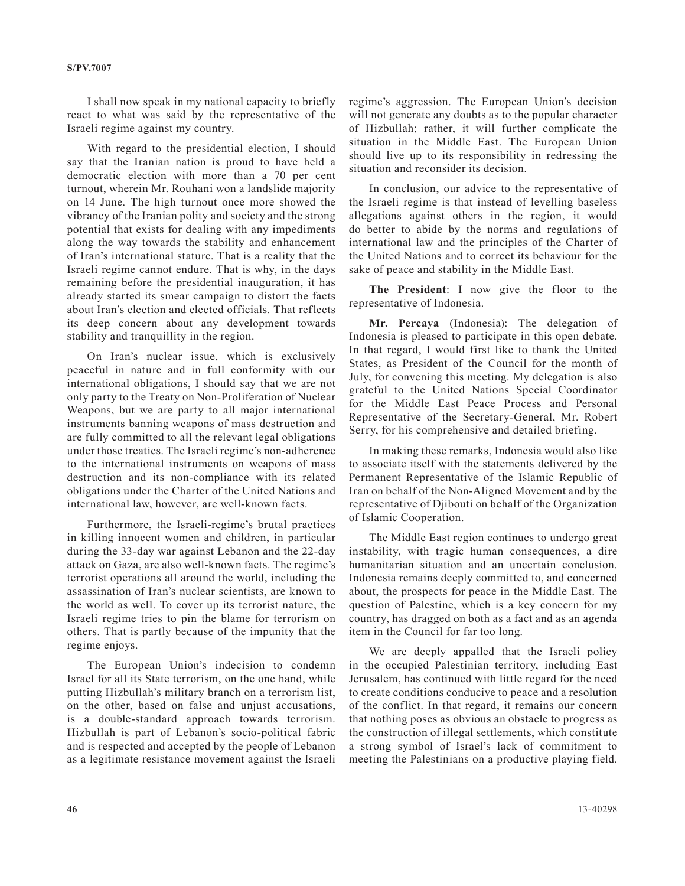I shall now speak in my national capacity to briefly react to what was said by the representative of the Israeli regime against my country.

With regard to the presidential election, I should say that the Iranian nation is proud to have held a democratic election with more than a 70 per cent turnout, wherein Mr. Rouhani won a landslide majority on 14 June. The high turnout once more showed the vibrancy of the Iranian polity and society and the strong potential that exists for dealing with any impediments along the way towards the stability and enhancement of Iran's international stature. That is a reality that the Israeli regime cannot endure. That is why, in the days remaining before the presidential inauguration, it has already started its smear campaign to distort the facts about Iran's election and elected officials. That reflects its deep concern about any development towards stability and tranquillity in the region.

On Iran's nuclear issue, which is exclusively peaceful in nature and in full conformity with our international obligations, I should say that we are not only party to the Treaty on Non-Proliferation of Nuclear Weapons, but we are party to all major international instruments banning weapons of mass destruction and are fully committed to all the relevant legal obligations under those treaties. The Israeli regime's non-adherence to the international instruments on weapons of mass destruction and its non-compliance with its related obligations under the Charter of the United Nations and international law, however, are well-known facts.

Furthermore, the Israeli-regime's brutal practices in killing innocent women and children, in particular during the 33-day war against Lebanon and the 22-day attack on Gaza, are also well-known facts. The regime's terrorist operations all around the world, including the assassination of Iran's nuclear scientists, are known to the world as well. To cover up its terrorist nature, the Israeli regime tries to pin the blame for terrorism on others. That is partly because of the impunity that the regime enjoys.

The European Union's indecision to condemn Israel for all its State terrorism, on the one hand, while putting Hizbullah's military branch on a terrorism list, on the other, based on false and unjust accusations, is a double-standard approach towards terrorism. Hizbullah is part of Lebanon's socio-political fabric and is respected and accepted by the people of Lebanon as a legitimate resistance movement against the Israeli regime's aggression. The European Union's decision will not generate any doubts as to the popular character of Hizbullah; rather, it will further complicate the situation in the Middle East. The European Union should live up to its responsibility in redressing the situation and reconsider its decision.

In conclusion, our advice to the representative of the Israeli regime is that instead of levelling baseless allegations against others in the region, it would do better to abide by the norms and regulations of international law and the principles of the Charter of the United Nations and to correct its behaviour for the sake of peace and stability in the Middle East.

**The President**: I now give the floor to the representative of Indonesia.

**Mr. Percaya** (Indonesia): The delegation of Indonesia is pleased to participate in this open debate. In that regard, I would first like to thank the United States, as President of the Council for the month of July, for convening this meeting. My delegation is also grateful to the United Nations Special Coordinator for the Middle East Peace Process and Personal Representative of the Secretary-General, Mr. Robert Serry, for his comprehensive and detailed briefing.

In making these remarks, Indonesia would also like to associate itself with the statements delivered by the Permanent Representative of the Islamic Republic of Iran on behalf of the Non-Aligned Movement and by the representative of Djibouti on behalf of the Organization of Islamic Cooperation.

The Middle East region continues to undergo great instability, with tragic human consequences, a dire humanitarian situation and an uncertain conclusion. Indonesia remains deeply committed to, and concerned about, the prospects for peace in the Middle East. The question of Palestine, which is a key concern for my country, has dragged on both as a fact and as an agenda item in the Council for far too long.

We are deeply appalled that the Israeli policy in the occupied Palestinian territory, including East Jerusalem, has continued with little regard for the need to create conditions conducive to peace and a resolution of the conflict. In that regard, it remains our concern that nothing poses as obvious an obstacle to progress as the construction of illegal settlements, which constitute a strong symbol of Israel's lack of commitment to meeting the Palestinians on a productive playing field.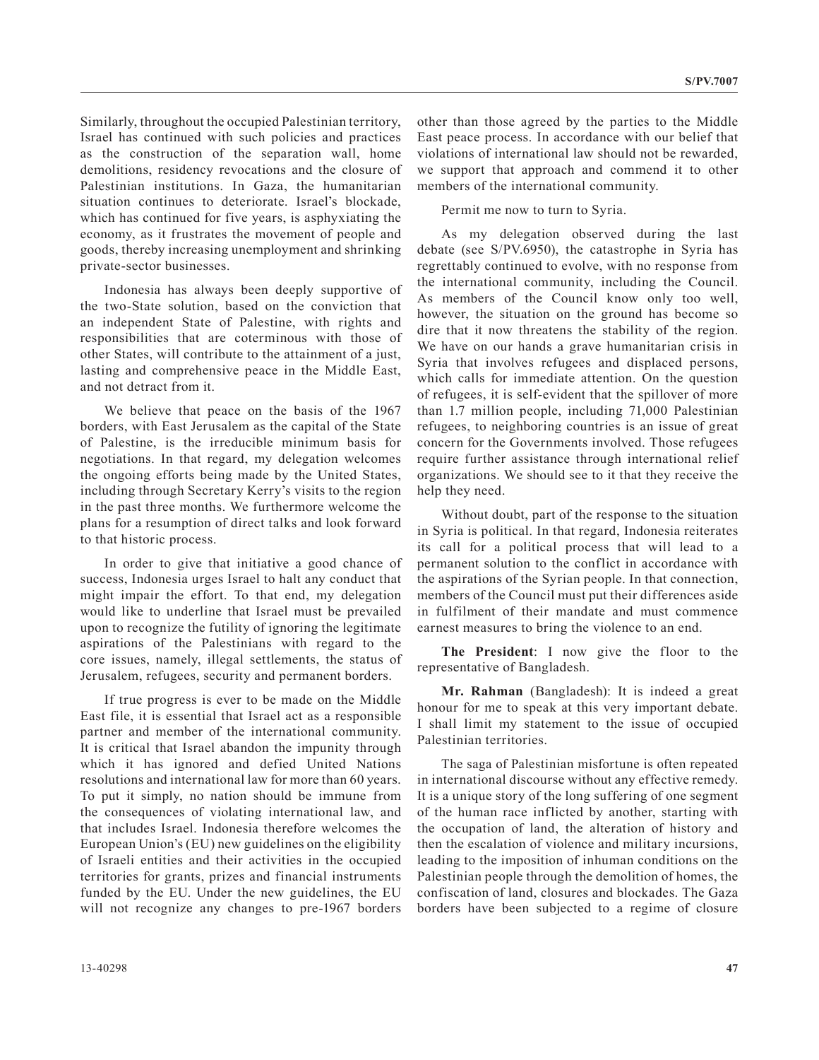Similarly, throughout the occupied Palestinian territory, Israel has continued with such policies and practices as the construction of the separation wall, home demolitions, residency revocations and the closure of Palestinian institutions. In Gaza, the humanitarian situation continues to deteriorate. Israel's blockade, which has continued for five years, is asphyxiating the economy, as it frustrates the movement of people and goods, thereby increasing unemployment and shrinking private-sector businesses.

Indonesia has always been deeply supportive of the two-State solution, based on the conviction that an independent State of Palestine, with rights and responsibilities that are coterminous with those of other States, will contribute to the attainment of a just, lasting and comprehensive peace in the Middle East, and not detract from it.

We believe that peace on the basis of the 1967 borders, with East Jerusalem as the capital of the State of Palestine, is the irreducible minimum basis for negotiations. In that regard, my delegation welcomes the ongoing efforts being made by the United States, including through Secretary Kerry's visits to the region in the past three months. We furthermore welcome the plans for a resumption of direct talks and look forward to that historic process.

In order to give that initiative a good chance of success, Indonesia urges Israel to halt any conduct that might impair the effort. To that end, my delegation would like to underline that Israel must be prevailed upon to recognize the futility of ignoring the legitimate aspirations of the Palestinians with regard to the core issues, namely, illegal settlements, the status of Jerusalem, refugees, security and permanent borders.

If true progress is ever to be made on the Middle East file, it is essential that Israel act as a responsible partner and member of the international community. It is critical that Israel abandon the impunity through which it has ignored and defied United Nations resolutions and international law for more than 60 years. To put it simply, no nation should be immune from the consequences of violating international law, and that includes Israel. Indonesia therefore welcomes the European Union's (EU) new guidelines on the eligibility of Israeli entities and their activities in the occupied territories for grants, prizes and financial instruments funded by the EU. Under the new guidelines, the EU will not recognize any changes to pre-1967 borders other than those agreed by the parties to the Middle East peace process. In accordance with our belief that violations of international law should not be rewarded, we support that approach and commend it to other members of the international community.

Permit me now to turn to Syria.

As my delegation observed during the last debate (see S/PV.6950), the catastrophe in Syria has regrettably continued to evolve, with no response from the international community, including the Council. As members of the Council know only too well, however, the situation on the ground has become so dire that it now threatens the stability of the region. We have on our hands a grave humanitarian crisis in Syria that involves refugees and displaced persons, which calls for immediate attention. On the question of refugees, it is self-evident that the spillover of more than 1.7 million people, including 71,000 Palestinian refugees, to neighboring countries is an issue of great concern for the Governments involved. Those refugees require further assistance through international relief organizations. We should see to it that they receive the help they need.

Without doubt, part of the response to the situation in Syria is political. In that regard, Indonesia reiterates its call for a political process that will lead to a permanent solution to the conflict in accordance with the aspirations of the Syrian people. In that connection, members of the Council must put their differences aside in fulfilment of their mandate and must commence earnest measures to bring the violence to an end.

**The President**: I now give the floor to the representative of Bangladesh.

**Mr. Rahman** (Bangladesh): It is indeed a great honour for me to speak at this very important debate. I shall limit my statement to the issue of occupied Palestinian territories.

The saga of Palestinian misfortune is often repeated in international discourse without any effective remedy. It is a unique story of the long suffering of one segment of the human race inflicted by another, starting with the occupation of land, the alteration of history and then the escalation of violence and military incursions, leading to the imposition of inhuman conditions on the Palestinian people through the demolition of homes, the confiscation of land, closures and blockades. The Gaza borders have been subjected to a regime of closure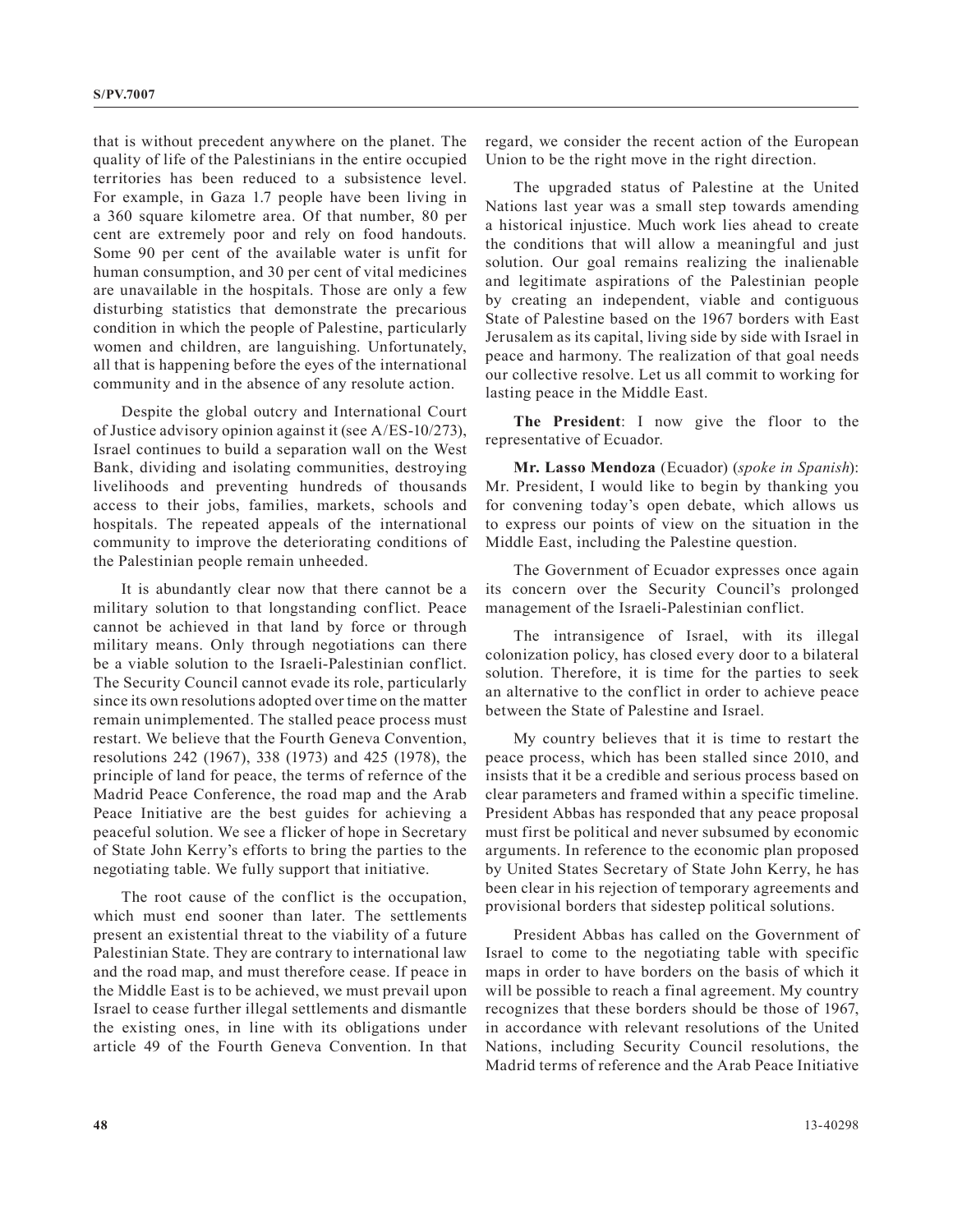that is without precedent anywhere on the planet. The quality of life of the Palestinians in the entire occupied territories has been reduced to a subsistence level. For example, in Gaza 1.7 people have been living in a 360 square kilometre area. Of that number, 80 per cent are extremely poor and rely on food handouts. Some 90 per cent of the available water is unfit for human consumption, and 30 per cent of vital medicines are unavailable in the hospitals. Those are only a few disturbing statistics that demonstrate the precarious condition in which the people of Palestine, particularly women and children, are languishing. Unfortunately, all that is happening before the eyes of the international community and in the absence of any resolute action.

Despite the global outcry and International Court of Justice advisory opinion against it (see A/ES-10/273), Israel continues to build a separation wall on the West Bank, dividing and isolating communities, destroying livelihoods and preventing hundreds of thousands access to their jobs, families, markets, schools and hospitals. The repeated appeals of the international community to improve the deteriorating conditions of the Palestinian people remain unheeded.

It is abundantly clear now that there cannot be a military solution to that longstanding conflict. Peace cannot be achieved in that land by force or through military means. Only through negotiations can there be a viable solution to the Israeli-Palestinian conflict. The Security Council cannot evade its role, particularly since its own resolutions adopted over time on the matter remain unimplemented. The stalled peace process must restart. We believe that the Fourth Geneva Convention, resolutions 242 (1967), 338 (1973) and 425 (1978), the principle of land for peace, the terms of refernce of the Madrid Peace Conference, the road map and the Arab Peace Initiative are the best guides for achieving a peaceful solution. We see a flicker of hope in Secretary of State John Kerry's efforts to bring the parties to the negotiating table. We fully support that initiative.

The root cause of the conflict is the occupation, which must end sooner than later. The settlements present an existential threat to the viability of a future Palestinian State. They are contrary to international law and the road map, and must therefore cease. If peace in the Middle East is to be achieved, we must prevail upon Israel to cease further illegal settlements and dismantle the existing ones, in line with its obligations under article 49 of the Fourth Geneva Convention. In that regard, we consider the recent action of the European Union to be the right move in the right direction.

The upgraded status of Palestine at the United Nations last year was a small step towards amending a historical injustice. Much work lies ahead to create the conditions that will allow a meaningful and just solution. Our goal remains realizing the inalienable and legitimate aspirations of the Palestinian people by creating an independent, viable and contiguous State of Palestine based on the 1967 borders with East Jerusalem as its capital, living side by side with Israel in peace and harmony. The realization of that goal needs our collective resolve. Let us all commit to working for lasting peace in the Middle East.

**The President**: I now give the floor to the representative of Ecuador.

**Mr. Lasso Mendoza** (Ecuador) (*spoke in Spanish*): Mr. President, I would like to begin by thanking you for convening today's open debate, which allows us to express our points of view on the situation in the Middle East, including the Palestine question.

The Government of Ecuador expresses once again its concern over the Security Council's prolonged management of the Israeli-Palestinian conflict.

The intransigence of Israel, with its illegal colonization policy, has closed every door to a bilateral solution. Therefore, it is time for the parties to seek an alternative to the conflict in order to achieve peace between the State of Palestine and Israel.

My country believes that it is time to restart the peace process, which has been stalled since 2010, and insists that it be a credible and serious process based on clear parameters and framed within a specific timeline. President Abbas has responded that any peace proposal must first be political and never subsumed by economic arguments. In reference to the economic plan proposed by United States Secretary of State John Kerry, he has been clear in his rejection of temporary agreements and provisional borders that sidestep political solutions.

President Abbas has called on the Government of Israel to come to the negotiating table with specific maps in order to have borders on the basis of which it will be possible to reach a final agreement. My country recognizes that these borders should be those of 1967, in accordance with relevant resolutions of the United Nations, including Security Council resolutions, the Madrid terms of reference and the Arab Peace Initiative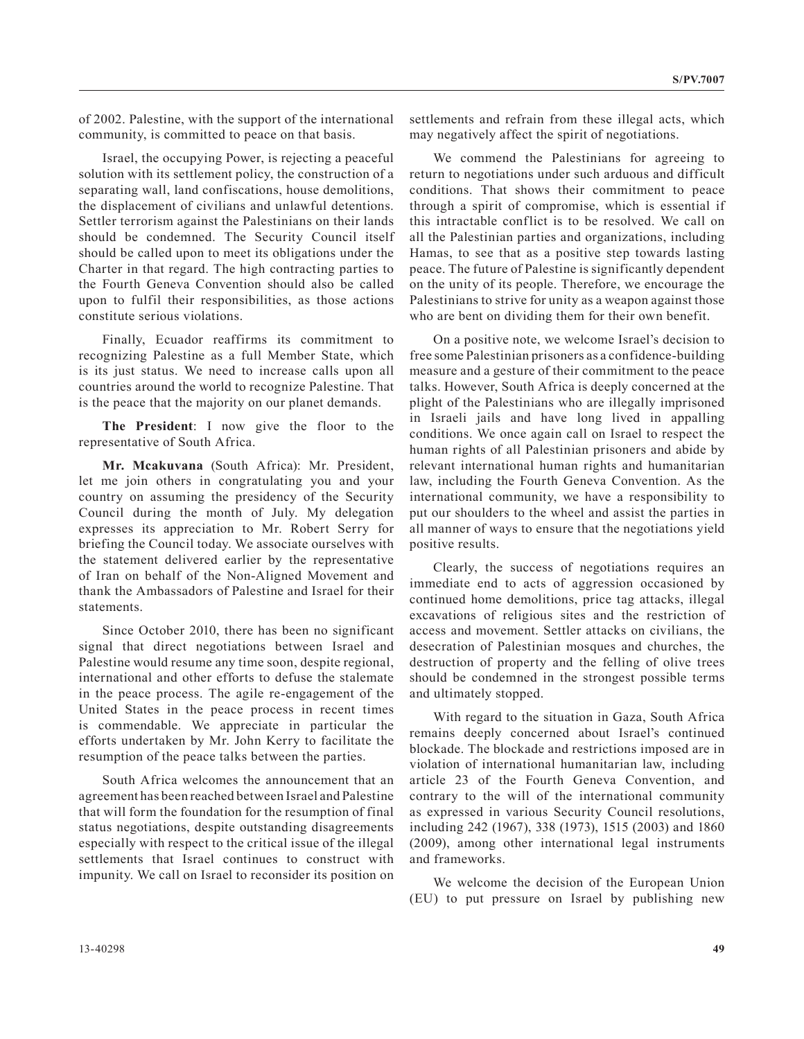of 2002. Palestine, with the support of the international community, is committed to peace on that basis.

Israel, the occupying Power, is rejecting a peaceful solution with its settlement policy, the construction of a separating wall, land confiscations, house demolitions, the displacement of civilians and unlawful detentions. Settler terrorism against the Palestinians on their lands should be condemned. The Security Council itself should be called upon to meet its obligations under the Charter in that regard. The high contracting parties to the Fourth Geneva Convention should also be called upon to fulfil their responsibilities, as those actions constitute serious violations.

Finally, Ecuador reaffirms its commitment to recognizing Palestine as a full Member State, which is its just status. We need to increase calls upon all countries around the world to recognize Palestine. That is the peace that the majority on our planet demands.

**The President**: I now give the floor to the representative of South Africa.

**Mr. Mcakuvana** (South Africa): Mr. President, let me join others in congratulating you and your country on assuming the presidency of the Security Council during the month of July. My delegation expresses its appreciation to Mr. Robert Serry for briefing the Council today. We associate ourselves with the statement delivered earlier by the representative of Iran on behalf of the Non-Aligned Movement and thank the Ambassadors of Palestine and Israel for their statements.

Since October 2010, there has been no significant signal that direct negotiations between Israel and Palestine would resume any time soon, despite regional, international and other efforts to defuse the stalemate in the peace process. The agile re-engagement of the United States in the peace process in recent times is commendable. We appreciate in particular the efforts undertaken by Mr. John Kerry to facilitate the resumption of the peace talks between the parties.

South Africa welcomes the announcement that an agreement has been reached between Israel and Palestine that will form the foundation for the resumption of final status negotiations, despite outstanding disagreements especially with respect to the critical issue of the illegal settlements that Israel continues to construct with impunity. We call on Israel to reconsider its position on settlements and refrain from these illegal acts, which may negatively affect the spirit of negotiations.

We commend the Palestinians for agreeing to return to negotiations under such arduous and difficult conditions. That shows their commitment to peace through a spirit of compromise, which is essential if this intractable conflict is to be resolved. We call on all the Palestinian parties and organizations, including Hamas, to see that as a positive step towards lasting peace. The future of Palestine is significantly dependent on the unity of its people. Therefore, we encourage the Palestinians to strive for unity as a weapon against those who are bent on dividing them for their own benefit.

On a positive note, we welcome Israel's decision to free some Palestinian prisoners as a confidence-building measure and a gesture of their commitment to the peace talks. However, South Africa is deeply concerned at the plight of the Palestinians who are illegally imprisoned in Israeli jails and have long lived in appalling conditions. We once again call on Israel to respect the human rights of all Palestinian prisoners and abide by relevant international human rights and humanitarian law, including the Fourth Geneva Convention. As the international community, we have a responsibility to put our shoulders to the wheel and assist the parties in all manner of ways to ensure that the negotiations yield positive results.

Clearly, the success of negotiations requires an immediate end to acts of aggression occasioned by continued home demolitions, price tag attacks, illegal excavations of religious sites and the restriction of access and movement. Settler attacks on civilians, the desecration of Palestinian mosques and churches, the destruction of property and the felling of olive trees should be condemned in the strongest possible terms and ultimately stopped.

With regard to the situation in Gaza, South Africa remains deeply concerned about Israel's continued blockade. The blockade and restrictions imposed are in violation of international humanitarian law, including article 23 of the Fourth Geneva Convention, and contrary to the will of the international community as expressed in various Security Council resolutions, including 242 (1967), 338 (1973), 1515 (2003) and 1860 (2009), among other international legal instruments and frameworks.

We welcome the decision of the European Union (EU) to put pressure on Israel by publishing new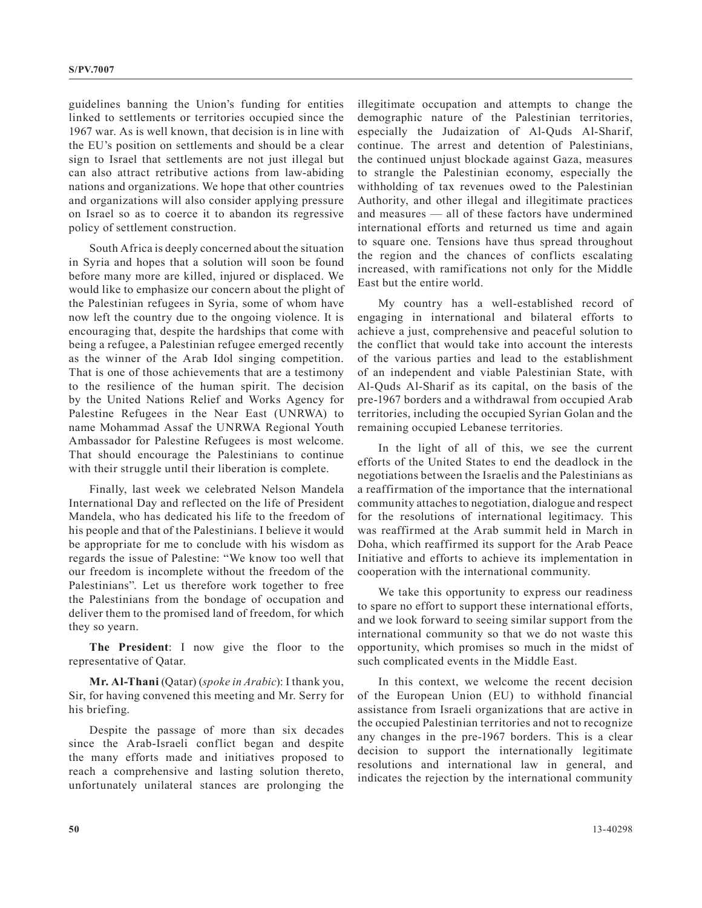guidelines banning the Union's funding for entities linked to settlements or territories occupied since the 1967 war. As is well known, that decision is in line with the EU's position on settlements and should be a clear sign to Israel that settlements are not just illegal but can also attract retributive actions from law-abiding nations and organizations. We hope that other countries and organizations will also consider applying pressure on Israel so as to coerce it to abandon its regressive policy of settlement construction.

South Africa is deeply concerned about the situation in Syria and hopes that a solution will soon be found before many more are killed, injured or displaced. We would like to emphasize our concern about the plight of the Palestinian refugees in Syria, some of whom have now left the country due to the ongoing violence. It is encouraging that, despite the hardships that come with being a refugee, a Palestinian refugee emerged recently as the winner of the Arab Idol singing competition. That is one of those achievements that are a testimony to the resilience of the human spirit. The decision by the United Nations Relief and Works Agency for Palestine Refugees in the Near East (UNRWA) to name Mohammad Assaf the UNRWA Regional Youth Ambassador for Palestine Refugees is most welcome. That should encourage the Palestinians to continue with their struggle until their liberation is complete.

Finally, last week we celebrated Nelson Mandela International Day and reflected on the life of President Mandela, who has dedicated his life to the freedom of his people and that of the Palestinians. I believe it would be appropriate for me to conclude with his wisdom as regards the issue of Palestine: "We know too well that our freedom is incomplete without the freedom of the Palestinians". Let us therefore work together to free the Palestinians from the bondage of occupation and deliver them to the promised land of freedom, for which they so yearn.

**The President**: I now give the floor to the representative of Qatar.

**Mr. Al-Thani** (Qatar) (*spoke in Arabic*): I thank you, Sir, for having convened this meeting and Mr. Serry for his briefing.

Despite the passage of more than six decades since the Arab-Israeli conflict began and despite the many efforts made and initiatives proposed to reach a comprehensive and lasting solution thereto, unfortunately unilateral stances are prolonging the illegitimate occupation and attempts to change the demographic nature of the Palestinian territories, especially the Judaization of Al-Quds Al-Sharif, continue. The arrest and detention of Palestinians, the continued unjust blockade against Gaza, measures to strangle the Palestinian economy, especially the withholding of tax revenues owed to the Palestinian Authority, and other illegal and illegitimate practices and measures — all of these factors have undermined international efforts and returned us time and again to square one. Tensions have thus spread throughout the region and the chances of conflicts escalating increased, with ramifications not only for the Middle East but the entire world.

My country has a well-established record of engaging in international and bilateral efforts to achieve a just, comprehensive and peaceful solution to the conflict that would take into account the interests of the various parties and lead to the establishment of an independent and viable Palestinian State, with Al-Quds Al-Sharif as its capital, on the basis of the pre-1967 borders and a withdrawal from occupied Arab territories, including the occupied Syrian Golan and the remaining occupied Lebanese territories.

In the light of all of this, we see the current efforts of the United States to end the deadlock in the negotiations between the Israelis and the Palestinians as a reaffirmation of the importance that the international community attaches to negotiation, dialogue and respect for the resolutions of international legitimacy. This was reaffirmed at the Arab summit held in March in Doha, which reaffirmed its support for the Arab Peace Initiative and efforts to achieve its implementation in cooperation with the international community.

We take this opportunity to express our readiness to spare no effort to support these international efforts, and we look forward to seeing similar support from the international community so that we do not waste this opportunity, which promises so much in the midst of such complicated events in the Middle East.

In this context, we welcome the recent decision of the European Union (EU) to withhold financial assistance from Israeli organizations that are active in the occupied Palestinian territories and not to recognize any changes in the pre-1967 borders. This is a clear decision to support the internationally legitimate resolutions and international law in general, and indicates the rejection by the international community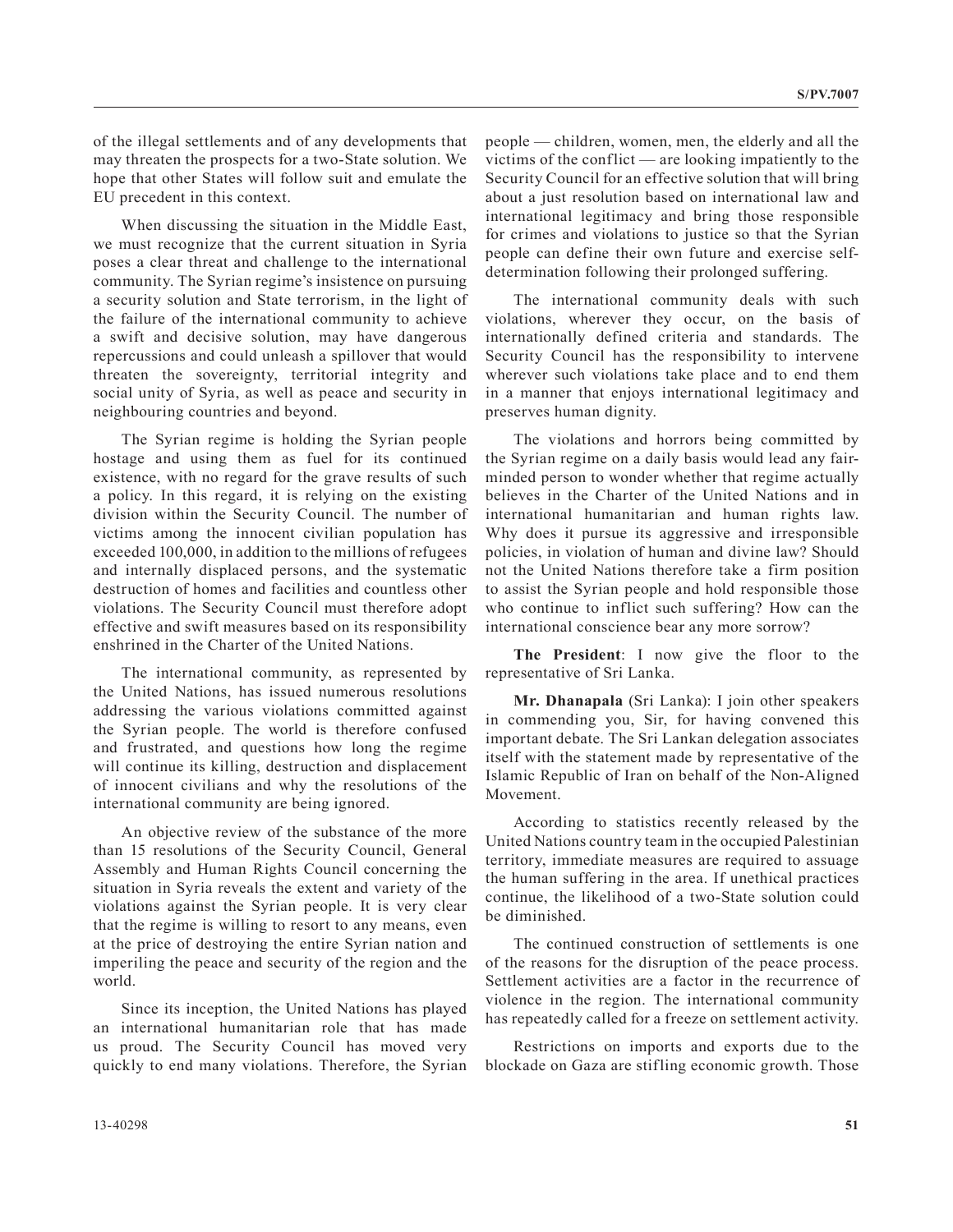of the illegal settlements and of any developments that may threaten the prospects for a two-State solution. We hope that other States will follow suit and emulate the EU precedent in this context.

When discussing the situation in the Middle East, we must recognize that the current situation in Syria poses a clear threat and challenge to the international community. The Syrian regime's insistence on pursuing a security solution and State terrorism, in the light of the failure of the international community to achieve a swift and decisive solution, may have dangerous repercussions and could unleash a spillover that would threaten the sovereignty, territorial integrity and social unity of Syria, as well as peace and security in neighbouring countries and beyond.

The Syrian regime is holding the Syrian people hostage and using them as fuel for its continued existence, with no regard for the grave results of such a policy. In this regard, it is relying on the existing division within the Security Council. The number of victims among the innocent civilian population has exceeded 100,000, in addition to the millions of refugees and internally displaced persons, and the systematic destruction of homes and facilities and countless other violations. The Security Council must therefore adopt effective and swift measures based on its responsibility enshrined in the Charter of the United Nations.

The international community, as represented by the United Nations, has issued numerous resolutions addressing the various violations committed against the Syrian people. The world is therefore confused and frustrated, and questions how long the regime will continue its killing, destruction and displacement of innocent civilians and why the resolutions of the international community are being ignored.

An objective review of the substance of the more than 15 resolutions of the Security Council, General Assembly and Human Rights Council concerning the situation in Syria reveals the extent and variety of the violations against the Syrian people. It is very clear that the regime is willing to resort to any means, even at the price of destroying the entire Syrian nation and imperiling the peace and security of the region and the world.

Since its inception, the United Nations has played an international humanitarian role that has made us proud. The Security Council has moved very quickly to end many violations. Therefore, the Syrian people — children, women, men, the elderly and all the victims of the conflict — are looking impatiently to the Security Council for an effective solution that will bring about a just resolution based on international law and international legitimacy and bring those responsible for crimes and violations to justice so that the Syrian people can define their own future and exercise self-determination following their prolonged suffering.

The international community deals with such violations, wherever they occur, on the basis of internationally defined criteria and standards. The Security Council has the responsibility to intervene wherever such violations take place and to end them in a manner that enjoys international legitimacy and preserves human dignity.

The violations and horrors being committed by the Syrian regime on a daily basis would lead any fair-minded person to wonder whether that regime actually believes in the Charter of the United Nations and in international humanitarian and human rights law. Why does it pursue its aggressive and irresponsible policies, in violation of human and divine law? Should not the United Nations therefore take a firm position to assist the Syrian people and hold responsible those who continue to inflict such suffering? How can the international conscience bear any more sorrow?

**The President**: I now give the floor to the representative of Sri Lanka.

**Mr. Dhanapala** (Sri Lanka): I join other speakers in commending you, Sir, for having convened this important debate. The Sri Lankan delegation associates itself with the statement made by representative of the Islamic Republic of Iran on behalf of the Non-Aligned Movement.

According to statistics recently released by the United Nations country team in the occupied Palestinian territory, immediate measures are required to assuage the human suffering in the area. If unethical practices continue, the likelihood of a two-State solution could be diminished.

The continued construction of settlements is one of the reasons for the disruption of the peace process. Settlement activities are a factor in the recurrence of violence in the region. The international community has repeatedly called for a freeze on settlement activity.

Restrictions on imports and exports due to the blockade on Gaza are stifling economic growth. Those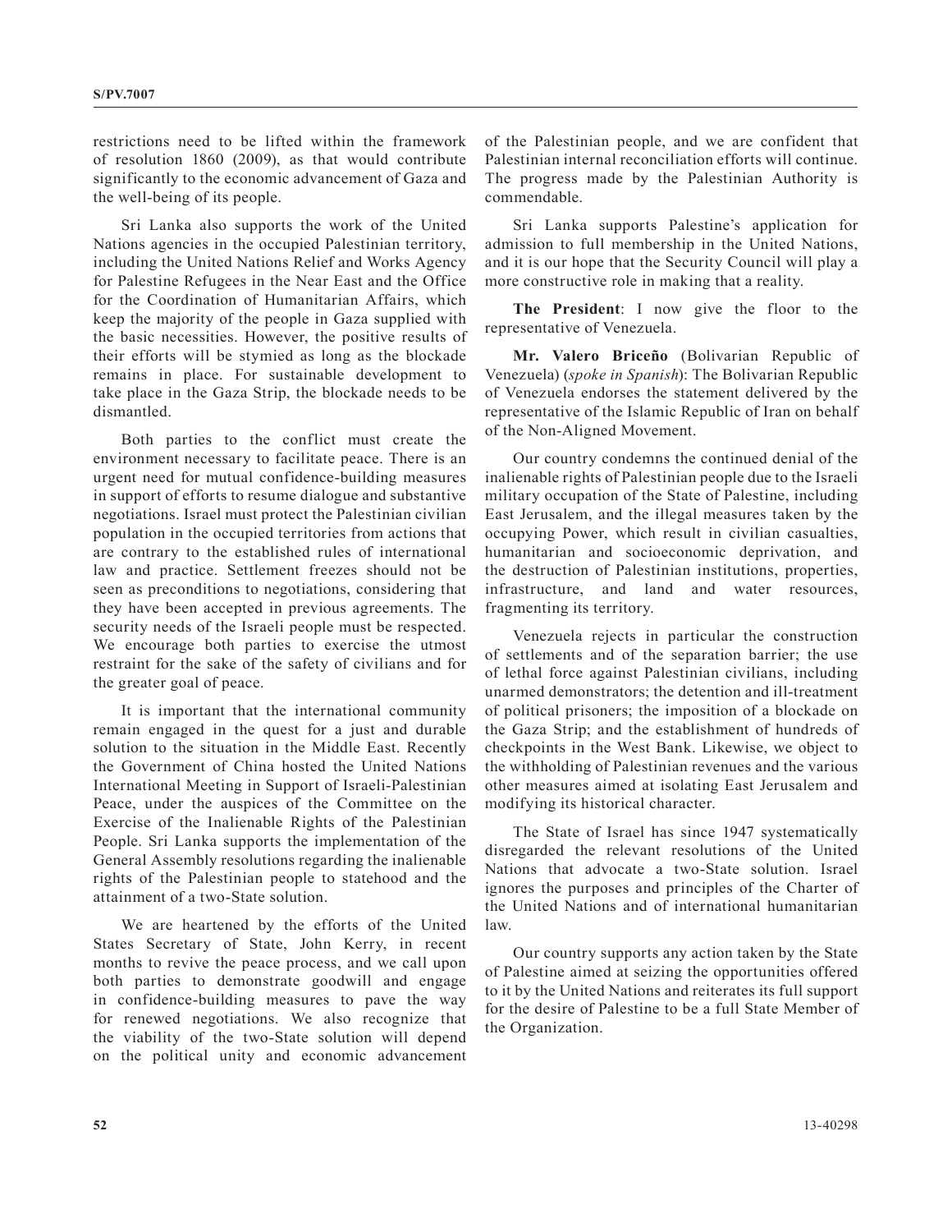restrictions need to be lifted within the framework of resolution 1860 (2009), as that would contribute significantly to the economic advancement of Gaza and the well-being of its people.

Sri Lanka also supports the work of the United Nations agencies in the occupied Palestinian territory, including the United Nations Relief and Works Agency for Palestine Refugees in the Near East and the Office for the Coordination of Humanitarian Affairs, which keep the majority of the people in Gaza supplied with the basic necessities. However, the positive results of their efforts will be stymied as long as the blockade remains in place. For sustainable development to take place in the Gaza Strip, the blockade needs to be dismantled.

Both parties to the conflict must create the environment necessary to facilitate peace. There is an urgent need for mutual confidence-building measures in support of efforts to resume dialogue and substantive negotiations. Israel must protect the Palestinian civilian population in the occupied territories from actions that are contrary to the established rules of international law and practice. Settlement freezes should not be seen as preconditions to negotiations, considering that they have been accepted in previous agreements. The security needs of the Israeli people must be respected. We encourage both parties to exercise the utmost restraint for the sake of the safety of civilians and for the greater goal of peace.

It is important that the international community remain engaged in the quest for a just and durable solution to the situation in the Middle East. Recently the Government of China hosted the United Nations International Meeting in Support of Israeli-Palestinian Peace, under the auspices of the Committee on the Exercise of the Inalienable Rights of the Palestinian People. Sri Lanka supports the implementation of the General Assembly resolutions regarding the inalienable rights of the Palestinian people to statehood and the attainment of a two-State solution.

We are heartened by the efforts of the United States Secretary of State, John Kerry, in recent months to revive the peace process, and we call upon both parties to demonstrate goodwill and engage in confidence-building measures to pave the way for renewed negotiations. We also recognize that the viability of the two-State solution will depend on the political unity and economic advancement of the Palestinian people, and we are confident that Palestinian internal reconciliation efforts will continue. The progress made by the Palestinian Authority is commendable.

Sri Lanka supports Palestine's application for admission to full membership in the United Nations, and it is our hope that the Security Council will play a more constructive role in making that a reality.

**The President**: I now give the floor to the representative of Venezuela.

**Mr. Valero Briceño** (Bolivarian Republic of Venezuela) (*spoke in Spanish*): The Bolivarian Republic of Venezuela endorses the statement delivered by the representative of the Islamic Republic of Iran on behalf of the Non-Aligned Movement.

Our country condemns the continued denial of the inalienable rights of Palestinian people due to the Israeli military occupation of the State of Palestine, including East Jerusalem, and the illegal measures taken by the occupying Power, which result in civilian casualties, humanitarian and socioeconomic deprivation, and the destruction of Palestinian institutions, properties, infrastructure, and land and water resources, fragmenting its territory.

Venezuela rejects in particular the construction of settlements and of the separation barrier; the use of lethal force against Palestinian civilians, including unarmed demonstrators; the detention and ill-treatment of political prisoners; the imposition of a blockade on the Gaza Strip; and the establishment of hundreds of checkpoints in the West Bank. Likewise, we object to the withholding of Palestinian revenues and the various other measures aimed at isolating East Jerusalem and modifying its historical character.

The State of Israel has since 1947 systematically disregarded the relevant resolutions of the United Nations that advocate a two-State solution. Israel ignores the purposes and principles of the Charter of the United Nations and of international humanitarian law.

Our country supports any action taken by the State of Palestine aimed at seizing the opportunities offered to it by the United Nations and reiterates its full support for the desire of Palestine to be a full State Member of the Organization.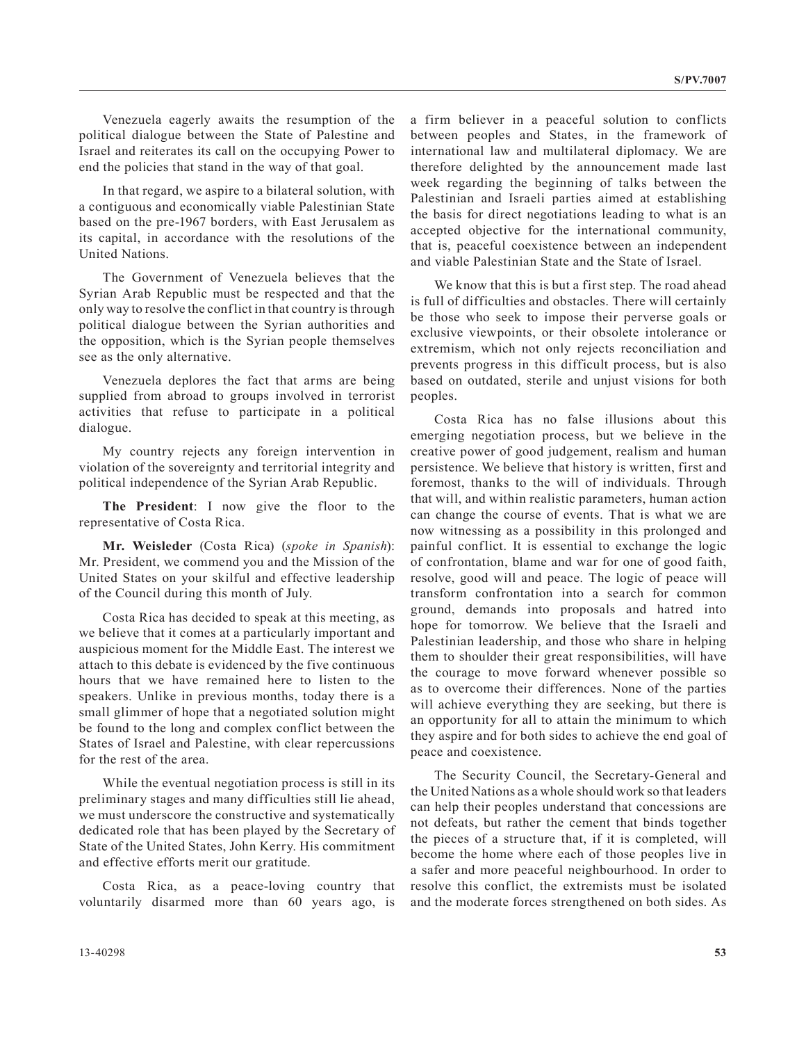Venezuela eagerly awaits the resumption of the political dialogue between the State of Palestine and Israel and reiterates its call on the occupying Power to end the policies that stand in the way of that goal.

In that regard, we aspire to a bilateral solution, with a contiguous and economically viable Palestinian State based on the pre-1967 borders, with East Jerusalem as its capital, in accordance with the resolutions of the United Nations.

The Government of Venezuela believes that the Syrian Arab Republic must be respected and that the only way to resolve the conflict in that country is through political dialogue between the Syrian authorities and the opposition, which is the Syrian people themselves see as the only alternative.

Venezuela deplores the fact that arms are being supplied from abroad to groups involved in terrorist activities that refuse to participate in a political dialogue.

My country rejects any foreign intervention in violation of the sovereignty and territorial integrity and political independence of the Syrian Arab Republic.

**The President**: I now give the floor to the representative of Costa Rica.

**Mr. Weisleder** (Costa Rica) (*spoke in Spanish*): Mr. President, we commend you and the Mission of the United States on your skilful and effective leadership of the Council during this month of July.

Costa Rica has decided to speak at this meeting, as we believe that it comes at a particularly important and auspicious moment for the Middle East. The interest we attach to this debate is evidenced by the five continuous hours that we have remained here to listen to the speakers. Unlike in previous months, today there is a small glimmer of hope that a negotiated solution might be found to the long and complex conflict between the States of Israel and Palestine, with clear repercussions for the rest of the area.

While the eventual negotiation process is still in its preliminary stages and many difficulties still lie ahead, we must underscore the constructive and systematically dedicated role that has been played by the Secretary of State of the United States, John Kerry. His commitment and effective efforts merit our gratitude.

Costa Rica, as a peace-loving country that voluntarily disarmed more than 60 years ago, is a firm believer in a peaceful solution to conflicts between peoples and States, in the framework of international law and multilateral diplomacy. We are therefore delighted by the announcement made last week regarding the beginning of talks between the Palestinian and Israeli parties aimed at establishing the basis for direct negotiations leading to what is an accepted objective for the international community, that is, peaceful coexistence between an independent and viable Palestinian State and the State of Israel.

We know that this is but a first step. The road ahead is full of difficulties and obstacles. There will certainly be those who seek to impose their perverse goals or exclusive viewpoints, or their obsolete intolerance or extremism, which not only rejects reconciliation and prevents progress in this difficult process, but is also based on outdated, sterile and unjust visions for both peoples.

Costa Rica has no false illusions about this emerging negotiation process, but we believe in the creative power of good judgement, realism and human persistence. We believe that history is written, first and foremost, thanks to the will of individuals. Through that will, and within realistic parameters, human action can change the course of events. That is what we are now witnessing as a possibility in this prolonged and painful conflict. It is essential to exchange the logic of confrontation, blame and war for one of good faith, resolve, good will and peace. The logic of peace will transform confrontation into a search for common ground, demands into proposals and hatred into hope for tomorrow. We believe that the Israeli and Palestinian leadership, and those who share in helping them to shoulder their great responsibilities, will have the courage to move forward whenever possible so as to overcome their differences. None of the parties will achieve everything they are seeking, but there is an opportunity for all to attain the minimum to which they aspire and for both sides to achieve the end goal of peace and coexistence.

The Security Council, the Secretary-General and the United Nations as a whole should work so that leaders can help their peoples understand that concessions are not defeats, but rather the cement that binds together the pieces of a structure that, if it is completed, will become the home where each of those peoples live in a safer and more peaceful neighbourhood. In order to resolve this conflict, the extremists must be isolated and the moderate forces strengthened on both sides. As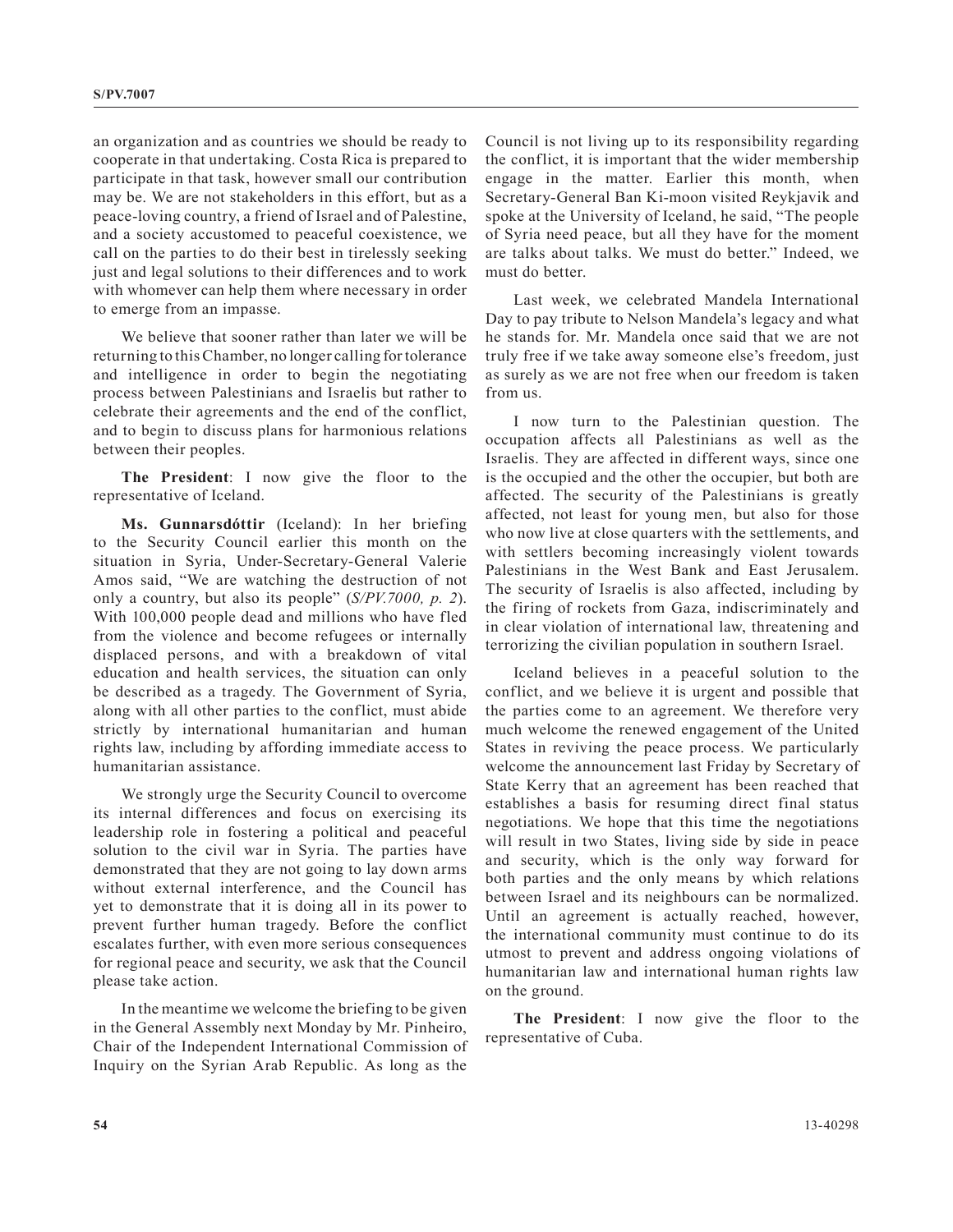an organization and as countries we should be ready to cooperate in that undertaking. Costa Rica is prepared to participate in that task, however small our contribution may be. We are not stakeholders in this effort, but as a peace-loving country, a friend of Israel and of Palestine, and a society accustomed to peaceful coexistence, we call on the parties to do their best in tirelessly seeking just and legal solutions to their differences and to work with whomever can help them where necessary in order to emerge from an impasse.

We believe that sooner rather than later we will be returning to this Chamber, no longer calling for tolerance and intelligence in order to begin the negotiating process between Palestinians and Israelis but rather to celebrate their agreements and the end of the conflict, and to begin to discuss plans for harmonious relations between their peoples.

**The President**: I now give the floor to the representative of Iceland.

**Ms. Gunnarsdóttir** (Iceland): In her briefing to the Security Council earlier this month on the situation in Syria, Under-Secretary-General Valerie Amos said, "We are watching the destruction of not only a country, but also its people" (*S/PV.7000, p. 2*). With 100,000 people dead and millions who have fled from the violence and become refugees or internally displaced persons, and with a breakdown of vital education and health services, the situation can only be described as a tragedy. The Government of Syria, along with all other parties to the conflict, must abide strictly by international humanitarian and human rights law, including by affording immediate access to humanitarian assistance.

We strongly urge the Security Council to overcome its internal differences and focus on exercising its leadership role in fostering a political and peaceful solution to the civil war in Syria. The parties have demonstrated that they are not going to lay down arms without external interference, and the Council has yet to demonstrate that it is doing all in its power to prevent further human tragedy. Before the conflict escalates further, with even more serious consequences for regional peace and security, we ask that the Council please take action.

In the meantime we welcome the briefing to be given in the General Assembly next Monday by Mr. Pinheiro, Chair of the Independent International Commission of Inquiry on the Syrian Arab Republic. As long as the Council is not living up to its responsibility regarding the conflict, it is important that the wider membership engage in the matter. Earlier this month, when Secretary-General Ban Ki-moon visited Reykjavik and spoke at the University of Iceland, he said, "The people of Syria need peace, but all they have for the moment are talks about talks. We must do better." Indeed, we must do better.

Last week, we celebrated Mandela International Day to pay tribute to Nelson Mandela's legacy and what he stands for. Mr. Mandela once said that we are not truly free if we take away someone else's freedom, just as surely as we are not free when our freedom is taken from us.

I now turn to the Palestinian question. The occupation affects all Palestinians as well as the Israelis. They are affected in different ways, since one is the occupied and the other the occupier, but both are affected. The security of the Palestinians is greatly affected, not least for young men, but also for those who now live at close quarters with the settlements, and with settlers becoming increasingly violent towards Palestinians in the West Bank and East Jerusalem. The security of Israelis is also affected, including by the firing of rockets from Gaza, indiscriminately and in clear violation of international law, threatening and terrorizing the civilian population in southern Israel.

Iceland believes in a peaceful solution to the conflict, and we believe it is urgent and possible that the parties come to an agreement. We therefore very much welcome the renewed engagement of the United States in reviving the peace process. We particularly welcome the announcement last Friday by Secretary of State Kerry that an agreement has been reached that establishes a basis for resuming direct final status negotiations. We hope that this time the negotiations will result in two States, living side by side in peace and security, which is the only way forward for both parties and the only means by which relations between Israel and its neighbours can be normalized. Until an agreement is actually reached, however, the international community must continue to do its utmost to prevent and address ongoing violations of humanitarian law and international human rights law on the ground.

**The President**: I now give the floor to the representative of Cuba.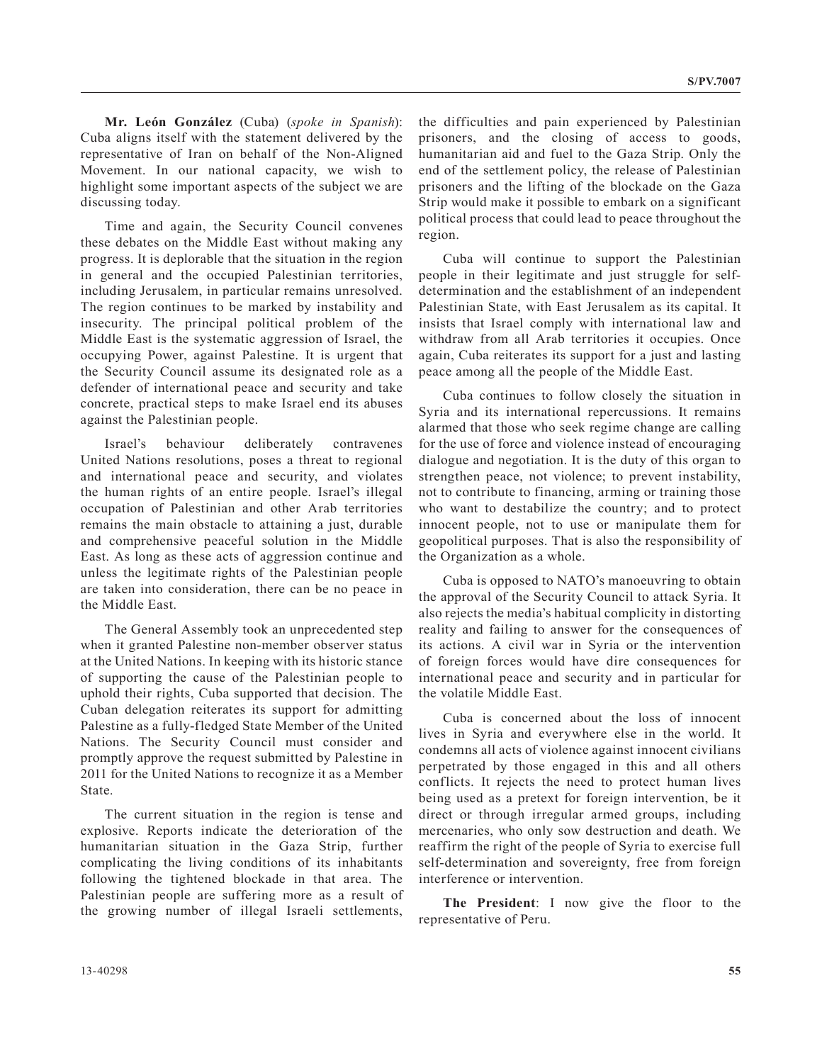**Mr. León González** (Cuba) (*spoke in Spanish*): Cuba aligns itself with the statement delivered by the representative of Iran on behalf of the Non-Aligned Movement. In our national capacity, we wish to highlight some important aspects of the subject we are discussing today.

Time and again, the Security Council convenes these debates on the Middle East without making any progress. It is deplorable that the situation in the region in general and the occupied Palestinian territories, including Jerusalem, in particular remains unresolved. The region continues to be marked by instability and insecurity. The principal political problem of the Middle East is the systematic aggression of Israel, the occupying Power, against Palestine. It is urgent that the Security Council assume its designated role as a defender of international peace and security and take concrete, practical steps to make Israel end its abuses against the Palestinian people.

Israel's behaviour deliberately contravenes United Nations resolutions, poses a threat to regional and international peace and security, and violates the human rights of an entire people. Israel's illegal occupation of Palestinian and other Arab territories remains the main obstacle to attaining a just, durable and comprehensive peaceful solution in the Middle East. As long as these acts of aggression continue and unless the legitimate rights of the Palestinian people are taken into consideration, there can be no peace in the Middle East.

The General Assembly took an unprecedented step when it granted Palestine non-member observer status at the United Nations. In keeping with its historic stance of supporting the cause of the Palestinian people to uphold their rights, Cuba supported that decision. The Cuban delegation reiterates its support for admitting Palestine as a fully-fledged State Member of the United Nations. The Security Council must consider and promptly approve the request submitted by Palestine in 2011 for the United Nations to recognize it as a Member State.

The current situation in the region is tense and explosive. Reports indicate the deterioration of the humanitarian situation in the Gaza Strip, further complicating the living conditions of its inhabitants following the tightened blockade in that area. The Palestinian people are suffering more as a result of the growing number of illegal Israeli settlements, the difficulties and pain experienced by Palestinian prisoners, and the closing of access to goods, humanitarian aid and fuel to the Gaza Strip. Only the end of the settlement policy, the release of Palestinian prisoners and the lifting of the blockade on the Gaza Strip would make it possible to embark on a significant political process that could lead to peace throughout the region.

Cuba will continue to support the Palestinian people in their legitimate and just struggle for self-determination and the establishment of an independent Palestinian State, with East Jerusalem as its capital. It insists that Israel comply with international law and withdraw from all Arab territories it occupies. Once again, Cuba reiterates its support for a just and lasting peace among all the people of the Middle East.

Cuba continues to follow closely the situation in Syria and its international repercussions. It remains alarmed that those who seek regime change are calling for the use of force and violence instead of encouraging dialogue and negotiation. It is the duty of this organ to strengthen peace, not violence; to prevent instability, not to contribute to financing, arming or training those who want to destabilize the country; and to protect innocent people, not to use or manipulate them for geopolitical purposes. That is also the responsibility of the Organization as a whole.

Cuba is opposed to NATO's manoeuvring to obtain the approval of the Security Council to attack Syria. It also rejects the media's habitual complicity in distorting reality and failing to answer for the consequences of its actions. A civil war in Syria or the intervention of foreign forces would have dire consequences for international peace and security and in particular for the volatile Middle East.

Cuba is concerned about the loss of innocent lives in Syria and everywhere else in the world. It condemns all acts of violence against innocent civilians perpetrated by those engaged in this and all others conflicts. It rejects the need to protect human lives being used as a pretext for foreign intervention, be it direct or through irregular armed groups, including mercenaries, who only sow destruction and death. We reaffirm the right of the people of Syria to exercise full self-determination and sovereignty, free from foreign interference or intervention.

**The President**: I now give the floor to the representative of Peru.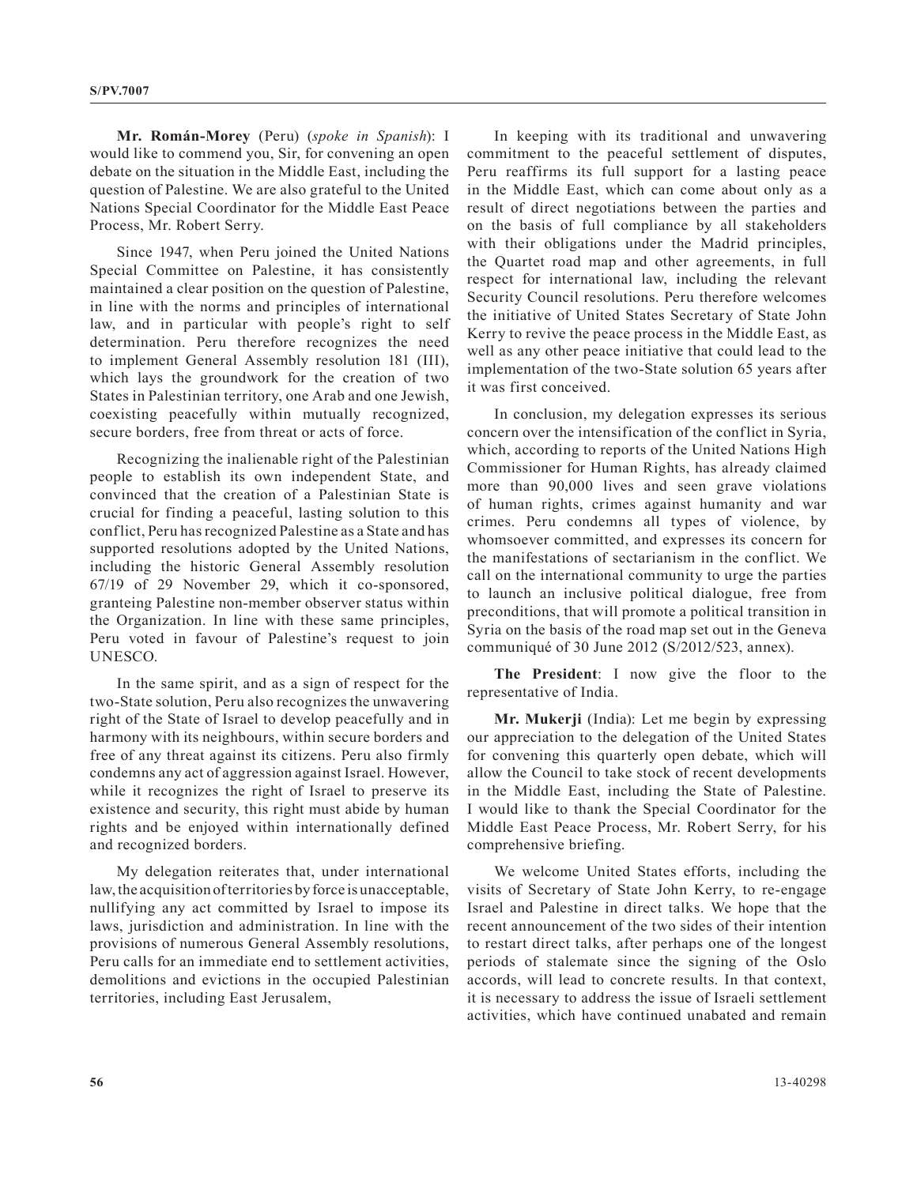**Mr. Román-Morey** (Peru) (*spoke in Spanish*): I would like to commend you, Sir, for convening an open debate on the situation in the Middle East, including the question of Palestine. We are also grateful to the United Nations Special Coordinator for the Middle East Peace Process, Mr. Robert Serry.

Since 1947, when Peru joined the United Nations Special Committee on Palestine, it has consistently maintained a clear position on the question of Palestine, in line with the norms and principles of international law, and in particular with people's right to self determination. Peru therefore recognizes the need to implement General Assembly resolution 181 (III), which lays the groundwork for the creation of two States in Palestinian territory, one Arab and one Jewish, coexisting peacefully within mutually recognized, secure borders, free from threat or acts of force.

Recognizing the inalienable right of the Palestinian people to establish its own independent State, and convinced that the creation of a Palestinian State is crucial for finding a peaceful, lasting solution to this conflict, Peru has recognized Palestine as a State and has supported resolutions adopted by the United Nations, including the historic General Assembly resolution 67/19 of 29 November 29, which it co-sponsored, granteing Palestine non-member observer status within the Organization. In line with these same principles, Peru voted in favour of Palestine's request to join UNESCO.

In the same spirit, and as a sign of respect for the two-State solution, Peru also recognizes the unwavering right of the State of Israel to develop peacefully and in harmony with its neighbours, within secure borders and free of any threat against its citizens. Peru also firmly condemns any act of aggression against Israel. However, while it recognizes the right of Israel to preserve its existence and security, this right must abide by human rights and be enjoyed within internationally defined and recognized borders.

My delegation reiterates that, under international law, the acquisition of territories by force is unacceptable, nullifying any act committed by Israel to impose its laws, jurisdiction and administration. In line with the provisions of numerous General Assembly resolutions, Peru calls for an immediate end to settlement activities, demolitions and evictions in the occupied Palestinian territories, including East Jerusalem,

In keeping with its traditional and unwavering commitment to the peaceful settlement of disputes, Peru reaffirms its full support for a lasting peace in the Middle East, which can come about only as a result of direct negotiations between the parties and on the basis of full compliance by all stakeholders with their obligations under the Madrid principles, the Quartet road map and other agreements, in full respect for international law, including the relevant Security Council resolutions. Peru therefore welcomes the initiative of United States Secretary of State John Kerry to revive the peace process in the Middle East, as well as any other peace initiative that could lead to the implementation of the two-State solution 65 years after it was first conceived.

In conclusion, my delegation expresses its serious concern over the intensification of the conflict in Syria, which, according to reports of the United Nations High Commissioner for Human Rights, has already claimed more than 90,000 lives and seen grave violations of human rights, crimes against humanity and war crimes. Peru condemns all types of violence, by whomsoever committed, and expresses its concern for the manifestations of sectarianism in the conflict. We call on the international community to urge the parties to launch an inclusive political dialogue, free from preconditions, that will promote a political transition in Syria on the basis of the road map set out in the Geneva communiqué of 30 June 2012 (S/2012/523, annex).

**The President**: I now give the floor to the representative of India.

**Mr. Mukerji** (India): Let me begin by expressing our appreciation to the delegation of the United States for convening this quarterly open debate, which will allow the Council to take stock of recent developments in the Middle East, including the State of Palestine. I would like to thank the Special Coordinator for the Middle East Peace Process, Mr. Robert Serry, for his comprehensive briefing.

We welcome United States efforts, including the visits of Secretary of State John Kerry, to re-engage Israel and Palestine in direct talks. We hope that the recent announcement of the two sides of their intention to restart direct talks, after perhaps one of the longest periods of stalemate since the signing of the Oslo accords, will lead to concrete results. In that context, it is necessary to address the issue of Israeli settlement activities, which have continued unabated and remain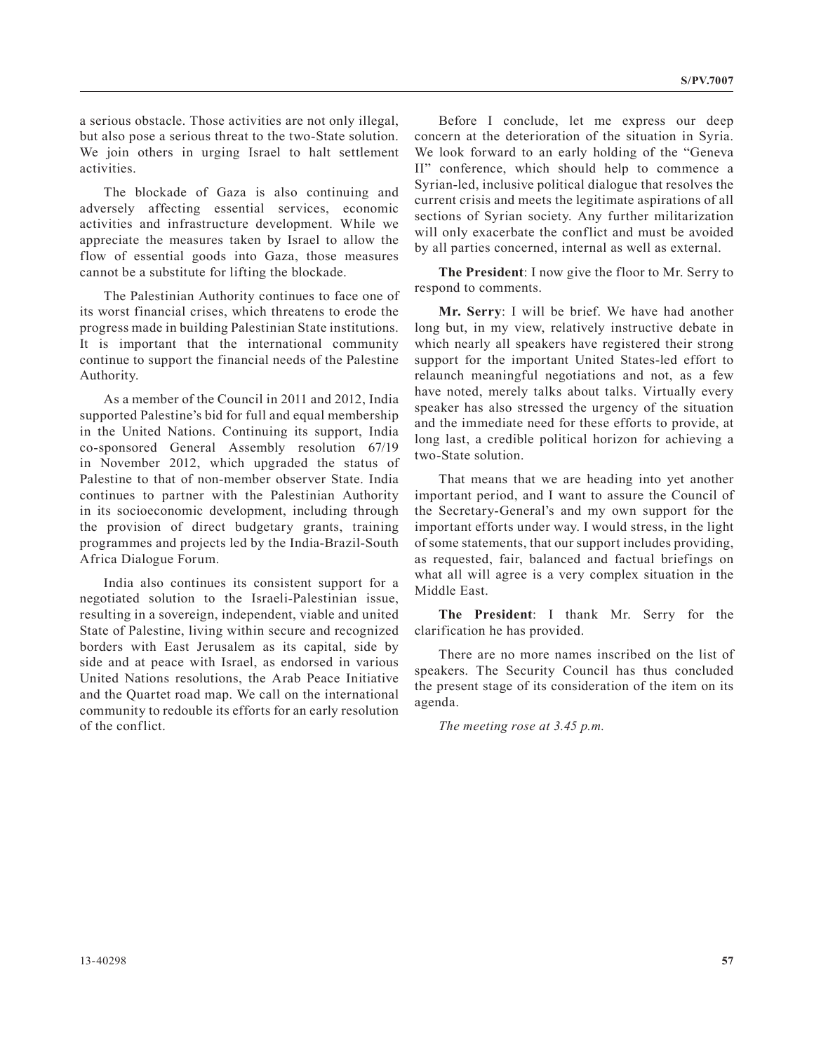a serious obstacle. Those activities are not only illegal, but also pose a serious threat to the two-State solution. We join others in urging Israel to halt settlement activities.

The blockade of Gaza is also continuing and adversely affecting essential services, economic activities and infrastructure development. While we appreciate the measures taken by Israel to allow the flow of essential goods into Gaza, those measures cannot be a substitute for lifting the blockade.

The Palestinian Authority continues to face one of its worst financial crises, which threatens to erode the progress made in building Palestinian State institutions. It is important that the international community continue to support the financial needs of the Palestine Authority.

As a member of the Council in 2011 and 2012, India supported Palestine's bid for full and equal membership in the United Nations. Continuing its support, India co-sponsored General Assembly resolution 67/19 in November 2012, which upgraded the status of Palestine to that of non-member observer State. India continues to partner with the Palestinian Authority in its socioeconomic development, including through the provision of direct budgetary grants, training programmes and projects led by the India-Brazil-South Africa Dialogue Forum.

India also continues its consistent support for a negotiated solution to the Israeli-Palestinian issue, resulting in a sovereign, independent, viable and united State of Palestine, living within secure and recognized borders with East Jerusalem as its capital, side by side and at peace with Israel, as endorsed in various United Nations resolutions, the Arab Peace Initiative and the Quartet road map. We call on the international community to redouble its efforts for an early resolution of the conflict.

Before I conclude, let me express our deep concern at the deterioration of the situation in Syria. We look forward to an early holding of the "Geneva II" conference, which should help to commence a Syrian-led, inclusive political dialogue that resolves the current crisis and meets the legitimate aspirations of all sections of Syrian society. Any further militarization will only exacerbate the conflict and must be avoided by all parties concerned, internal as well as external.

**The President**: I now give the floor to Mr. Serry to respond to comments.

**Mr. Serry**: I will be brief. We have had another long but, in my view, relatively instructive debate in which nearly all speakers have registered their strong support for the important United States-led effort to relaunch meaningful negotiations and not, as a few have noted, merely talks about talks. Virtually every speaker has also stressed the urgency of the situation and the immediate need for these efforts to provide, at long last, a credible political horizon for achieving a two-State solution.

That means that we are heading into yet another important period, and I want to assure the Council of the Secretary-General's and my own support for the important efforts under way. I would stress, in the light of some statements, that our support includes providing, as requested, fair, balanced and factual briefings on what all will agree is a very complex situation in the Middle East.

**The President**: I thank Mr. Serry for the clarification he has provided.

There are no more names inscribed on the list of speakers. The Security Council has thus concluded the present stage of its consideration of the item on its agenda.

*The meeting rose at 3.45 p.m.*